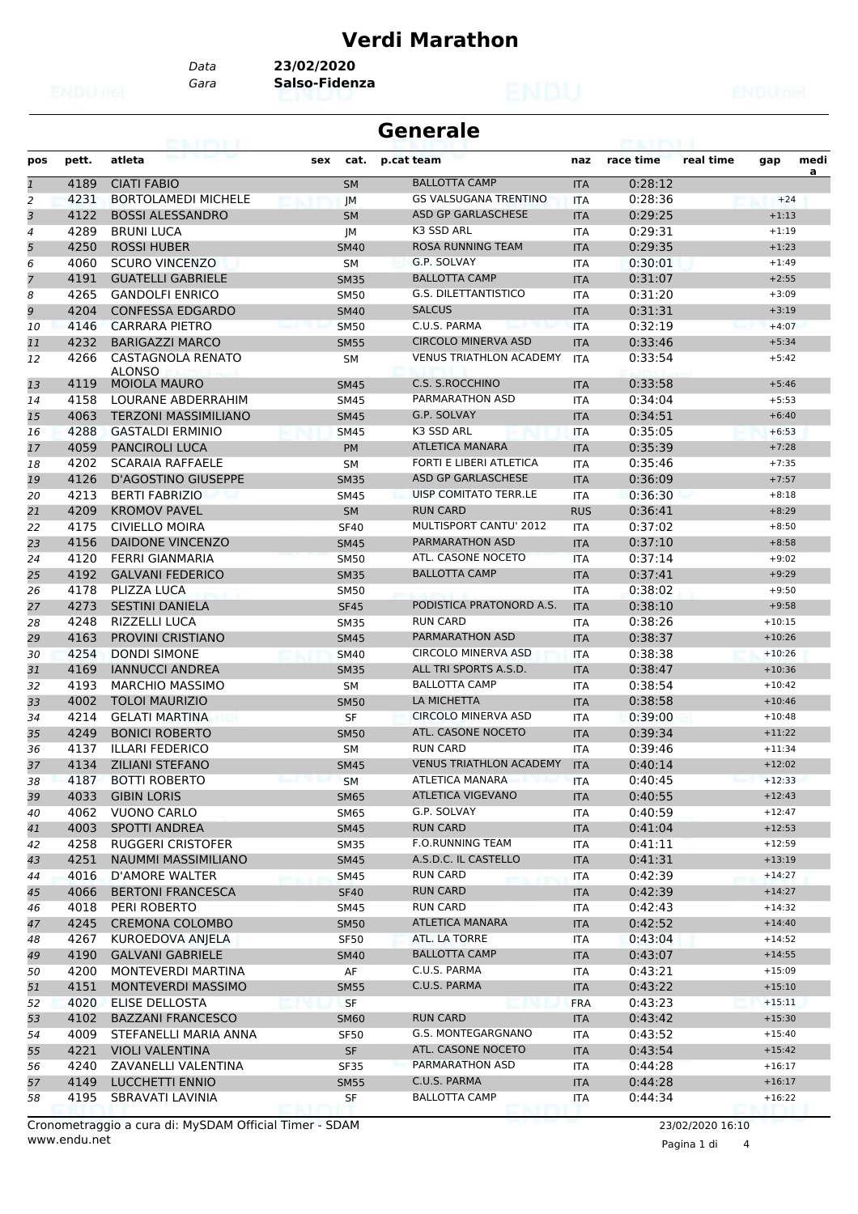# Verdi Marathon

Data **23/02/2020**

Gara **Salso-Fidenza**

## Generale

| pos | pett. | atleta | sex | cat. | p.cat team | naz | race time | real time | gap | media |
|---|---|---|---|---|---|---|---|---|---|---|
| 1 | 4189 | CIATI FABIO | | SM | BALLOTTA CAMP | ITA | 0:28:12 | | | |
| 2 | 4231 | BORTOLAMEDI MICHELE | | JM | GS VALSUGANA TRENTINO | ITA | 0:28:36 | | +24 | |
| 3 | 4122 | BOSSI ALESSANDRO | | SM | ASD GP GARLASCHESE | ITA | 0:29:25 | | +1:13 | |
| 4 | 4289 | BRUNI LUCA | | JM | K3 SSD ARL | ITA | 0:29:31 | | +1:19 | |
| 5 | 4250 | ROSSI HUBER | | SM40 | ROSA RUNNING TEAM | ITA | 0:29:35 | | +1:23 | |
| 6 | 4060 | SCURO VINCENZO | | SM | G.P. SOLVAY | ITA | 0:30:01 | | +1:49 | |
| 7 | 4191 | GUATELLI GABRIELE | | SM35 | BALLOTTA CAMP | ITA | 0:31:07 | | +2:55 | |
| 8 | 4265 | GANDOLFI ENRICO | | SM50 | G.S. DILETTANTISTICO | ITA | 0:31:20 | | +3:09 | |
| 9 | 4204 | CONFESSA EDGARDO | | SM40 | SALCUS | ITA | 0:31:31 | | +3:19 | |
| 10 | 4146 | CARRARA PIETRO | | SM50 | C.U.S. PARMA | ITA | 0:32:19 | | +4:07 | |
| 11 | 4232 | BARIGAZZI MARCO | | SM55 | CIRCOLO MINERVA ASD | ITA | 0:33:46 | | +5:34 | |
| 12 | 4266 | CASTAGNOLA RENATO ALONSO | | SM | VENUS TRIATHLON ACADEMY | ITA | 0:33:54 | | +5:42 | |
| 13 | 4119 | MOIOLA MAURO | | SM45 | C.S. S.ROCCHINO | ITA | 0:33:58 | | +5:46 | |
| 14 | 4158 | LOURANE ABDERRAHIM | | SM45 | PARMARATHON ASD | ITA | 0:34:04 | | +5:53 | |
| 15 | 4063 | TERZONI MASSIMILIANO | | SM45 | G.P. SOLVAY | ITA | 0:34:51 | | +6:40 | |
| 16 | 4288 | GASTALDI ERMINIO | | SM45 | K3 SSD ARL | ITA | 0:35:05 | | +6:53 | |
| 17 | 4059 | PANCIROLI LUCA | | PM | ATLETICA MANARA | ITA | 0:35:39 | | +7:28 | |
| 18 | 4202 | SCARAIA RAFFAELE | | SM | FORTI E LIBERI ATLETICA | ITA | 0:35:46 | | +7:35 | |
| 19 | 4126 | D'AGOSTINO GIUSEPPE | | SM35 | ASD GP GARLASCHESE | ITA | 0:36:09 | | +7:57 | |
| 20 | 4213 | BERTI FABRIZIO | | SM45 | UISP COMITATO TERR.LE | ITA | 0:36:30 | | +8:18 | |
| 21 | 4209 | KROMOV PAVEL | | SM | RUN CARD | RUS | 0:36:41 | | +8:29 | |
| 22 | 4175 | CIVIELLO MOIRA | | SF40 | MULTISPORT CANTU' 2012 | ITA | 0:37:02 | | +8:50 | |
| 23 | 4156 | DAIDONE VINCENZO | | SM45 | PARMARATHON ASD | ITA | 0:37:10 | | +8:58 | |
| 24 | 4120 | FERRI GIANMARIA | | SM50 | ATL. CASONE NOCETO | ITA | 0:37:14 | | +9:02 | |
| 25 | 4192 | GALVANI FEDERICO | | SM35 | BALLOTTA CAMP | ITA | 0:37:41 | | +9:29 | |
| 26 | 4178 | PLIZZA LUCA | | SM50 | | ITA | 0:38:02 | | +9:50 | |
| 27 | 4273 | SESTINI DANIELA | | SF45 | PODISTICA PRATONORD A.S. | ITA | 0:38:10 | | +9:58 | |
| 28 | 4248 | RIZZELLI LUCA | | SM35 | RUN CARD | ITA | 0:38:26 | | +10:15 | |
| 29 | 4163 | PROVINI CRISTIANO | | SM45 | PARMARATHON ASD | ITA | 0:38:37 | | +10:26 | |
| 30 | 4254 | DONDI SIMONE | | SM40 | CIRCOLO MINERVA ASD | ITA | 0:38:38 | | +10:26 | |
| 31 | 4169 | IANNUCCI ANDREA | | SM35 | ALL TRI SPORTS A.S.D. | ITA | 0:38:47 | | +10:36 | |
| 32 | 4193 | MARCHIO MASSIMO | | SM | BALLOTTA CAMP | ITA | 0:38:54 | | +10:42 | |
| 33 | 4002 | TOLOI MAURIZIO | | SM50 | LA MICHETTA | ITA | 0:38:58 | | +10:46 | |
| 34 | 4214 | GELATI MARTINA | | SF | CIRCOLO MINERVA ASD | ITA | 0:39:00 | | +10:48 | |
| 35 | 4249 | BONICI ROBERTO | | SM50 | ATL. CASONE NOCETO | ITA | 0:39:34 | | +11:22 | |
| 36 | 4137 | ILLARI FEDERICO | | SM | RUN CARD | ITA | 0:39:46 | | +11:34 | |
| 37 | 4134 | ZILIANI STEFANO | | SM45 | VENUS TRIATHLON ACADEMY | ITA | 0:40:14 | | +12:02 | |
| 38 | 4187 | BOTTI ROBERTO | | SM | ATLETICA MANARA | ITA | 0:40:45 | | +12:33 | |
| 39 | 4033 | GIBIN LORIS | | SM65 | ATLETICA VIGEVANO | ITA | 0:40:55 | | +12:43 | |
| 40 | 4062 | VUONO CARLO | | SM65 | G.P. SOLVAY | ITA | 0:40:59 | | +12:47 | |
| 41 | 4003 | SPOTTI ANDREA | | SM45 | RUN CARD | ITA | 0:41:04 | | +12:53 | |
| 42 | 4258 | RUGGERI CRISTOFER | | SM35 | F.O.RUNNING TEAM | ITA | 0:41:11 | | +12:59 | |
| 43 | 4251 | NAUMMI MASSIMILIANO | | SM45 | A.S.D.C. IL CASTELLO | ITA | 0:41:31 | | +13:19 | |
| 44 | 4016 | D'AMORE WALTER | | SM45 | RUN CARD | ITA | 0:42:39 | | +14:27 | |
| 45 | 4066 | BERTONI FRANCESCA | | SF40 | RUN CARD | ITA | 0:42:39 | | +14:27 | |
| 46 | 4018 | PERI ROBERTO | | SM45 | RUN CARD | ITA | 0:42:43 | | +14:32 | |
| 47 | 4245 | CREMONA COLOMBO | | SM50 | ATLETICA MANARA | ITA | 0:42:52 | | +14:40 | |
| 48 | 4267 | KUROEDOVA ANJELA | | SF50 | ATL. LA TORRE | ITA | 0:43:04 | | +14:52 | |
| 49 | 4190 | GALVANI GABRIELE | | SM40 | BALLOTTA CAMP | ITA | 0:43:07 | | +14:55 | |
| 50 | 4200 | MONTEVERDI MARTINA | | AF | C.U.S. PARMA | ITA | 0:43:21 | | +15:09 | |
| 51 | 4151 | MONTEVERDI MASSIMO | | SM55 | C.U.S. PARMA | ITA | 0:43:22 | | +15:10 | |
| 52 | 4020 | ELISE DELLOSTA | | SF | | FRA | 0:43:23 | | +15:11 | |
| 53 | 4102 | BAZZANI FRANCESCO | | SM60 | RUN CARD | ITA | 0:43:42 | | +15:30 | |
| 54 | 4009 | STEFANELLI MARIA ANNA | | SF50 | G.S. MONTEGARGNANO | ITA | 0:43:52 | | +15:40 | |
| 55 | 4221 | VIOLI VALENTINA | | SF | ATL. CASONE NOCETO | ITA | 0:43:54 | | +15:42 | |
| 56 | 4240 | ZAVANELLI VALENTINA | | SF35 | PARMARATHON ASD | ITA | 0:44:28 | | +16:17 | |
| 57 | 4149 | LUCCHETTI ENNIO | | SM55 | C.U.S. PARMA | ITA | 0:44:28 | | +16:17 | |
| 58 | 4195 | SBRAVATI LAVINIA | | SF | BALLOTTA CAMP | ITA | 0:44:34 | | +16:22 | |

Cronometraggio a cura di: MySDAM Official Timer - SDAM
www.endu.net

23/02/2020 16:10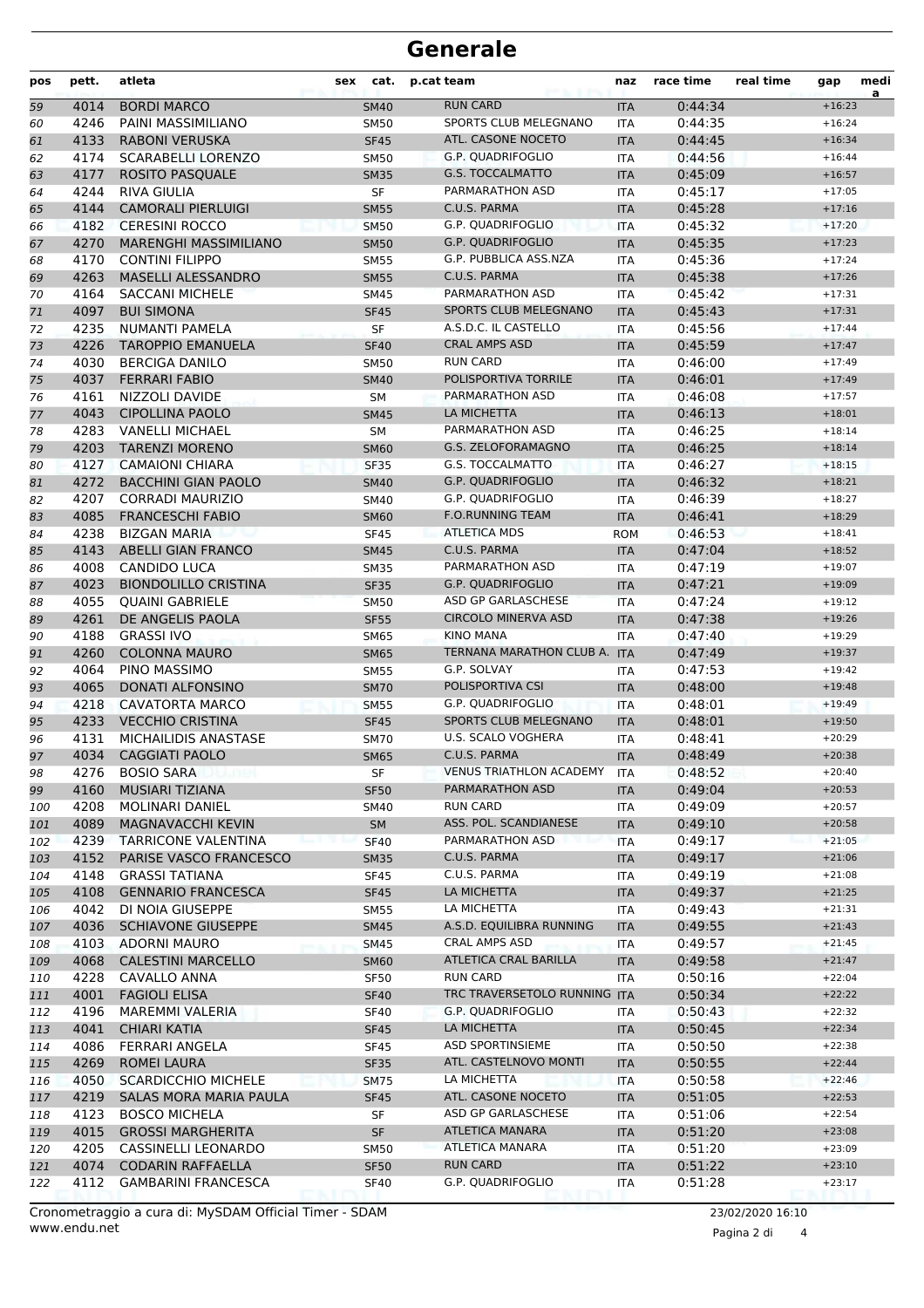# Generale

| pos | pett. | atleta | sex | cat. | p.cat | team | naz | race time | real time | gap | media |
|---|---|---|---|---|---|---|---|---|---|---|---|
| 59 | 4014 | BORDI MARCO | | SM40 | | RUN CARD | ITA | 0:44:34 | | +16:23 | |
| 60 | 4246 | PAINI MASSIMILIANO | | SM50 | | SPORTS CLUB MELEGNANO | ITA | 0:44:35 | | +16:24 | |
| 61 | 4133 | RABONI VERUSKA | | SF45 | | ATL. CASONE NOCETO | ITA | 0:44:45 | | +16:34 | |
| 62 | 4174 | SCARABELLI LORENZO | | SM50 | | G.P. QUADRIFOGLIO | ITA | 0:44:56 | | +16:44 | |
| 63 | 4177 | ROSITO PASQUALE | | SM35 | | G.S. TOCCALMATTO | ITA | 0:45:09 | | +16:57 | |
| 64 | 4244 | RIVA GIULIA | | SF | | PARMARATHON ASD | ITA | 0:45:17 | | +17:05 | |
| 65 | 4144 | CAMORALI PIERLUIGI | | SM55 | | C.U.S. PARMA | ITA | 0:45:28 | | +17:16 | |
| 66 | 4182 | CERESINI ROCCO | | SM50 | | G.P. QUADRIFOGLIO | ITA | 0:45:32 | | +17:20 | |
| 67 | 4270 | MARENGHI MASSIMILIANO | | SM50 | | G.P. QUADRIFOGLIO | ITA | 0:45:35 | | +17:23 | |
| 68 | 4170 | CONTINI FILIPPO | | SM55 | | G.P. PUBBLICA ASS.NZA | ITA | 0:45:36 | | +17:24 | |
| 69 | 4263 | MASELLI ALESSANDRO | | SM55 | | C.U.S. PARMA | ITA | 0:45:38 | | +17:26 | |
| 70 | 4164 | SACCANI MICHELE | | SM45 | | PARMARATHON ASD | ITA | 0:45:42 | | +17:31 | |
| 71 | 4097 | BUI SIMONA | | SF45 | | SPORTS CLUB MELEGNANO | ITA | 0:45:43 | | +17:31 | |
| 72 | 4235 | NUMANTI PAMELA | | SF | | A.S.D.C. IL CASTELLO | ITA | 0:45:56 | | +17:44 | |
| 73 | 4226 | TAROPPIO EMANUELA | | SF40 | | CRAL AMPS ASD | ITA | 0:45:59 | | +17:47 | |
| 74 | 4030 | BERCIGA DANILO | | SM50 | | RUN CARD | ITA | 0:46:00 | | +17:49 | |
| 75 | 4037 | FERRARI FABIO | | SM40 | | POLISPORTIVA TORRILE | ITA | 0:46:01 | | +17:49 | |
| 76 | 4161 | NIZZOLI DAVIDE | | SM | | PARMARATHON ASD | ITA | 0:46:08 | | +17:57 | |
| 77 | 4043 | CIPOLLINA PAOLO | | SM45 | | LA MICHETTA | ITA | 0:46:13 | | +18:01 | |
| 78 | 4283 | VANELLI MICHAEL | | SM | | PARMARATHON ASD | ITA | 0:46:25 | | +18:14 | |
| 79 | 4203 | TARENZI MORENO | | SM60 | | G.S. ZELOFORAMAGNO | ITA | 0:46:25 | | +18:14 | |
| 80 | 4127 | CAMAIONI CHIARA | | SF35 | | G.S. TOCCALMATTO | ITA | 0:46:27 | | +18:15 | |
| 81 | 4272 | BACCHINI GIAN PAOLO | | SM40 | | G.P. QUADRIFOGLIO | ITA | 0:46:32 | | +18:21 | |
| 82 | 4207 | CORRADI MAURIZIO | | SM40 | | G.P. QUADRIFOGLIO | ITA | 0:46:39 | | +18:27 | |
| 83 | 4085 | FRANCESCHI FABIO | | SM60 | | F.O.RUNNING TEAM | ITA | 0:46:41 | | +18:29 | |
| 84 | 4238 | BIZGAN MARIA | | SF45 | | ATLETICA MDS | ROM | 0:46:53 | | +18:41 | |
| 85 | 4143 | ABELLI GIAN FRANCO | | SM45 | | C.U.S. PARMA | ITA | 0:47:04 | | +18:52 | |
| 86 | 4008 | CANDIDO LUCA | | SM35 | | PARMARATHON ASD | ITA | 0:47:19 | | +19:07 | |
| 87 | 4023 | BIONDOLILLO CRISTINA | | SF35 | | G.P. QUADRIFOGLIO | ITA | 0:47:21 | | +19:09 | |
| 88 | 4055 | QUAINI GABRIELE | | SM50 | | ASD GP GARLASCHESE | ITA | 0:47:24 | | +19:12 | |
| 89 | 4261 | DE ANGELIS PAOLA | | SF55 | | CIRCOLO MINERVA ASD | ITA | 0:47:38 | | +19:26 | |
| 90 | 4188 | GRASSI IVO | | SM65 | | KINO MANA | ITA | 0:47:40 | | +19:29 | |
| 91 | 4260 | COLONNA MAURO | | SM65 | | TERNANA MARATHON CLUB A. | ITA | 0:47:49 | | +19:37 | |
| 92 | 4064 | PINO MASSIMO | | SM55 | | G.P. SOLVAY | ITA | 0:47:53 | | +19:42 | |
| 93 | 4065 | DONATI ALFONSINO | | SM70 | | POLISPORTIVA CSI | ITA | 0:48:00 | | +19:48 | |
| 94 | 4218 | CAVATORTA MARCO | | SM55 | | G.P. QUADRIFOGLIO | ITA | 0:48:01 | | +19:49 | |
| 95 | 4233 | VECCHIO CRISTINA | | SF45 | | SPORTS CLUB MELEGNANO | ITA | 0:48:01 | | +19:50 | |
| 96 | 4131 | MICHAILIDIS ANASTASE | | SM70 | | U.S. SCALO VOGHERA | ITA | 0:48:41 | | +20:29 | |
| 97 | 4034 | CAGGIATI PAOLO | | SM65 | | C.U.S. PARMA | ITA | 0:48:49 | | +20:38 | |
| 98 | 4276 | BOSIO SARA | | SF | | VENUS TRIATHLON ACADEMY | ITA | 0:48:52 | | +20:40 | |
| 99 | 4160 | MUSIARI TIZIANA | | SF50 | | PARMARATHON ASD | ITA | 0:49:04 | | +20:53 | |
| 100 | 4208 | MOLINARI DANIEL | | SM40 | | RUN CARD | ITA | 0:49:09 | | +20:57 | |
| 101 | 4089 | MAGNAVACCHI KEVIN | | SM | | ASS. POL. SCANDIANESE | ITA | 0:49:10 | | +20:58 | |
| 102 | 4239 | TARRICONE VALENTINA | | SF40 | | PARMARATHON ASD | ITA | 0:49:17 | | +21:05 | |
| 103 | 4152 | PARISE VASCO FRANCESCO | | SM35 | | C.U.S. PARMA | ITA | 0:49:17 | | +21:06 | |
| 104 | 4148 | GRASSI TATIANA | | SF45 | | C.U.S. PARMA | ITA | 0:49:19 | | +21:08 | |
| 105 | 4108 | GENNARIO FRANCESCA | | SF45 | | LA MICHETTA | ITA | 0:49:37 | | +21:25 | |
| 106 | 4042 | DI NOIA GIUSEPPE | | SM55 | | LA MICHETTA | ITA | 0:49:43 | | +21:31 | |
| 107 | 4036 | SCHIAVONE GIUSEPPE | | SM45 | | A.S.D. EQUILIBRA RUNNING | ITA | 0:49:55 | | +21:43 | |
| 108 | 4103 | ADORNI MAURO | | SM45 | | CRAL AMPS ASD | ITA | 0:49:57 | | +21:45 | |
| 109 | 4068 | CALESTINI MARCELLO | | SM60 | | ATLETICA CRAL BARILLA | ITA | 0:49:58 | | +21:47 | |
| 110 | 4228 | CAVALLO ANNA | | SF50 | | RUN CARD | ITA | 0:50:16 | | +22:04 | |
| 111 | 4001 | FAGIOLI ELISA | | SF40 | | TRC TRAVERSETOLO RUNNING | ITA | 0:50:34 | | +22:22 | |
| 112 | 4196 | MAREMMI VALERIA | | SF40 | | G.P. QUADRIFOGLIO | ITA | 0:50:43 | | +22:32 | |
| 113 | 4041 | CHIARI KATIA | | SF45 | | LA MICHETTA | ITA | 0:50:45 | | +22:34 | |
| 114 | 4086 | FERRARI ANGELA | | SF45 | | ASD SPORTINSIEME | ITA | 0:50:50 | | +22:38 | |
| 115 | 4269 | ROMEI LAURA | | SF35 | | ATL. CASTELNOVO MONTI | ITA | 0:50:55 | | +22:44 | |
| 116 | 4050 | SCARDICCHIO MICHELE | | SM75 | | LA MICHETTA | ITA | 0:50:58 | | +22:46 | |
| 117 | 4219 | SALAS MORA MARIA PAULA | | SF45 | | ATL. CASONE NOCETO | ITA | 0:51:05 | | +22:53 | |
| 118 | 4123 | BOSCO MICHELA | | SF | | ASD GP GARLASCHESE | ITA | 0:51:06 | | +22:54 | |
| 119 | 4015 | GROSSI MARGHERITA | | SF | | ATLETICA MANARA | ITA | 0:51:20 | | +23:08 | |
| 120 | 4205 | CASSINELLI LEONARDO | | SM50 | | ATLETICA MANARA | ITA | 0:51:20 | | +23:09 | |
| 121 | 4074 | CODARIN RAFFAELLA | | SF50 | | RUN CARD | ITA | 0:51:22 | | +23:10 | |
| 122 | 4112 | GAMBARINI FRANCESCA | | SF40 | | G.P. QUADRIFOGLIO | ITA | 0:51:28 | | +23:17 | |

Cronometraggio a cura di: MySDAM Official Timer - SDAM
www.endu.net

23/02/2020 16:10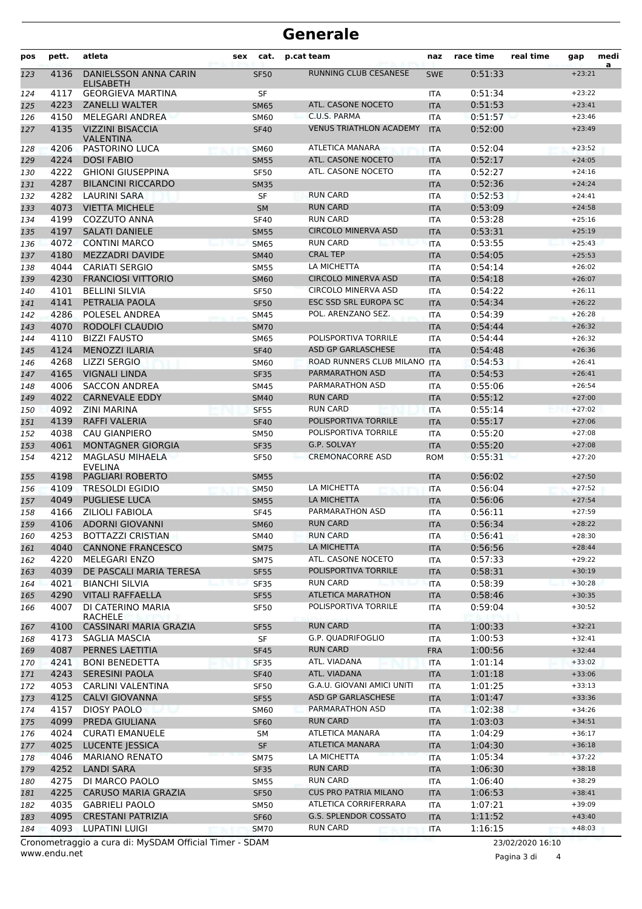# Generale

| pos | pett. | atleta | sex | cat. | p.cat team | naz | race time | real time | gap | media |
|---|---|---|---|---|---|---|---|---|---|---|
| 123 | 4136 | DANIELSSON ANNA CARIN ELISABETH | | SF50 | RUNNING CLUB CESANESE | SWE | 0:51:33 | | +23:21 | |
| 124 | 4117 | GEORGIEVA MARTINA | | SF | | ITA | 0:51:34 | | +23:22 | |
| 125 | 4223 | ZANELLI WALTER | | SM65 | ATL. CASONE NOCETO | ITA | 0:51:53 | | +23:41 | |
| 126 | 4150 | MELEGARI ANDREA | | SM60 | C.U.S. PARMA | ITA | 0:51:57 | | +23:46 | |
| 127 | 4135 | VIZZINI BISACCIA VALENTINA | | SF40 | VENUS TRIATHLON ACADEMY | ITA | 0:52:00 | | +23:49 | |
| 128 | 4206 | PASTORINO LUCA | | SM60 | ATLETICA MANARA | ITA | 0:52:04 | | +23:52 | |
| 129 | 4224 | DOSI FABIO | | SM55 | ATL. CASONE NOCETO | ITA | 0:52:17 | | +24:05 | |
| 130 | 4222 | GHIONI GIUSEPPINA | | SF50 | ATL. CASONE NOCETO | ITA | 0:52:27 | | +24:16 | |
| 131 | 4287 | BILANCINI RICCARDO | | SM35 | | ITA | 0:52:36 | | +24:24 | |
| 132 | 4282 | LAURINI SARA | | SF | RUN CARD | ITA | 0:52:53 | | +24:41 | |
| 133 | 4073 | VIETTA MICHELE | | SM | RUN CARD | ITA | 0:53:09 | | +24:58 | |
| 134 | 4199 | COZZUTO ANNA | | SF40 | RUN CARD | ITA | 0:53:28 | | +25:16 | |
| 135 | 4197 | SALATI DANIELE | | SM55 | CIRCOLO MINERVA ASD | ITA | 0:53:31 | | +25:19 | |
| 136 | 4072 | CONTINI MARCO | | SM65 | RUN CARD | ITA | 0:53:55 | | +25:43 | |
| 137 | 4180 | MEZZADRI DAVIDE | | SM40 | CRAL TEP | ITA | 0:54:05 | | +25:53 | |
| 138 | 4044 | CARIATI SERGIO | | SM55 | LA MICHETTA | ITA | 0:54:14 | | +26:02 | |
| 139 | 4230 | FRANCIOSI VITTORIO | | SM60 | CIRCOLO MINERVA ASD | ITA | 0:54:18 | | +26:07 | |
| 140 | 4101 | BELLINI SILVIA | | SF50 | CIRCOLO MINERVA ASD | ITA | 0:54:22 | | +26:11 | |
| 141 | 4141 | PETRALIA PAOLA | | SF50 | ESC SSD SRL EUROPA SC | ITA | 0:54:34 | | +26:22 | |
| 142 | 4286 | POLESEL ANDREA | | SM45 | POL. ARENZANO SEZ. | ITA | 0:54:39 | | +26:28 | |
| 143 | 4070 | RODOLFI CLAUDIO | | SM70 | | ITA | 0:54:44 | | +26:32 | |
| 144 | 4110 | BIZZI FAUSTO | | SM65 | POLISPORTIVA TORRILE | ITA | 0:54:44 | | +26:32 | |
| 145 | 4124 | MENOZZI ILARIA | | SF40 | ASD GP GARLASCHESE | ITA | 0:54:48 | | +26:36 | |
| 146 | 4268 | LIZZI SERGIO | | SM60 | ROAD RUNNERS CLUB MILANO | ITA | 0:54:53 | | +26:41 | |
| 147 | 4165 | VIGNALI LINDA | | SF35 | PARMARATHON ASD | ITA | 0:54:53 | | +26:41 | |
| 148 | 4006 | SACCON ANDREA | | SM45 | PARMARATHON ASD | ITA | 0:55:06 | | +26:54 | |
| 149 | 4022 | CARNEVALE EDDY | | SM40 | RUN CARD | ITA | 0:55:12 | | +27:00 | |
| 150 | 4092 | ZINI MARINA | | SF55 | RUN CARD | ITA | 0:55:14 | | +27:02 | |
| 151 | 4139 | RAFFI VALERIA | | SF40 | POLISPORTIVA TORRILE | ITA | 0:55:17 | | +27:06 | |
| 152 | 4038 | CAU GIANPIERO | | SM50 | POLISPORTIVA TORRILE | ITA | 0:55:20 | | +27:08 | |
| 153 | 4061 | MONTAGNER GIORGIA | | SF35 | G.P. SOLVAY | ITA | 0:55:20 | | +27:08 | |
| 154 | 4212 | MAGLASU MIHAELA EVELINA | | SF50 | CREMONACORRE ASD | ROM | 0:55:31 | | +27:20 | |
| 155 | 4198 | PAGLIARI ROBERTO | | SM55 | | ITA | 0:56:02 | | +27:50 | |
| 156 | 4109 | TRESOLDI EGIDIO | | SM50 | LA MICHETTA | ITA | 0:56:04 | | +27:52 | |
| 157 | 4049 | PUGLIESE LUCA | | SM55 | LA MICHETTA | ITA | 0:56:06 | | +27:54 | |
| 158 | 4166 | ZILIOLI FABIOLA | | SF45 | PARMARATHON ASD | ITA | 0:56:11 | | +27:59 | |
| 159 | 4106 | ADORNI GIOVANNI | | SM60 | RUN CARD | ITA | 0:56:34 | | +28:22 | |
| 160 | 4253 | BOTTAZZI CRISTIAN | | SM40 | RUN CARD | ITA | 0:56:41 | | +28:30 | |
| 161 | 4040 | CANNONE FRANCESCO | | SM75 | LA MICHETTA | ITA | 0:56:56 | | +28:44 | |
| 162 | 4220 | MELEGARI ENZO | | SM75 | ATL. CASONE NOCETO | ITA | 0:57:33 | | +29:22 | |
| 163 | 4039 | DE PASCALI MARIA TERESA | | SF55 | POLISPORTIVA TORRILE | ITA | 0:58:31 | | +30:19 | |
| 164 | 4021 | BIANCHI SILVIA | | SF35 | RUN CARD | ITA | 0:58:39 | | +30:28 | |
| 165 | 4290 | VITALI RAFFAELLA | | SF55 | ATLETICA MARATHON | ITA | 0:58:46 | | +30:35 | |
| 166 | 4007 | DI CATERINO MARIA RACHELE | | SF50 | POLISPORTIVA TORRILE | ITA | 0:59:04 | | +30:52 | |
| 167 | 4100 | CASSINARI MARIA GRAZIA | | SF55 | RUN CARD | ITA | 1:00:33 | | +32:21 | |
| 168 | 4173 | SAGLIA MASCIA | | SF | G.P. QUADRIFOGLIO | ITA | 1:00:53 | | +32:41 | |
| 169 | 4087 | PERNES LAETITIA | | SF45 | RUN CARD | FRA | 1:00:56 | | +32:44 | |
| 170 | 4241 | BONI BENEDETTA | | SF35 | ATL. VIADANA | ITA | 1:01:14 | | +33:02 | |
| 171 | 4243 | SERESINI PAOLA | | SF40 | ATL. VIADANA | ITA | 1:01:18 | | +33:06 | |
| 172 | 4053 | CARLINI VALENTINA | | SF50 | G.A.U. GIOVANI AMICI UNITI | ITA | 1:01:25 | | +33:13 | |
| 173 | 4125 | CALVI GIOVANNA | | SF55 | ASD GP GARLASCHESE | ITA | 1:01:47 | | +33:36 | |
| 174 | 4157 | DIOSY PAOLO | | SM60 | PARMARATHON ASD | ITA | 1:02:38 | | +34:26 | |
| 175 | 4099 | PREDA GIULIANA | | SF60 | RUN CARD | ITA | 1:03:03 | | +34:51 | |
| 176 | 4024 | CURATI EMANUELE | | SM | ATLETICA MANARA | ITA | 1:04:29 | | +36:17 | |
| 177 | 4025 | LUCENTE JESSICA | | SF | ATLETICA MANARA | ITA | 1:04:30 | | +36:18 | |
| 178 | 4046 | MARIANO RENATO | | SM75 | LA MICHETTA | ITA | 1:05:34 | | +37:22 | |
| 179 | 4252 | LANDI SARA | | SF35 | RUN CARD | ITA | 1:06:30 | | +38:18 | |
| 180 | 4275 | DI MARCO PAOLO | | SM55 | RUN CARD | ITA | 1:06:40 | | +38:29 | |
| 181 | 4225 | CARUSO MARIA GRAZIA | | SF50 | CUS PRO PATRIA MILANO | ITA | 1:06:53 | | +38:41 | |
| 182 | 4035 | GABRIELI PAOLO | | SM50 | ATLETICA CORRIFERRARA | ITA | 1:07:21 | | +39:09 | |
| 183 | 4095 | CRESTANI PATRIZIA | | SF60 | G.S. SPLENDOR COSSATO | ITA | 1:11:52 | | +43:40 | |
| 184 | 4093 | LUPATINI LUIGI | | SM70 | RUN CARD | ITA | 1:16:15 | | +48:03 | |

Cronometraggio a cura di: MySDAM Official Timer - SDAM

www.endu.net

23/02/2020 16:10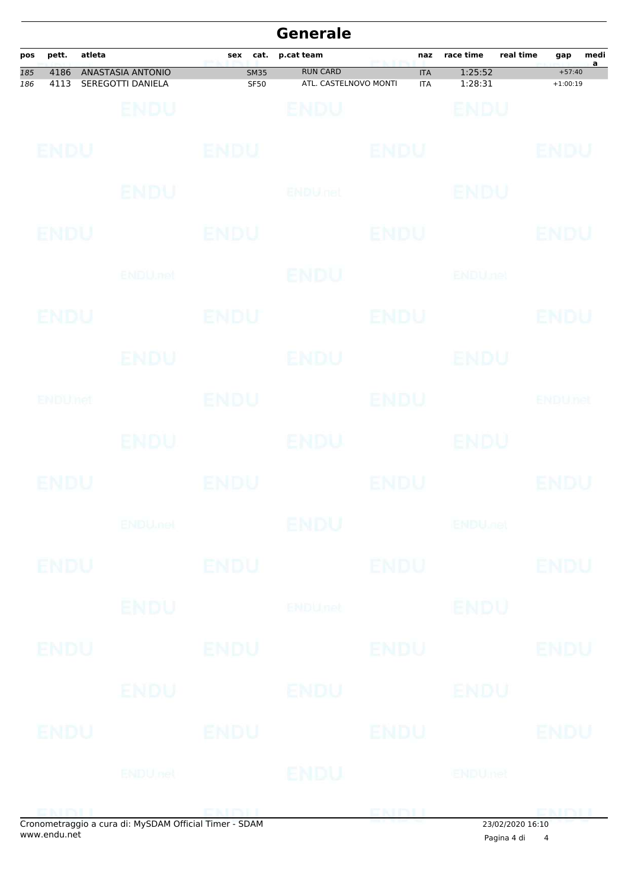# Generale

| pos | pett. | atleta | sex | cat. | p.cat | team | naz | race time | real time | gap | media |
|---|---|---|---|---|---|---|---|---|---|---|---|
| 185 | 4186 | ANASTASIA ANTONIO | | SM35 | | RUN CARD | ITA | 1:25:52 | | +57:40 | |
| 186 | 4113 | SEREGOTTI DANIELA | | SF50 | | ATL. CASTELNOVO MONTI | ITA | 1:28:31 | | +1:00:19 | |

Cronometraggio a cura di: MySDAM Official Timer - SDAM
www.endu.net

23/02/2020 16:10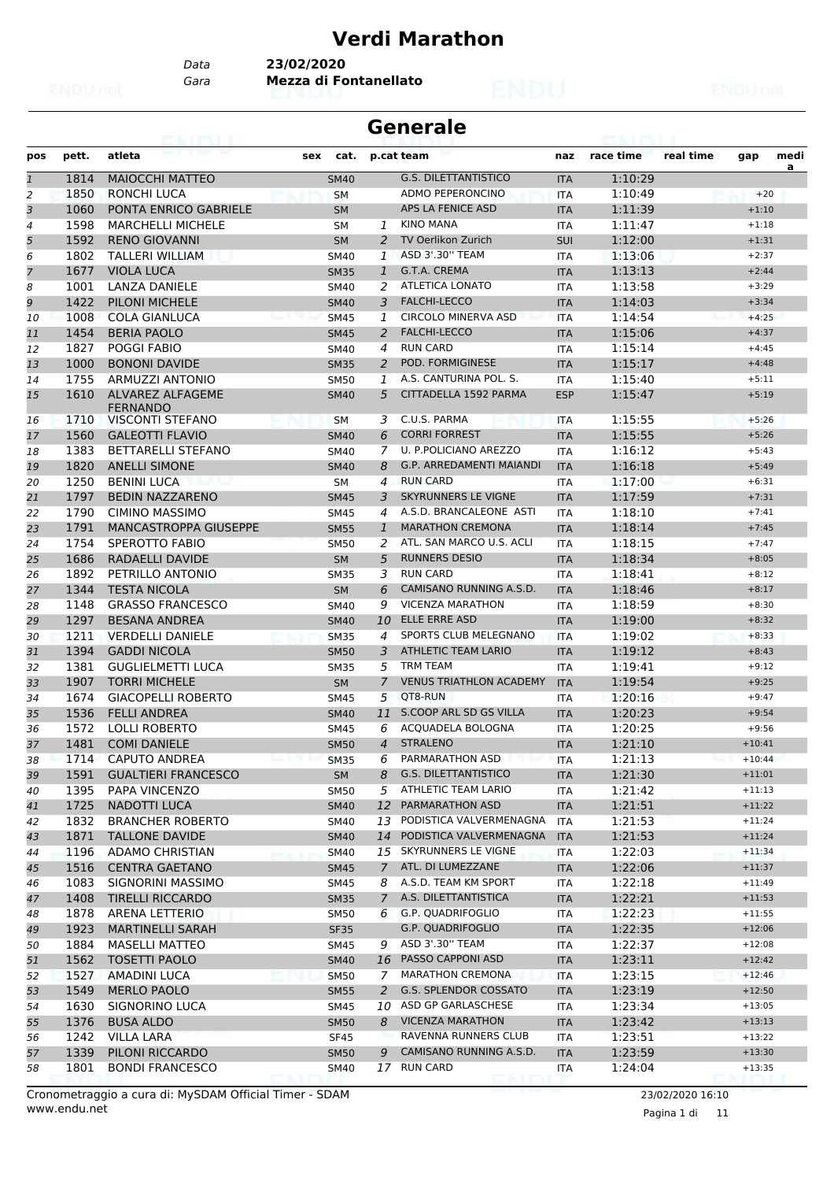# Verdi Marathon

Data **23/02/2020**

Gara **Mezza di Fontanellato**

## Generale

| pos | pett. | atleta | sex | cat. | p.cat | team | naz | race time | real time | gap | media |
|---|---|---|---|---|---|---|---|---|---|---|---|
| 1 | 1814 | MAIOCCHI MATTEO | | SM40 | | G.S. DILETTANTISTICO | ITA | 1:10:29 | | | |
| 2 | 1850 | RONCHI LUCA | | SM | | ADMO PEPERONCINO | ITA | 1:10:49 | | +20 | |
| 3 | 1060 | PONTA ENRICO GABRIELE | | SM | | APS LA FENICE ASD | ITA | 1:11:39 | | +1:10 | |
| 4 | 1598 | MARCHELLI MICHELE | | SM | 1 | KINO MANA | ITA | 1:11:47 | | +1:18 | |
| 5 | 1592 | RENO GIOVANNI | | SM | 2 | TV Oerlikon Zurich | SUI | 1:12:00 | | +1:31 | |
| 6 | 1802 | TALLERI WILLIAM | | SM40 | 1 | ASD 3'.30'' TEAM | ITA | 1:13:06 | | +2:37 | |
| 7 | 1677 | VIOLA LUCA | | SM35 | 1 | G.T.A. CREMA | ITA | 1:13:13 | | +2:44 | |
| 8 | 1001 | LANZA DANIELE | | SM40 | 2 | ATLETICA LONATO | ITA | 1:13:58 | | +3:29 | |
| 9 | 1422 | PILONI MICHELE | | SM40 | 3 | FALCHI-LECCO | ITA | 1:14:03 | | +3:34 | |
| 10 | 1008 | COLA GIANLUCA | | SM45 | 1 | CIRCOLO MINERVA ASD | ITA | 1:14:54 | | +4:25 | |
| 11 | 1454 | BERIA PAOLO | | SM45 | 2 | FALCHI-LECCO | ITA | 1:15:06 | | +4:37 | |
| 12 | 1827 | POGGI FABIO | | SM40 | 4 | RUN CARD | ITA | 1:15:14 | | +4:45 | |
| 13 | 1000 | BONONI DAVIDE | | SM35 | 2 | POD. FORMIGINESE | ITA | 1:15:17 | | +4:48 | |
| 14 | 1755 | ARMUZZI ANTONIO | | SM50 | 1 | A.S. CANTURINA POL. S. | ITA | 1:15:40 | | +5:11 | |
| 15 | 1610 | ALVAREZ ALFAGEME FERNANDO | | SM40 | 5 | CITTADELLA 1592 PARMA | ESP | 1:15:47 | | +5:19 | |
| 16 | 1710 | VISCONTI STEFANO | | SM | 3 | C.U.S. PARMA | ITA | 1:15:55 | | +5:26 | |
| 17 | 1560 | GALEOTTI FLAVIO | | SM40 | 6 | CORRI FORREST | ITA | 1:15:55 | | +5:26 | |
| 18 | 1383 | BETTARELLI STEFANO | | SM40 | 7 | U. P.POLICIANO AREZZO | ITA | 1:16:12 | | +5:43 | |
| 19 | 1820 | ANELLI SIMONE | | SM40 | 8 | G.P. ARREDAMENTI MAIANDI | ITA | 1:16:18 | | +5:49 | |
| 20 | 1250 | BENINI LUCA | | SM | 4 | RUN CARD | ITA | 1:17:00 | | +6:31 | |
| 21 | 1797 | BEDIN NAZZARENO | | SM45 | 3 | SKYRUNNERS LE VIGNE | ITA | 1:17:59 | | +7:31 | |
| 22 | 1790 | CIMINO MASSIMO | | SM45 | 4 | A.S.D. BRANCALEONE ASTI | ITA | 1:18:10 | | +7:41 | |
| 23 | 1791 | MANCASTROPPA GIUSEPPE | | SM55 | 1 | MARATHON CREMONA | ITA | 1:18:14 | | +7:45 | |
| 24 | 1754 | SPEROTTO FABIO | | SM50 | 2 | ATL. SAN MARCO U.S. ACLI | ITA | 1:18:15 | | +7:47 | |
| 25 | 1686 | RADAELLI DAVIDE | | SM | 5 | RUNNERS DESIO | ITA | 1:18:34 | | +8:05 | |
| 26 | 1892 | PETRILLO ANTONIO | | SM35 | 3 | RUN CARD | ITA | 1:18:41 | | +8:12 | |
| 27 | 1344 | TESTA NICOLA | | SM | 6 | CAMISANO RUNNING A.S.D. | ITA | 1:18:46 | | +8:17 | |
| 28 | 1148 | GRASSO FRANCESCO | | SM40 | 9 | VICENZA MARATHON | ITA | 1:18:59 | | +8:30 | |
| 29 | 1297 | BESANA ANDREA | | SM40 | 10 | ELLE ERRE ASD | ITA | 1:19:00 | | +8:32 | |
| 30 | 1211 | VERDELLI DANIELE | | SM35 | 4 | SPORTS CLUB MELEGNANO | ITA | 1:19:02 | | +8:33 | |
| 31 | 1394 | GADDI NICOLA | | SM50 | 3 | ATHLETIC TEAM LARIO | ITA | 1:19:12 | | +8:43 | |
| 32 | 1381 | GUGLIELMETTI LUCA | | SM35 | 5 | TRM TEAM | ITA | 1:19:41 | | +9:12 | |
| 33 | 1907 | TORRI MICHELE | | SM | 7 | VENUS TRIATHLON ACADEMY | ITA | 1:19:54 | | +9:25 | |
| 34 | 1674 | GIACOPELLI ROBERTO | | SM45 | 5 | QT8-RUN | ITA | 1:20:16 | | +9:47 | |
| 35 | 1536 | FELLI ANDREA | | SM40 | 11 | S.COOP ARL SD GS VILLA | ITA | 1:20:23 | | +9:54 | |
| 36 | 1572 | LOLLI ROBERTO | | SM45 | 6 | ACQUADELA BOLOGNA | ITA | 1:20:25 | | +9:56 | |
| 37 | 1481 | COMI DANIELE | | SM50 | 4 | STRALENO | ITA | 1:21:10 | | +10:41 | |
| 38 | 1714 | CAPUTO ANDREA | | SM35 | 6 | PARMARATHON ASD | ITA | 1:21:13 | | +10:44 | |
| 39 | 1591 | GUALTIERI FRANCESCO | | SM | 8 | G.S. DILETTANTISTICO | ITA | 1:21:30 | | +11:01 | |
| 40 | 1395 | PAPA VINCENZO | | SM50 | 5 | ATHLETIC TEAM LARIO | ITA | 1:21:42 | | +11:13 | |
| 41 | 1725 | NADOTTI LUCA | | SM40 | 12 | PARMARATHON ASD | ITA | 1:21:51 | | +11:22 | |
| 42 | 1832 | BRANCHER ROBERTO | | SM40 | 13 | PODISTICA VALVERMENAGNA | ITA | 1:21:53 | | +11:24 | |
| 43 | 1871 | TALLONE DAVIDE | | SM40 | 14 | PODISTICA VALVERMENAGNA | ITA | 1:21:53 | | +11:24 | |
| 44 | 1196 | ADAMO CHRISTIAN | | SM40 | 15 | SKYRUNNERS LE VIGNE | ITA | 1:22:03 | | +11:34 | |
| 45 | 1516 | CENTRA GAETANO | | SM45 | 7 | ATL. DI LUMEZZANE | ITA | 1:22:06 | | +11:37 | |
| 46 | 1083 | SIGNORINI MASSIMO | | SM45 | 8 | A.S.D. TEAM KM SPORT | ITA | 1:22:18 | | +11:49 | |
| 47 | 1408 | TIRELLI RICCARDO | | SM35 | 7 | A.S. DILETTANTISTICA | ITA | 1:22:21 | | +11:53 | |
| 48 | 1878 | ARENA LETTERIO | | SM50 | 6 | G.P. QUADRIFOGLIO | ITA | 1:22:23 | | +11:55 | |
| 49 | 1923 | MARTINELLI SARAH | | SF35 | | G.P. QUADRIFOGLIO | ITA | 1:22:35 | | +12:06 | |
| 50 | 1884 | MASELLI MATTEO | | SM45 | 9 | ASD 3'.30'' TEAM | ITA | 1:22:37 | | +12:08 | |
| 51 | 1562 | TOSETTI PAOLO | | SM40 | 16 | PASSO CAPPONI ASD | ITA | 1:23:11 | | +12:42 | |
| 52 | 1527 | AMADINI LUCA | | SM50 | 7 | MARATHON CREMONA | ITA | 1:23:15 | | +12:46 | |
| 53 | 1549 | MERLO PAOLO | | SM55 | 2 | G.S. SPLENDOR COSSATO | ITA | 1:23:19 | | +12:50 | |
| 54 | 1630 | SIGNORINO LUCA | | SM45 | 10 | ASD GP GARLASCHESE | ITA | 1:23:34 | | +13:05 | |
| 55 | 1376 | BUSA ALDO | | SM50 | 8 | VICENZA MARATHON | ITA | 1:23:42 | | +13:13 | |
| 56 | 1242 | VILLA LARA | | SF45 | | RAVENNA RUNNERS CLUB | ITA | 1:23:51 | | +13:22 | |
| 57 | 1339 | PILONI RICCARDO | | SM50 | 9 | CAMISANO RUNNING A.S.D. | ITA | 1:23:59 | | +13:30 | |
| 58 | 1801 | BONDI FRANCESCO | | SM40 | 17 | RUN CARD | ITA | 1:24:04 | | +13:35 | |

Cronometraggio a cura di: MySDAM Official Timer - SDAM
www.endu.net

23/02/2020 16:10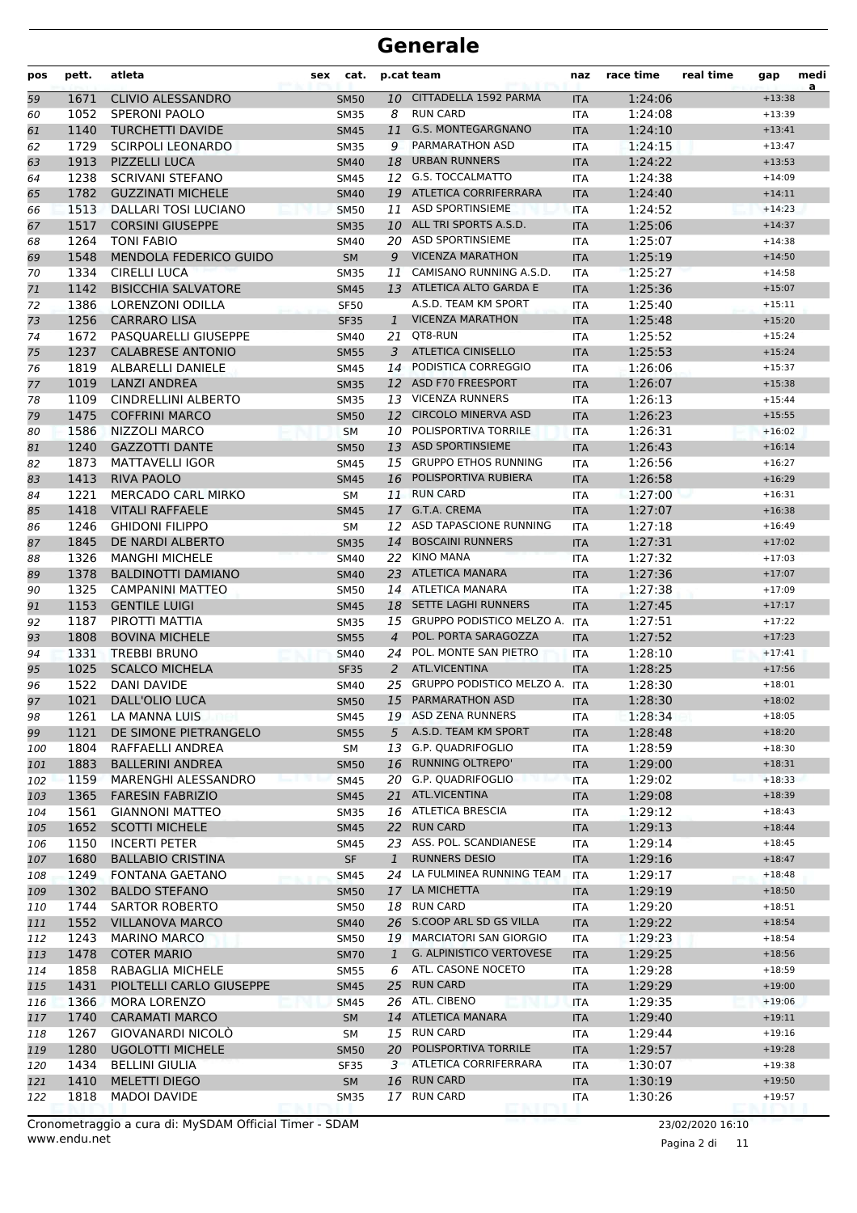# Generale

| pos | pett. | atleta | sex | cat. | p.cat | team | naz | race time | real time | gap | media |
|---|---|---|---|---|---|---|---|---|---|---|---|
| 59 | 1671 | CLIVIO ALESSANDRO | | SM50 | 10 | CITTADELLA 1592 PARMA | ITA | 1:24:06 | | +13:38 | |
| 60 | 1052 | SPERONI PAOLO | | SM35 | 8 | RUN CARD | ITA | 1:24:08 | | +13:39 | |
| 61 | 1140 | TURCHETTI DAVIDE | | SM45 | 11 | G.S. MONTEGARGNANO | ITA | 1:24:10 | | +13:41 | |
| 62 | 1729 | SCIRPOLI LEONARDO | | SM35 | 9 | PARMARATHON ASD | ITA | 1:24:15 | | +13:47 | |
| 63 | 1913 | PIZZELLI LUCA | | SM40 | 18 | URBAN RUNNERS | ITA | 1:24:22 | | +13:53 | |
| 64 | 1238 | SCRIVANI STEFANO | | SM45 | 12 | G.S. TOCCALMATTO | ITA | 1:24:38 | | +14:09 | |
| 65 | 1782 | GUZZINATI MICHELE | | SM40 | 19 | ATLETICA CORRIFERRARA | ITA | 1:24:40 | | +14:11 | |
| 66 | 1513 | DALLARI TOSI LUCIANO | | SM50 | 11 | ASD SPORTINSIEME | ITA | 1:24:52 | | +14:23 | |
| 67 | 1517 | CORSINI GIUSEPPE | | SM35 | 10 | ALL TRI SPORTS A.S.D. | ITA | 1:25:06 | | +14:37 | |
| 68 | 1264 | TONI FABIO | | SM40 | 20 | ASD SPORTINSIEME | ITA | 1:25:07 | | +14:38 | |
| 69 | 1548 | MENDOLA FEDERICO GUIDO | | SM | 9 | VICENZA MARATHON | ITA | 1:25:19 | | +14:50 | |
| 70 | 1334 | CIRELLI LUCA | | SM35 | 11 | CAMISANO RUNNING A.S.D. | ITA | 1:25:27 | | +14:58 | |
| 71 | 1142 | BISICCHIA SALVATORE | | SM45 | 13 | ATLETICA ALTO GARDA E | ITA | 1:25:36 | | +15:07 | |
| 72 | 1386 | LORENZONI ODILLA | | SF50 | | A.S.D. TEAM KM SPORT | ITA | 1:25:40 | | +15:11 | |
| 73 | 1256 | CARRARO LISA | | SF35 | 1 | VICENZA MARATHON | ITA | 1:25:48 | | +15:20 | |
| 74 | 1672 | PASQUARELLI GIUSEPPE | | SM40 | 21 | QT8-RUN | ITA | 1:25:52 | | +15:24 | |
| 75 | 1237 | CALABRESE ANTONIO | | SM55 | 3 | ATLETICA CINISELLO | ITA | 1:25:53 | | +15:24 | |
| 76 | 1819 | ALBARELLI DANIELE | | SM45 | 14 | PODISTICA CORREGGIO | ITA | 1:26:06 | | +15:37 | |
| 77 | 1019 | LANZI ANDREA | | SM35 | 12 | ASD F70 FREESPORT | ITA | 1:26:07 | | +15:38 | |
| 78 | 1109 | CINDRELLINI ALBERTO | | SM35 | 13 | VICENZA RUNNERS | ITA | 1:26:13 | | +15:44 | |
| 79 | 1475 | COFFRINI MARCO | | SM50 | 12 | CIRCOLO MINERVA ASD | ITA | 1:26:23 | | +15:55 | |
| 80 | 1586 | NIZZOLI MARCO | | SM | 10 | POLISPORTIVA TORRILE | ITA | 1:26:31 | | +16:02 | |
| 81 | 1240 | GAZZOTTI DANTE | | SM50 | 13 | ASD SPORTINSIEME | ITA | 1:26:43 | | +16:14 | |
| 82 | 1873 | MATTAVELLI IGOR | | SM45 | 15 | GRUPPO ETHOS RUNNING | ITA | 1:26:56 | | +16:27 | |
| 83 | 1413 | RIVA PAOLO | | SM45 | 16 | POLISPORTIVA RUBIERA | ITA | 1:26:58 | | +16:29 | |
| 84 | 1221 | MERCADO CARL MIRKO | | SM | 11 | RUN CARD | ITA | 1:27:00 | | +16:31 | |
| 85 | 1418 | VITALI RAFFAELE | | SM45 | 17 | G.T.A. CREMA | ITA | 1:27:07 | | +16:38 | |
| 86 | 1246 | GHIDONI FILIPPO | | SM | 12 | ASD TAPASCIONE RUNNING | ITA | 1:27:18 | | +16:49 | |
| 87 | 1845 | DE NARDI ALBERTO | | SM35 | 14 | BOSCAINI RUNNERS | ITA | 1:27:31 | | +17:02 | |
| 88 | 1326 | MANGHI MICHELE | | SM40 | 22 | KINO MANA | ITA | 1:27:32 | | +17:03 | |
| 89 | 1378 | BALDINOTTI DAMIANO | | SM40 | 23 | ATLETICA MANARA | ITA | 1:27:36 | | +17:07 | |
| 90 | 1325 | CAMPANINI MATTEO | | SM50 | 14 | ATLETICA MANARA | ITA | 1:27:38 | | +17:09 | |
| 91 | 1153 | GENTILE LUIGI | | SM45 | 18 | SETTE LAGHI RUNNERS | ITA | 1:27:45 | | +17:17 | |
| 92 | 1187 | PIROTTI MATTIA | | SM35 | 15 | GRUPPO PODISTICO MELZO A. | ITA | 1:27:51 | | +17:22 | |
| 93 | 1808 | BOVINA MICHELE | | SM55 | 4 | POL. PORTA SARAGOZZA | ITA | 1:27:52 | | +17:23 | |
| 94 | 1331 | TREBBI BRUNO | | SM40 | 24 | POL. MONTE SAN PIETRO | ITA | 1:28:10 | | +17:41 | |
| 95 | 1025 | SCALCO MICHELA | | SF35 | 2 | ATL.VICENTINA | ITA | 1:28:25 | | +17:56 | |
| 96 | 1522 | DANI DAVIDE | | SM40 | 25 | GRUPPO PODISTICO MELZO A. | ITA | 1:28:30 | | +18:01 | |
| 97 | 1021 | DALL'OLIO LUCA | | SM50 | 15 | PARMARATHON ASD | ITA | 1:28:30 | | +18:02 | |
| 98 | 1261 | LA MANNA LUIS | | SM45 | 19 | ASD ZENA RUNNERS | ITA | 1:28:34 | | +18:05 | |
| 99 | 1121 | DE SIMONE PIETRANGELO | | SM55 | 5 | A.S.D. TEAM KM SPORT | ITA | 1:28:48 | | +18:20 | |
| 100 | 1804 | RAFFAELLI ANDREA | | SM | 13 | G.P. QUADRIFOGLIO | ITA | 1:28:59 | | +18:30 | |
| 101 | 1883 | BALLERINI ANDREA | | SM50 | 16 | RUNNING OLTREPO' | ITA | 1:29:00 | | +18:31 | |
| 102 | 1159 | MARENGHI ALESSANDRO | | SM45 | 20 | G.P. QUADRIFOGLIO | ITA | 1:29:02 | | +18:33 | |
| 103 | 1365 | FARESIN FABRIZIO | | SM45 | 21 | ATL.VICENTINA | ITA | 1:29:08 | | +18:39 | |
| 104 | 1561 | GIANNONI MATTEO | | SM35 | 16 | ATLETICA BRESCIA | ITA | 1:29:12 | | +18:43 | |
| 105 | 1652 | SCOTTI MICHELE | | SM45 | 22 | RUN CARD | ITA | 1:29:13 | | +18:44 | |
| 106 | 1150 | INCERTI PETER | | SM45 | 23 | ASS. POL. SCANDIANESE | ITA | 1:29:14 | | +18:45 | |
| 107 | 1680 | BALLABIO CRISTINA | | SF | 1 | RUNNERS DESIO | ITA | 1:29:16 | | +18:47 | |
| 108 | 1249 | FONTANA GAETANO | | SM45 | 24 | LA FULMINEA RUNNING TEAM | ITA | 1:29:17 | | +18:48 | |
| 109 | 1302 | BALDO STEFANO | | SM50 | 17 | LA MICHETTA | ITA | 1:29:19 | | +18:50 | |
| 110 | 1744 | SARTOR ROBERTO | | SM50 | 18 | RUN CARD | ITA | 1:29:20 | | +18:51 | |
| 111 | 1552 | VILLANOVA MARCO | | SM40 | 26 | S.COOP ARL SD GS VILLA | ITA | 1:29:22 | | +18:54 | |
| 112 | 1243 | MARINO MARCO | | SM50 | 19 | MARCIATORI SAN GIORGIO | ITA | 1:29:23 | | +18:54 | |
| 113 | 1478 | COTER MARIO | | SM70 | 1 | G. ALPINISTICO VERTOVESE | ITA | 1:29:25 | | +18:56 | |
| 114 | 1858 | RABAGLIA MICHELE | | SM55 | 6 | ATL. CASONE NOCETO | ITA | 1:29:28 | | +18:59 | |
| 115 | 1431 | PIOLTELLI CARLO GIUSEPPE | | SM45 | 25 | RUN CARD | ITA | 1:29:29 | | +19:00 | |
| 116 | 1366 | MORA LORENZO | | SM45 | 26 | ATL. CIBENO | ITA | 1:29:35 | | +19:06 | |
| 117 | 1740 | CARAMATI MARCO | | SM | 14 | ATLETICA MANARA | ITA | 1:29:40 | | +19:11 | |
| 118 | 1267 | GIOVANARDI NICOLÒ | | SM | 15 | RUN CARD | ITA | 1:29:44 | | +19:16 | |
| 119 | 1280 | UGOLOTTI MICHELE | | SM50 | 20 | POLISPORTIVA TORRILE | ITA | 1:29:57 | | +19:28 | |
| 120 | 1434 | BELLINI GIULIA | | SF35 | 3 | ATLETICA CORRIFERRARA | ITA | 1:30:07 | | +19:38 | |
| 121 | 1410 | MELETTI DIEGO | | SM | 16 | RUN CARD | ITA | 1:30:19 | | +19:50 | |
| 122 | 1818 | MADOI DAVIDE | | SM35 | 17 | RUN CARD | ITA | 1:30:26 | | +19:57 | |

Cronometraggio a cura di: MySDAM Official Timer - SDAM
www.endu.net

23/02/2020 16:10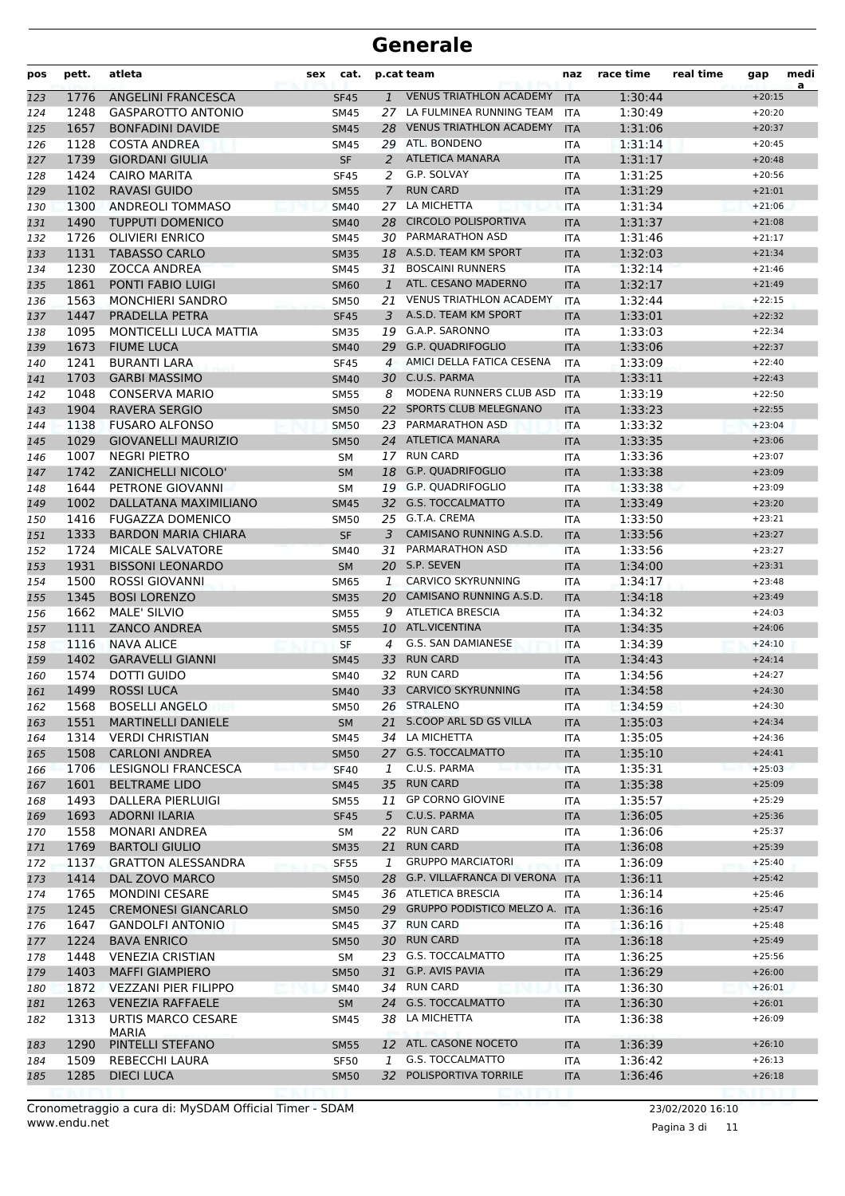# Generale

| pos | pett. | atleta | sex | cat. | p.cat | team | naz | race time | real time | gap | media |
|---|---|---|---|---|---|---|---|---|---|---|---|
| 123 | 1776 | ANGELINI FRANCESCA | | SF45 | 1 | VENUS TRIATHLON ACADEMY | ITA | 1:30:44 | | +20:15 | |
| 124 | 1248 | GASPAROTTO ANTONIO | | SM45 | 27 | LA FULMINEA RUNNING TEAM | ITA | 1:30:49 | | +20:20 | |
| 125 | 1657 | BONFADINI DAVIDE | | SM45 | 28 | VENUS TRIATHLON ACADEMY | ITA | 1:31:06 | | +20:37 | |
| 126 | 1128 | COSTA ANDREA | | SM45 | 29 | ATL. BONDENO | ITA | 1:31:14 | | +20:45 | |
| 127 | 1739 | GIORDANI GIULIA | | SF | 2 | ATLETICA MANARA | ITA | 1:31:17 | | +20:48 | |
| 128 | 1424 | CAIRO MARITA | | SF45 | 2 | G.P. SOLVAY | ITA | 1:31:25 | | +20:56 | |
| 129 | 1102 | RAVASI GUIDO | | SM55 | 7 | RUN CARD | ITA | 1:31:29 | | +21:01 | |
| 130 | 1300 | ANDREOLI TOMMASO | | SM40 | 27 | LA MICHETTA | ITA | 1:31:34 | | +21:06 | |
| 131 | 1490 | TUPPUTI DOMENICO | | SM40 | 28 | CIRCOLO POLISPORTIVA | ITA | 1:31:37 | | +21:08 | |
| 132 | 1726 | OLIVIERI ENRICO | | SM45 | 30 | PARMARATHON ASD | ITA | 1:31:46 | | +21:17 | |
| 133 | 1131 | TABASSO CARLO | | SM35 | 18 | A.S.D. TEAM KM SPORT | ITA | 1:32:03 | | +21:34 | |
| 134 | 1230 | ZOCCA ANDREA | | SM45 | 31 | BOSCAINI RUNNERS | ITA | 1:32:14 | | +21:46 | |
| 135 | 1861 | PONTI FABIO LUIGI | | SM60 | 1 | ATL. CESANO MADERNO | ITA | 1:32:17 | | +21:49 | |
| 136 | 1563 | MONCHIERI SANDRO | | SM50 | 21 | VENUS TRIATHLON ACADEMY | ITA | 1:32:44 | | +22:15 | |
| 137 | 1447 | PRADELLA PETRA | | SF45 | 3 | A.S.D. TEAM KM SPORT | ITA | 1:33:01 | | +22:32 | |
| 138 | 1095 | MONTICELLI LUCA MATTIA | | SM35 | 19 | G.A.P. SARONNO | ITA | 1:33:03 | | +22:34 | |
| 139 | 1673 | FIUME LUCA | | SM40 | 29 | G.P. QUADRIFOGLIO | ITA | 1:33:06 | | +22:37 | |
| 140 | 1241 | BURANTI LARA | | SF45 | 4 | AMICI DELLA FATICA CESENA | ITA | 1:33:09 | | +22:40 | |
| 141 | 1703 | GARBI MASSIMO | | SM40 | 30 | C.U.S. PARMA | ITA | 1:33:11 | | +22:43 | |
| 142 | 1048 | CONSERVA MARIO | | SM55 | 8 | MODENA RUNNERS CLUB ASD | ITA | 1:33:19 | | +22:50 | |
| 143 | 1904 | RAVERA SERGIO | | SM50 | 22 | SPORTS CLUB MELEGNANO | ITA | 1:33:23 | | +22:55 | |
| 144 | 1138 | FUSARO ALFONSO | | SM50 | 23 | PARMARATHON ASD | ITA | 1:33:32 | | +23:04 | |
| 145 | 1029 | GIOVANELLI MAURIZIO | | SM50 | 24 | ATLETICA MANARA | ITA | 1:33:35 | | +23:06 | |
| 146 | 1007 | NEGRI PIETRO | | SM | 17 | RUN CARD | ITA | 1:33:36 | | +23:07 | |
| 147 | 1742 | ZANICHELLI NICOLO' | | SM | 18 | G.P. QUADRIFOGLIO | ITA | 1:33:38 | | +23:09 | |
| 148 | 1644 | PETRONE GIOVANNI | | SM | 19 | G.P. QUADRIFOGLIO | ITA | 1:33:38 | | +23:09 | |
| 149 | 1002 | DALLATANA MAXIMILIANO | | SM45 | 32 | G.S. TOCCALMATTO | ITA | 1:33:49 | | +23:20 | |
| 150 | 1416 | FUGAZZA DOMENICO | | SM50 | 25 | G.T.A. CREMA | ITA | 1:33:50 | | +23:21 | |
| 151 | 1333 | BARDON MARIA CHIARA | | SF | 3 | CAMISANO RUNNING A.S.D. | ITA | 1:33:56 | | +23:27 | |
| 152 | 1724 | MICALE SALVATORE | | SM40 | 31 | PARMARATHON ASD | ITA | 1:33:56 | | +23:27 | |
| 153 | 1931 | BISSONI LEONARDO | | SM | 20 | S.P. SEVEN | ITA | 1:34:00 | | +23:31 | |
| 154 | 1500 | ROSSI GIOVANNI | | SM65 | 1 | CARVICO SKYRUNNING | ITA | 1:34:17 | | +23:48 | |
| 155 | 1345 | BOSI LORENZO | | SM35 | 20 | CAMISANO RUNNING A.S.D. | ITA | 1:34:18 | | +23:49 | |
| 156 | 1662 | MALE' SILVIO | | SM55 | 9 | ATLETICA BRESCIA | ITA | 1:34:32 | | +24:03 | |
| 157 | 1111 | ZANCO ANDREA | | SM55 | 10 | ATL.VICENTINA | ITA | 1:34:35 | | +24:06 | |
| 158 | 1116 | NAVA ALICE | | SF | 4 | G.S. SAN DAMIANESE | ITA | 1:34:39 | | +24:10 | |
| 159 | 1402 | GARAVELLI GIANNI | | SM45 | 33 | RUN CARD | ITA | 1:34:43 | | +24:14 | |
| 160 | 1574 | DOTTI GUIDO | | SM40 | 32 | RUN CARD | ITA | 1:34:56 | | +24:27 | |
| 161 | 1499 | ROSSI LUCA | | SM40 | 33 | CARVICO SKYRUNNING | ITA | 1:34:58 | | +24:30 | |
| 162 | 1568 | BOSELLI ANGELO | | SM50 | 26 | STRALENO | ITA | 1:34:59 | | +24:30 | |
| 163 | 1551 | MARTINELLI DANIELE | | SM | 21 | S.COOP ARL SD GS VILLA | ITA | 1:35:03 | | +24:34 | |
| 164 | 1314 | VERDI CHRISTIAN | | SM45 | 34 | LA MICHETTA | ITA | 1:35:05 | | +24:36 | |
| 165 | 1508 | CARLONI ANDREA | | SM50 | 27 | G.S. TOCCALMATTO | ITA | 1:35:10 | | +24:41 | |
| 166 | 1706 | LESIGNOLI FRANCESCA | | SF40 | 1 | C.U.S. PARMA | ITA | 1:35:31 | | +25:03 | |
| 167 | 1601 | BELTRAME LIDO | | SM45 | 35 | RUN CARD | ITA | 1:35:38 | | +25:09 | |
| 168 | 1493 | DALLERA PIERLUIGI | | SM55 | 11 | GP CORNO GIOVINE | ITA | 1:35:57 | | +25:29 | |
| 169 | 1693 | ADORNI ILARIA | | SF45 | 5 | C.U.S. PARMA | ITA | 1:36:05 | | +25:36 | |
| 170 | 1558 | MONARI ANDREA | | SM | 22 | RUN CARD | ITA | 1:36:06 | | +25:37 | |
| 171 | 1769 | BARTOLI GIULIO | | SM35 | 21 | RUN CARD | ITA | 1:36:08 | | +25:39 | |
| 172 | 1137 | GRATTON ALESSANDRA | | SF55 | 1 | GRUPPO MARCIATORI | ITA | 1:36:09 | | +25:40 | |
| 173 | 1414 | DAL ZOVO MARCO | | SM50 | 28 | G.P. VILLAFRANCA DI VERONA | ITA | 1:36:11 | | +25:42 | |
| 174 | 1765 | MONDINI CESARE | | SM45 | 36 | ATLETICA BRESCIA | ITA | 1:36:14 | | +25:46 | |
| 175 | 1245 | CREMONESI GIANCARLO | | SM50 | 29 | GRUPPO PODISTICO MELZO A. | ITA | 1:36:16 | | +25:47 | |
| 176 | 1647 | GANDOLFI ANTONIO | | SM45 | 37 | RUN CARD | ITA | 1:36:16 | | +25:48 | |
| 177 | 1224 | BAVA ENRICO | | SM50 | 30 | RUN CARD | ITA | 1:36:18 | | +25:49 | |
| 178 | 1448 | VENEZIA CRISTIAN | | SM | 23 | G.S. TOCCALMATTO | ITA | 1:36:25 | | +25:56 | |
| 179 | 1403 | MAFFI GIAMPIERO | | SM50 | 31 | G.P. AVIS PAVIA | ITA | 1:36:29 | | +26:00 | |
| 180 | 1872 | VEZZANI PIER FILIPPO | | SM40 | 34 | RUN CARD | ITA | 1:36:30 | | +26:01 | |
| 181 | 1263 | VENEZIA RAFFAELE | | SM | 24 | G.S. TOCCALMATTO | ITA | 1:36:30 | | +26:01 | |
| 182 | 1313 | URTIS MARCO CESARE MARIA | | SM45 | 38 | LA MICHETTA | ITA | 1:36:38 | | +26:09 | |
| 183 | 1290 | PINTELLI STEFANO | | SM55 | 12 | ATL. CASONE NOCETO | ITA | 1:36:39 | | +26:10 | |
| 184 | 1509 | REBECCHI LAURA | | SF50 | 1 | G.S. TOCCALMATTO | ITA | 1:36:42 | | +26:13 | |
| 185 | 1285 | DIECI LUCA | | SM50 | 32 | POLISPORTIVA TORRILE | ITA | 1:36:46 | | +26:18 | |

Cronometraggio a cura di: MySDAM Official Timer - SDAM
www.endu.net

23/02/2020 16:10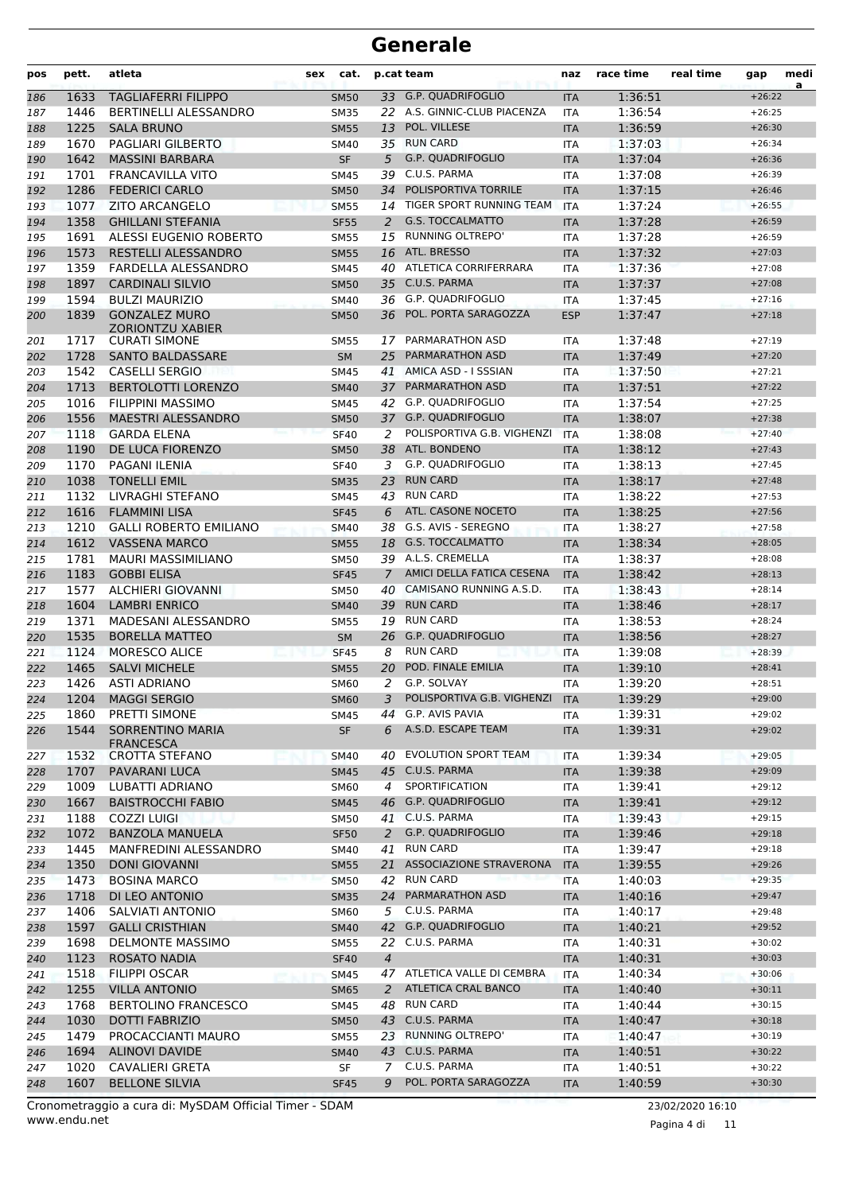# Generale

| pos | pett. | atleta | sex | cat. | p.cat | team | naz | race time | real time | gap | media |
|---|---|---|---|---|---|---|---|---|---|---|---|
| 186 | 1633 | TAGLIAFERRI FILIPPO | | SM50 | 33 | G.P. QUADRIFOGLIO | ITA | 1:36:51 | | +26:22 | |
| 187 | 1446 | BERTINELLI ALESSANDRO | | SM35 | 22 | A.S. GINNIC-CLUB PIACENZA | ITA | 1:36:54 | | +26:25 | |
| 188 | 1225 | SALA BRUNO | | SM55 | 13 | POL. VILLESE | ITA | 1:36:59 | | +26:30 | |
| 189 | 1670 | PAGLIARI GILBERTO | | SM40 | 35 | RUN CARD | ITA | 1:37:03 | | +26:34 | |
| 190 | 1642 | MASSINI BARBARA | | SF | 5 | G.P. QUADRIFOGLIO | ITA | 1:37:04 | | +26:36 | |
| 191 | 1701 | FRANCAVILLA VITO | | SM45 | 39 | C.U.S. PARMA | ITA | 1:37:08 | | +26:39 | |
| 192 | 1286 | FEDERICI CARLO | | SM50 | 34 | POLISPORTIVA TORRILE | ITA | 1:37:15 | | +26:46 | |
| 193 | 1077 | ZITO ARCANGELO | | SM55 | 14 | TIGER SPORT RUNNING TEAM | ITA | 1:37:24 | | +26:55 | |
| 194 | 1358 | GHILLANI STEFANIA | | SF55 | 2 | G.S. TOCCALMATTO | ITA | 1:37:28 | | +26:59 | |
| 195 | 1691 | ALESSI EUGENIO ROBERTO | | SM55 | 15 | RUNNING OLTREPO' | ITA | 1:37:28 | | +26:59 | |
| 196 | 1573 | RESTELLI ALESSANDRO | | SM55 | 16 | ATL. BRESSO | ITA | 1:37:32 | | +27:03 | |
| 197 | 1359 | FARDELLA ALESSANDRO | | SM45 | 40 | ATLETICA CORRIFERRARA | ITA | 1:37:36 | | +27:08 | |
| 198 | 1897 | CARDINALI SILVIO | | SM50 | 35 | C.U.S. PARMA | ITA | 1:37:37 | | +27:08 | |
| 199 | 1594 | BULZI MAURIZIO | | SM40 | 36 | G.P. QUADRIFOGLIO | ITA | 1:37:45 | | +27:16 | |
| 200 | 1839 | GONZALEZ MURO ZORIONTZU XABIER | | SM50 | 36 | POL. PORTA SARAGOZZA | ESP | 1:37:47 | | +27:18 | |
| 201 | 1717 | CURATI SIMONE | | SM55 | 17 | PARMARATHON ASD | ITA | 1:37:48 | | +27:19 | |
| 202 | 1728 | SANTO BALDASSARE | | SM | 25 | PARMARATHON ASD | ITA | 1:37:49 | | +27:20 | |
| 203 | 1542 | CASELLI SERGIO | | SM45 | 41 | AMICA ASD - I SSSIAN | ITA | 1:37:50 | | +27:21 | |
| 204 | 1713 | BERTOLOTTI LORENZO | | SM40 | 37 | PARMARATHON ASD | ITA | 1:37:51 | | +27:22 | |
| 205 | 1016 | FILIPPINI MASSIMO | | SM45 | 42 | G.P. QUADRIFOGLIO | ITA | 1:37:54 | | +27:25 | |
| 206 | 1556 | MAESTRI ALESSANDRO | | SM50 | 37 | G.P. QUADRIFOGLIO | ITA | 1:38:07 | | +27:38 | |
| 207 | 1118 | GARDA ELENA | | SF40 | 2 | POLISPORTIVA G.B. VIGHENZI | ITA | 1:38:08 | | +27:40 | |
| 208 | 1190 | DE LUCA FIORENZO | | SM50 | 38 | ATL. BONDENO | ITA | 1:38:12 | | +27:43 | |
| 209 | 1170 | PAGANI ILENIA | | SF40 | 3 | G.P. QUADRIFOGLIO | ITA | 1:38:13 | | +27:45 | |
| 210 | 1038 | TONELLI EMIL | | SM35 | 23 | RUN CARD | ITA | 1:38:17 | | +27:48 | |
| 211 | 1132 | LIVRAGHI STEFANO | | SM45 | 43 | RUN CARD | ITA | 1:38:22 | | +27:53 | |
| 212 | 1616 | FLAMMINI LISA | | SF45 | 6 | ATL. CASONE NOCETO | ITA | 1:38:25 | | +27:56 | |
| 213 | 1210 | GALLI ROBERTO EMILIANO | | SM40 | 38 | G.S. AVIS - SEREGNO | ITA | 1:38:27 | | +27:58 | |
| 214 | 1612 | VASSENA MARCO | | SM55 | 18 | G.S. TOCCALMATTO | ITA | 1:38:34 | | +28:05 | |
| 215 | 1781 | MAURI MASSIMILIANO | | SM50 | 39 | A.L.S. CREMELLA | ITA | 1:38:37 | | +28:08 | |
| 216 | 1183 | GOBBI ELISA | | SF45 | 7 | AMICI DELLA FATICA CESENA | ITA | 1:38:42 | | +28:13 | |
| 217 | 1577 | ALCHIERI GIOVANNI | | SM50 | 40 | CAMISANO RUNNING A.S.D. | ITA | 1:38:43 | | +28:14 | |
| 218 | 1604 | LAMBRI ENRICO | | SM40 | 39 | RUN CARD | ITA | 1:38:46 | | +28:17 | |
| 219 | 1371 | MADESANI ALESSANDRO | | SM55 | 19 | RUN CARD | ITA | 1:38:53 | | +28:24 | |
| 220 | 1535 | BORELLA MATTEO | | SM | 26 | G.P. QUADRIFOGLIO | ITA | 1:38:56 | | +28:27 | |
| 221 | 1124 | MORESCO ALICE | | SF45 | 8 | RUN CARD | ITA | 1:39:08 | | +28:39 | |
| 222 | 1465 | SALVI MICHELE | | SM55 | 20 | POD. FINALE EMILIA | ITA | 1:39:10 | | +28:41 | |
| 223 | 1426 | ASTI ADRIANO | | SM60 | 2 | G.P. SOLVAY | ITA | 1:39:20 | | +28:51 | |
| 224 | 1204 | MAGGI SERGIO | | SM60 | 3 | POLISPORTIVA G.B. VIGHENZI | ITA | 1:39:29 | | +29:00 | |
| 225 | 1860 | PRETTI SIMONE | | SM45 | 44 | G.P. AVIS PAVIA | ITA | 1:39:31 | | +29:02 | |
| 226 | 1544 | SORRENTINO MARIA FRANCESCA | | SF | 6 | A.S.D. ESCAPE TEAM | ITA | 1:39:31 | | +29:02 | |
| 227 | 1532 | CROTTA STEFANO | | SM40 | 40 | EVOLUTION SPORT TEAM | ITA | 1:39:34 | | +29:05 | |
| 228 | 1707 | PAVARANI LUCA | | SM45 | 45 | C.U.S. PARMA | ITA | 1:39:38 | | +29:09 | |
| 229 | 1009 | LUBATTI ADRIANO | | SM60 | 4 | SPORTIFICATION | ITA | 1:39:41 | | +29:12 | |
| 230 | 1667 | BAISTROCCHI FABIO | | SM45 | 46 | G.P. QUADRIFOGLIO | ITA | 1:39:41 | | +29:12 | |
| 231 | 1188 | COZZI LUIGI | | SM50 | 41 | C.U.S. PARMA | ITA | 1:39:43 | | +29:15 | |
| 232 | 1072 | BANZOLA MANUELA | | SF50 | 2 | G.P. QUADRIFOGLIO | ITA | 1:39:46 | | +29:18 | |
| 233 | 1445 | MANFREDINI ALESSANDRO | | SM40 | 41 | RUN CARD | ITA | 1:39:47 | | +29:18 | |
| 234 | 1350 | DONI GIOVANNI | | SM55 | 21 | ASSOCIAZIONE STRAVERONA | ITA | 1:39:55 | | +29:26 | |
| 235 | 1473 | BOSINA MARCO | | SM50 | 42 | RUN CARD | ITA | 1:40:03 | | +29:35 | |
| 236 | 1718 | DI LEO ANTONIO | | SM35 | 24 | PARMARATHON ASD | ITA | 1:40:16 | | +29:47 | |
| 237 | 1406 | SALVIATI ANTONIO | | SM60 | 5 | C.U.S. PARMA | ITA | 1:40:17 | | +29:48 | |
| 238 | 1597 | GALLI CRISTHIAN | | SM40 | 42 | G.P. QUADRIFOGLIO | ITA | 1:40:21 | | +29:52 | |
| 239 | 1698 | DELMONTE MASSIMO | | SM55 | 22 | C.U.S. PARMA | ITA | 1:40:31 | | +30:02 | |
| 240 | 1123 | ROSATO NADIA | | SF40 | 4 | | ITA | 1:40:31 | | +30:03 | |
| 241 | 1518 | FILIPPI OSCAR | | SM45 | 47 | ATLETICA VALLE DI CEMBRA | ITA | 1:40:34 | | +30:06 | |
| 242 | 1255 | VILLA ANTONIO | | SM65 | 2 | ATLETICA CRAL BANCO | ITA | 1:40:40 | | +30:11 | |
| 243 | 1768 | BERTOLINO FRANCESCO | | SM45 | 48 | RUN CARD | ITA | 1:40:44 | | +30:15 | |
| 244 | 1030 | DOTTI FABRIZIO | | SM50 | 43 | C.U.S. PARMA | ITA | 1:40:47 | | +30:18 | |
| 245 | 1479 | PROCACCIANTI MAURO | | SM55 | 23 | RUNNING OLTREPO' | ITA | 1:40:47 | | +30:19 | |
| 246 | 1694 | ALINOVI DAVIDE | | SM40 | 43 | C.U.S. PARMA | ITA | 1:40:51 | | +30:22 | |
| 247 | 1020 | CAVALIERI GRETA | | SF | 7 | C.U.S. PARMA | ITA | 1:40:51 | | +30:22 | |
| 248 | 1607 | BELLONE SILVIA | | SF45 | 9 | POL. PORTA SARAGOZZA | ITA | 1:40:59 | | +30:30 | |

Cronometraggio a cura di: MySDAM Official Timer - SDAM
www.endu.net

23/02/2020 16:10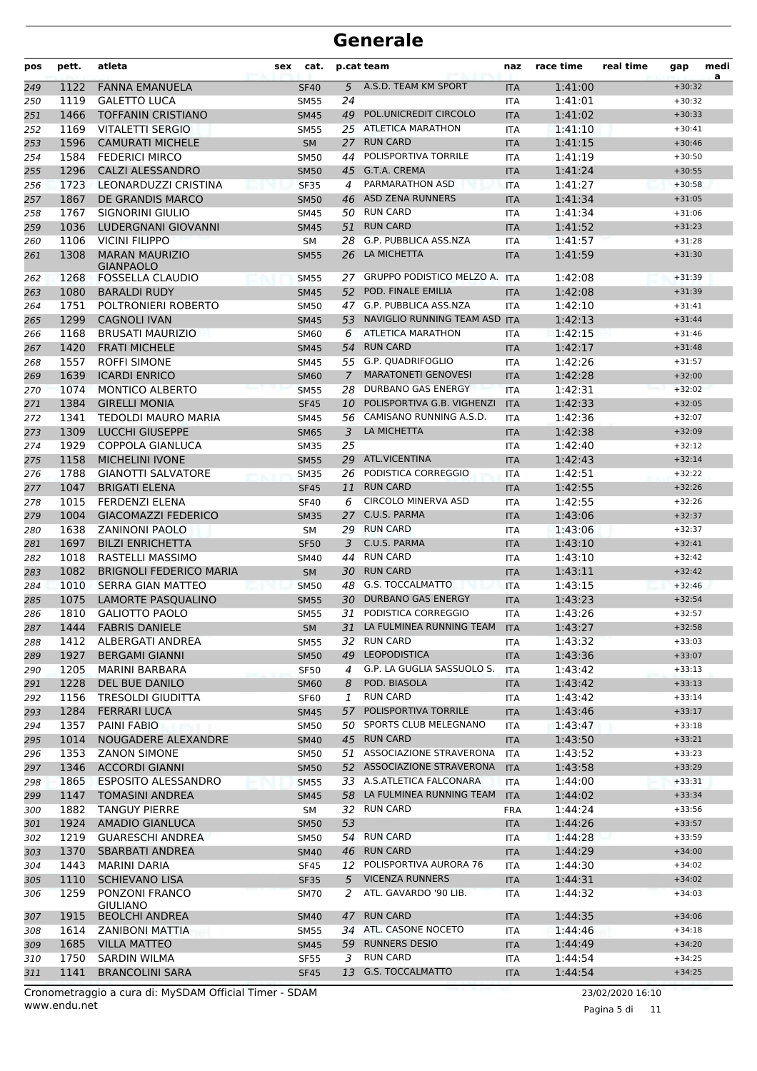# Generale

| pos | pett. | atleta | sex | cat. | p.cat | team | naz | race time | real time | gap | media |
|---|---|---|---|---|---|---|---|---|---|---|---|
| 249 | 1122 | FANNA EMANUELA | | SF40 | 5 | A.S.D. TEAM KM SPORT | ITA | 1:41:00 | | +30:32 | |
| 250 | 1119 | GALETTO LUCA | | SM55 | 24 | | ITA | 1:41:01 | | +30:32 | |
| 251 | 1466 | TOFFANIN CRISTIANO | | SM45 | 49 | POL.UNICREDIT CIRCOLO | ITA | 1:41:02 | | +30:33 | |
| 252 | 1169 | VITALETTI SERGIO | | SM55 | 25 | ATLETICA MARATHON | ITA | 1:41:10 | | +30:41 | |
| 253 | 1596 | CAMURATI MICHELE | | SM | 27 | RUN CARD | ITA | 1:41:15 | | +30:46 | |
| 254 | 1584 | FEDERICI MIRCO | | SM50 | 44 | POLISPORTIVA TORRILE | ITA | 1:41:19 | | +30:50 | |
| 255 | 1296 | CALZI ALESSANDRO | | SM50 | 45 | G.T.A. CREMA | ITA | 1:41:24 | | +30:55 | |
| 256 | 1723 | LEONARDUZZI CRISTINA | | SF35 | 4 | PARMARATHON ASD | ITA | 1:41:27 | | +30:58 | |
| 257 | 1867 | DE GRANDIS MARCO | | SM50 | 46 | ASD ZENA RUNNERS | ITA | 1:41:34 | | +31:05 | |
| 258 | 1767 | SIGNORINI GIULIO | | SM45 | 50 | RUN CARD | ITA | 1:41:34 | | +31:06 | |
| 259 | 1036 | LUDERGNANI GIOVANNI | | SM45 | 51 | RUN CARD | ITA | 1:41:52 | | +31:23 | |
| 260 | 1106 | VICINI FILIPPO | | SM | 28 | G.P. PUBBLICA ASS.NZA | ITA | 1:41:57 | | +31:28 | |
| 261 | 1308 | MARAN MAURIZIO GIANPAOLO | | SM55 | 26 | LA MICHETTA | ITA | 1:41:59 | | +31:30 | |
| 262 | 1268 | FOSSELLA CLAUDIO | | SM55 | 27 | GRUPPO PODISTICO MELZO A. | ITA | 1:42:08 | | +31:39 | |
| 263 | 1080 | BARALDI RUDY | | SM45 | 52 | POD. FINALE EMILIA | ITA | 1:42:08 | | +31:39 | |
| 264 | 1751 | POLTRONIERI ROBERTO | | SM50 | 47 | G.P. PUBBLICA ASS.NZA | ITA | 1:42:10 | | +31:41 | |
| 265 | 1299 | CAGNOLI IVAN | | SM45 | 53 | NAVIGLIO RUNNING TEAM ASD | ITA | 1:42:13 | | +31:44 | |
| 266 | 1168 | BRUSATI MAURIZIO | | SM60 | 6 | ATLETICA MARATHON | ITA | 1:42:15 | | +31:46 | |
| 267 | 1420 | FRATI MICHELE | | SM45 | 54 | RUN CARD | ITA | 1:42:17 | | +31:48 | |
| 268 | 1557 | ROFFI SIMONE | | SM45 | 55 | G.P. QUADRIFOGLIO | ITA | 1:42:26 | | +31:57 | |
| 269 | 1639 | ICARDI ENRICO | | SM60 | 7 | MARATONETI GENOVESI | ITA | 1:42:28 | | +32:00 | |
| 270 | 1074 | MONTICO ALBERTO | | SM55 | 28 | DURBANO GAS ENERGY | ITA | 1:42:31 | | +32:02 | |
| 271 | 1384 | GIRELLI MONIA | | SF45 | 10 | POLISPORTIVA G.B. VIGHENZI | ITA | 1:42:33 | | +32:05 | |
| 272 | 1341 | TEDOLDI MAURO MARIA | | SM45 | 56 | CAMISANO RUNNING A.S.D. | ITA | 1:42:36 | | +32:07 | |
| 273 | 1309 | LUCCHI GIUSEPPE | | SM65 | 3 | LA MICHETTA | ITA | 1:42:38 | | +32:09 | |
| 274 | 1929 | COPPOLA GIANLUCA | | SM35 | 25 | | ITA | 1:42:40 | | +32:12 | |
| 275 | 1158 | MICHELINI IVONE | | SM55 | 29 | ATL.VICENTINA | ITA | 1:42:43 | | +32:14 | |
| 276 | 1788 | GIANOTTI SALVATORE | | SM35 | 26 | PODISTICA CORREGGIO | ITA | 1:42:51 | | +32:22 | |
| 277 | 1047 | BRIGATI ELENA | | SF45 | 11 | RUN CARD | ITA | 1:42:55 | | +32:26 | |
| 278 | 1015 | FERDENZI ELENA | | SF40 | 6 | CIRCOLO MINERVA ASD | ITA | 1:42:55 | | +32:26 | |
| 279 | 1004 | GIACOMAZZI FEDERICO | | SM35 | 27 | C.U.S. PARMA | ITA | 1:43:06 | | +32:37 | |
| 280 | 1638 | ZANINONI PAOLO | | SM | 29 | RUN CARD | ITA | 1:43:06 | | +32:37 | |
| 281 | 1697 | BILZI ENRICHETTA | | SF50 | 3 | C.U.S. PARMA | ITA | 1:43:10 | | +32:41 | |
| 282 | 1018 | RASTELLI MASSIMO | | SM40 | 44 | RUN CARD | ITA | 1:43:10 | | +32:42 | |
| 283 | 1082 | BRIGNOLI FEDERICO MARIA | | SM | 30 | RUN CARD | ITA | 1:43:11 | | +32:42 | |
| 284 | 1010 | SERRA GIAN MATTEO | | SM50 | 48 | G.S. TOCCALMATTO | ITA | 1:43:15 | | +32:46 | |
| 285 | 1075 | LAMORTE PASQUALINO | | SM55 | 30 | DURBANO GAS ENERGY | ITA | 1:43:23 | | +32:54 | |
| 286 | 1810 | GALIOTTO PAOLO | | SM55 | 31 | PODISTICA CORREGGIO | ITA | 1:43:26 | | +32:57 | |
| 287 | 1444 | FABRIS DANIELE | | SM | 31 | LA FULMINEA RUNNING TEAM | ITA | 1:43:27 | | +32:58 | |
| 288 | 1412 | ALBERGATI ANDREA | | SM55 | 32 | RUN CARD | ITA | 1:43:32 | | +33:03 | |
| 289 | 1927 | BERGAMI GIANNI | | SM50 | 49 | LEOPODISTICA | ITA | 1:43:36 | | +33:07 | |
| 290 | 1205 | MARINI BARBARA | | SF50 | 4 | G.P. LA GUGLIA SASSUOLO S. | ITA | 1:43:42 | | +33:13 | |
| 291 | 1228 | DEL BUE DANILO | | SM60 | 8 | POD. BIASOLA | ITA | 1:43:42 | | +33:13 | |
| 292 | 1156 | TRESOLDI GIUDITTA | | SF60 | 1 | RUN CARD | ITA | 1:43:42 | | +33:14 | |
| 293 | 1284 | FERRARI LUCA | | SM45 | 57 | POLISPORTIVA TORRILE | ITA | 1:43:46 | | +33:17 | |
| 294 | 1357 | PAINI FABIO | | SM50 | 50 | SPORTS CLUB MELEGNANO | ITA | 1:43:47 | | +33:18 | |
| 295 | 1014 | NOUGADERE ALEXANDRE | | SM40 | 45 | RUN CARD | ITA | 1:43:50 | | +33:21 | |
| 296 | 1353 | ZANON SIMONE | | SM50 | 51 | ASSOCIAZIONE STRAVERONA | ITA | 1:43:52 | | +33:23 | |
| 297 | 1346 | ACCORDI GIANNI | | SM50 | 52 | ASSOCIAZIONE STRAVERONA | ITA | 1:43:58 | | +33:29 | |
| 298 | 1865 | ESPOSITO ALESSANDRO | | SM55 | 33 | A.S.ATLETICA FALCONARA | ITA | 1:44:00 | | +33:31 | |
| 299 | 1147 | TOMASINI ANDREA | | SM45 | 58 | LA FULMINEA RUNNING TEAM | ITA | 1:44:02 | | +33:34 | |
| 300 | 1882 | TANGUY PIERRE | | SM | 32 | RUN CARD | FRA | 1:44:24 | | +33:56 | |
| 301 | 1924 | AMADIO GIANLUCA | | SM50 | 53 | | ITA | 1:44:26 | | +33:57 | |
| 302 | 1219 | GUARESCHI ANDREA | | SM50 | 54 | RUN CARD | ITA | 1:44:28 | | +33:59 | |
| 303 | 1370 | SBARBATI ANDREA | | SM40 | 46 | RUN CARD | ITA | 1:44:29 | | +34:00 | |
| 304 | 1443 | MARINI DARIA | | SF45 | 12 | POLISPORTIVA AURORA 76 | ITA | 1:44:30 | | +34:02 | |
| 305 | 1110 | SCHIEVANO LISA | | SF35 | 5 | VICENZA RUNNERS | ITA | 1:44:31 | | +34:02 | |
| 306 | 1259 | PONZONI FRANCO GIULIANO | | SM70 | 2 | ATL. GAVARDO '90 LIB. | ITA | 1:44:32 | | +34:03 | |
| 307 | 1915 | BEOLCHI ANDREA | | SM40 | 47 | RUN CARD | ITA | 1:44:35 | | +34:06 | |
| 308 | 1614 | ZANIBONI MATTIA | | SM55 | 34 | ATL. CASONE NOCETO | ITA | 1:44:46 | | +34:18 | |
| 309 | 1685 | VILLA MATTEO | | SM45 | 59 | RUNNERS DESIO | ITA | 1:44:49 | | +34:20 | |
| 310 | 1750 | SARDIN WILMA | | SF55 | 3 | RUN CARD | ITA | 1:44:54 | | +34:25 | |
| 311 | 1141 | BRANCOLINI SARA | | SF45 | 13 | G.S. TOCCALMATTO | ITA | 1:44:54 | | +34:25 | |

Cronometraggio a cura di: MySDAM Official Timer - SDAM
www.endu.net

23/02/2020 16:10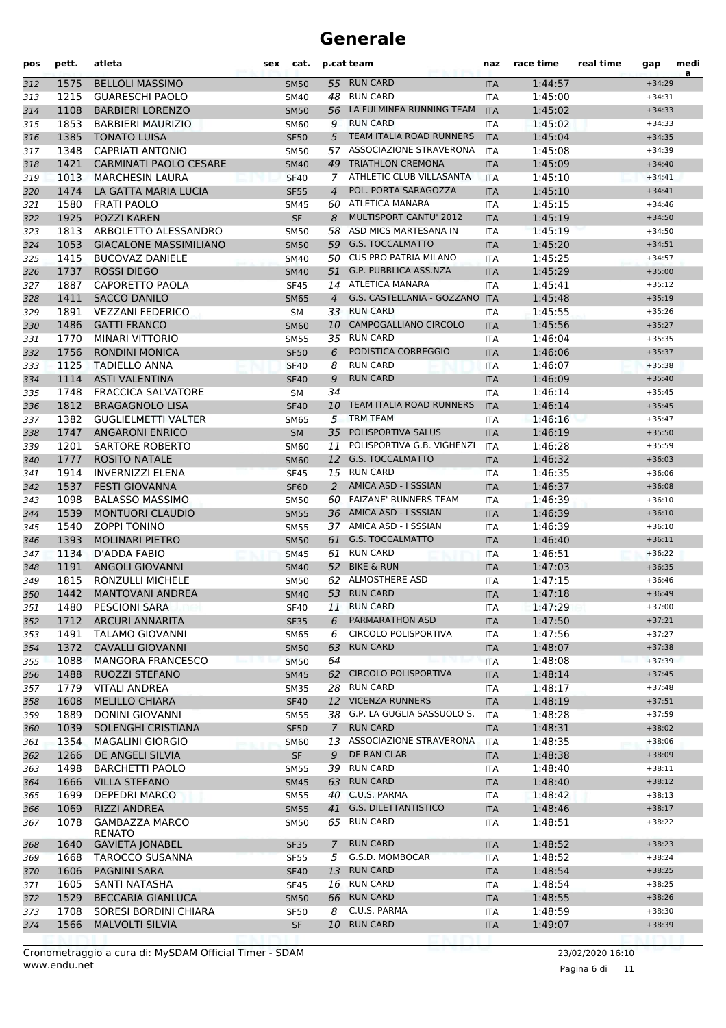# Generale

| pos | pett. | atleta | sex | cat. | p.cat | team | naz | race time | real time | gap | media |
|---|---|---|---|---|---|---|---|---|---|---|---|
| 312 | 1575 | BELLOLI MASSIMO | | SM50 | 55 | RUN CARD | ITA | 1:44:57 | | +34:29 | |
| 313 | 1215 | GUARESCHI PAOLO | | SM40 | 48 | RUN CARD | ITA | 1:45:00 | | +34:31 | |
| 314 | 1108 | BARBIERI LORENZO | | SM50 | 56 | LA FULMINEA RUNNING TEAM | ITA | 1:45:02 | | +34:33 | |
| 315 | 1853 | BARBIERI MAURIZIO | | SM60 | 9 | RUN CARD | ITA | 1:45:02 | | +34:33 | |
| 316 | 1385 | TONATO LUISA | | SF50 | 5 | TEAM ITALIA ROAD RUNNERS | ITA | 1:45:04 | | +34:35 | |
| 317 | 1348 | CAPRIATI ANTONIO | | SM50 | 57 | ASSOCIAZIONE STRAVERONA | ITA | 1:45:08 | | +34:39 | |
| 318 | 1421 | CARMINATI PAOLO CESARE | | SM40 | 49 | TRIATHLON CREMONA | ITA | 1:45:09 | | +34:40 | |
| 319 | 1013 | MARCHESIN LAURA | | SF40 | 7 | ATHLETIC CLUB VILLASANTA | ITA | 1:45:10 | | +34:41 | |
| 320 | 1474 | LA GATTA MARIA LUCIA | | SF55 | 4 | POL. PORTA SARAGOZZA | ITA | 1:45:10 | | +34:41 | |
| 321 | 1580 | FRATI PAOLO | | SM45 | 60 | ATLETICA MANARA | ITA | 1:45:15 | | +34:46 | |
| 322 | 1925 | POZZI KAREN | | SF | 8 | MULTISPORT CANTU' 2012 | ITA | 1:45:19 | | +34:50 | |
| 323 | 1813 | ARBOLETTO ALESSANDRO | | SM50 | 58 | ASD MICS MARTESANA IN | ITA | 1:45:19 | | +34:50 | |
| 324 | 1053 | GIACALONE MASSIMILIANO | | SM50 | 59 | G.S. TOCCALMATTO | ITA | 1:45:20 | | +34:51 | |
| 325 | 1415 | BUCOVAZ DANIELE | | SM40 | 50 | CUS PRO PATRIA MILANO | ITA | 1:45:25 | | +34:57 | |
| 326 | 1737 | ROSSI DIEGO | | SM40 | 51 | G.P. PUBBLICA ASS.NZA | ITA | 1:45:29 | | +35:00 | |
| 327 | 1887 | CAPORETTO PAOLA | | SF45 | 14 | ATLETICA MANARA | ITA | 1:45:41 | | +35:12 | |
| 328 | 1411 | SACCO DANILO | | SM65 | 4 | G.S. CASTELLANIA - GOZZANO | ITA | 1:45:48 | | +35:19 | |
| 329 | 1891 | VEZZANI FEDERICO | | SM | 33 | RUN CARD | ITA | 1:45:55 | | +35:26 | |
| 330 | 1486 | GATTI FRANCO | | SM60 | 10 | CAMPOGALLIANO CIRCOLO | ITA | 1:45:56 | | +35:27 | |
| 331 | 1770 | MINARI VITTORIO | | SM55 | 35 | RUN CARD | ITA | 1:46:04 | | +35:35 | |
| 332 | 1756 | RONDINI MONICA | | SF50 | 6 | PODISTICA CORREGGIO | ITA | 1:46:06 | | +35:37 | |
| 333 | 1125 | TADIELLO ANNA | | SF40 | 8 | RUN CARD | ITA | 1:46:07 | | +35:38 | |
| 334 | 1114 | ASTI VALENTINA | | SF40 | 9 | RUN CARD | ITA | 1:46:09 | | +35:40 | |
| 335 | 1748 | FRACCICA SALVATORE | | SM | 34 | | ITA | 1:46:14 | | +35:45 | |
| 336 | 1812 | BRAGAGNOLO LISA | | SF40 | 10 | TEAM ITALIA ROAD RUNNERS | ITA | 1:46:14 | | +35:45 | |
| 337 | 1382 | GUGLIELMETTI VALTER | | SM65 | 5 | TRM TEAM | ITA | 1:46:16 | | +35:47 | |
| 338 | 1747 | ANGARONI ENRICO | | SM | 35 | POLISPORTIVA SALUS | ITA | 1:46:19 | | +35:50 | |
| 339 | 1201 | SARTORE ROBERTO | | SM60 | 11 | POLISPORTIVA G.B. VIGHENZI | ITA | 1:46:28 | | +35:59 | |
| 340 | 1777 | ROSITO NATALE | | SM60 | 12 | G.S. TOCCALMATTO | ITA | 1:46:32 | | +36:03 | |
| 341 | 1914 | INVERNIZZI ELENA | | SF45 | 15 | RUN CARD | ITA | 1:46:35 | | +36:06 | |
| 342 | 1537 | FESTI GIOVANNA | | SF60 | 2 | AMICA ASD - I SSSIAN | ITA | 1:46:37 | | +36:08 | |
| 343 | 1098 | BALASSO MASSIMO | | SM50 | 60 | FAIZANE' RUNNERS TEAM | ITA | 1:46:39 | | +36:10 | |
| 344 | 1539 | MONTUORI CLAUDIO | | SM55 | 36 | AMICA ASD - I SSSIAN | ITA | 1:46:39 | | +36:10 | |
| 345 | 1540 | ZOPPI TONINO | | SM55 | 37 | AMICA ASD - I SSSIAN | ITA | 1:46:39 | | +36:10 | |
| 346 | 1393 | MOLINARI PIETRO | | SM50 | 61 | G.S. TOCCALMATTO | ITA | 1:46:40 | | +36:11 | |
| 347 | 1134 | D'ADDA FABIO | | SM45 | 61 | RUN CARD | ITA | 1:46:51 | | +36:22 | |
| 348 | 1191 | ANGOLI GIOVANNI | | SM40 | 52 | BIKE & RUN | ITA | 1:47:03 | | +36:35 | |
| 349 | 1815 | RONZULLI MICHELE | | SM50 | 62 | ALMOSTHERE ASD | ITA | 1:47:15 | | +36:46 | |
| 350 | 1442 | MANTOVANI ANDREA | | SM40 | 53 | RUN CARD | ITA | 1:47:18 | | +36:49 | |
| 351 | 1480 | PESCIONI SARA | | SF40 | 11 | RUN CARD | ITA | 1:47:29 | | +37:00 | |
| 352 | 1712 | ARCURI ANNARITA | | SF35 | 6 | PARMARATHON ASD | ITA | 1:47:50 | | +37:21 | |
| 353 | 1491 | TALAMO GIOVANNI | | SM65 | 6 | CIRCOLO POLISPORTIVA | ITA | 1:47:56 | | +37:27 | |
| 354 | 1372 | CAVALLI GIOVANNI | | SM50 | 63 | RUN CARD | ITA | 1:48:07 | | +37:38 | |
| 355 | 1088 | MANGORA FRANCESCO | | SM50 | 64 | | ITA | 1:48:08 | | +37:39 | |
| 356 | 1488 | RUOZZI STEFANO | | SM45 | 62 | CIRCOLO POLISPORTIVA | ITA | 1:48:14 | | +37:45 | |
| 357 | 1779 | VITALI ANDREA | | SM35 | 28 | RUN CARD | ITA | 1:48:17 | | +37:48 | |
| 358 | 1608 | MELILLO CHIARA | | SF40 | 12 | VICENZA RUNNERS | ITA | 1:48:19 | | +37:51 | |
| 359 | 1889 | DONINI GIOVANNI | | SM55 | 38 | G.P. LA GUGLIA SASSUOLO S. | ITA | 1:48:28 | | +37:59 | |
| 360 | 1039 | SOLENGHI CRISTIANA | | SF50 | 7 | RUN CARD | ITA | 1:48:31 | | +38:02 | |
| 361 | 1354 | MAGALINI GIORGIO | | SM60 | 13 | ASSOCIAZIONE STRAVERONA | ITA | 1:48:35 | | +38:06 | |
| 362 | 1266 | DE ANGELI SILVIA | | SF | 9 | DE RAN CLAB | ITA | 1:48:38 | | +38:09 | |
| 363 | 1498 | BARCHETTI PAOLO | | SM55 | 39 | RUN CARD | ITA | 1:48:40 | | +38:11 | |
| 364 | 1666 | VILLA STEFANO | | SM45 | 63 | RUN CARD | ITA | 1:48:40 | | +38:12 | |
| 365 | 1699 | DEPEDRI MARCO | | SM55 | 40 | C.U.S. PARMA | ITA | 1:48:42 | | +38:13 | |
| 366 | 1069 | RIZZI ANDREA | | SM55 | 41 | G.S. DILETTANTISTICO | ITA | 1:48:46 | | +38:17 | |
| 367 | 1078 | GAMBAZZA MARCO RENATO | | SM50 | 65 | RUN CARD | ITA | 1:48:51 | | +38:22 | |
| 368 | 1640 | GAVIETA JONABEL | | SF35 | 7 | RUN CARD | ITA | 1:48:52 | | +38:23 | |
| 369 | 1668 | TAROCCO SUSANNA | | SF55 | 5 | G.S.D. MOMBOCAR | ITA | 1:48:52 | | +38:24 | |
| 370 | 1606 | PAGNINI SARA | | SF40 | 13 | RUN CARD | ITA | 1:48:54 | | +38:25 | |
| 371 | 1605 | SANTI NATASHA | | SF45 | 16 | RUN CARD | ITA | 1:48:54 | | +38:25 | |
| 372 | 1529 | BECCARIA GIANLUCA | | SM50 | 66 | RUN CARD | ITA | 1:48:55 | | +38:26 | |
| 373 | 1708 | SORESI BORDINI CHIARA | | SF50 | 8 | C.U.S. PARMA | ITA | 1:48:59 | | +38:30 | |
| 374 | 1566 | MALVOLTI SILVIA | | SF | 10 | RUN CARD | ITA | 1:49:07 | | +38:39 | |

Cronometraggio a cura di: MySDAM Official Timer - SDAM
www.endu.net

23/02/2020 16:10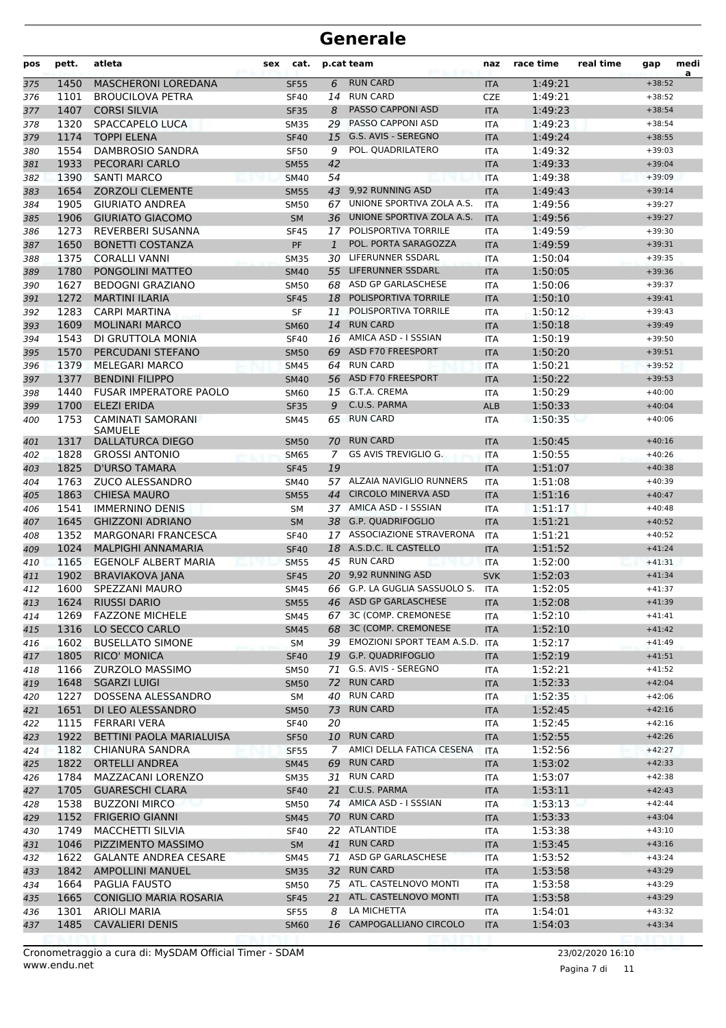# Generale

| pos | pett. | atleta | sex | cat. | p.cat | team | naz | race time | real time | gap | media |
|---|---|---|---|---|---|---|---|---|---|---|---|
| 375 | 1450 | MASCHERONI LOREDANA | | SF55 | 6 | RUN CARD | ITA | 1:49:21 | | +38:52 | |
| 376 | 1101 | BROUCILOVA PETRA | | SF40 | 14 | RUN CARD | CZE | 1:49:21 | | +38:52 | |
| 377 | 1407 | CORSI SILVIA | | SF35 | 8 | PASSO CAPPONI ASD | ITA | 1:49:23 | | +38:54 | |
| 378 | 1320 | SPACCAPELO LUCA | | SM35 | 29 | PASSO CAPPONI ASD | ITA | 1:49:23 | | +38:54 | |
| 379 | 1174 | TOPPI ELENA | | SF40 | 15 | G.S. AVIS - SEREGNO | ITA | 1:49:24 | | +38:55 | |
| 380 | 1554 | DAMBROSIO SANDRA | | SF50 | 9 | POL. QUADRILATERO | ITA | 1:49:32 | | +39:03 | |
| 381 | 1933 | PECORARI CARLO | | SM55 | 42 | | ITA | 1:49:33 | | +39:04 | |
| 382 | 1390 | SANTI MARCO | | SM40 | 54 | | ITA | 1:49:38 | | +39:09 | |
| 383 | 1654 | ZORZOLI CLEMENTE | | SM55 | 43 | 9,92 RUNNING ASD | ITA | 1:49:43 | | +39:14 | |
| 384 | 1905 | GIURIATO ANDREA | | SM50 | 67 | UNIONE SPORTIVA ZOLA A.S. | ITA | 1:49:56 | | +39:27 | |
| 385 | 1906 | GIURIATO GIACOMO | | SM | 36 | UNIONE SPORTIVA ZOLA A.S. | ITA | 1:49:56 | | +39:27 | |
| 386 | 1273 | REVERBERI SUSANNA | | SF45 | 17 | POLISPORTIVA TORRILE | ITA | 1:49:59 | | +39:30 | |
| 387 | 1650 | BONETTI COSTANZA | | PF | 1 | POL. PORTA SARAGOZZA | ITA | 1:49:59 | | +39:31 | |
| 388 | 1375 | CORALLI VANNI | | SM35 | 30 | LIFERUNNER SSDARL | ITA | 1:50:04 | | +39:35 | |
| 389 | 1780 | PONGOLINI MATTEO | | SM40 | 55 | LIFERUNNER SSDARL | ITA | 1:50:05 | | +39:36 | |
| 390 | 1627 | BEDOGNI GRAZIANO | | SM50 | 68 | ASD GP GARLASCHESE | ITA | 1:50:06 | | +39:37 | |
| 391 | 1272 | MARTINI ILARIA | | SF45 | 18 | POLISPORTIVA TORRILE | ITA | 1:50:10 | | +39:41 | |
| 392 | 1283 | CARPI MARTINA | | SF | 11 | POLISPORTIVA TORRILE | ITA | 1:50:12 | | +39:43 | |
| 393 | 1609 | MOLINARI MARCO | | SM60 | 14 | RUN CARD | ITA | 1:50:18 | | +39:49 | |
| 394 | 1543 | DI GRUTTOLA MONIA | | SF40 | 16 | AMICA ASD - I SSSIAN | ITA | 1:50:19 | | +39:50 | |
| 395 | 1570 | PERCUDANI STEFANO | | SM50 | 69 | ASD F70 FREESPORT | ITA | 1:50:20 | | +39:51 | |
| 396 | 1379 | MELEGARI MARCO | | SM45 | 64 | RUN CARD | ITA | 1:50:21 | | +39:52 | |
| 397 | 1377 | BENDINI FILIPPO | | SM40 | 56 | ASD F70 FREESPORT | ITA | 1:50:22 | | +39:53 | |
| 398 | 1440 | FUSAR IMPERATORE PAOLO | | SM60 | 15 | G.T.A. CREMA | ITA | 1:50:29 | | +40:00 | |
| 399 | 1700 | ELEZI ERIDA | | SF35 | 9 | C.U.S. PARMA | ALB | 1:50:33 | | +40:04 | |
| 400 | 1753 | CAMINATI SAMORANI SAMUELE | | SM45 | 65 | RUN CARD | ITA | 1:50:35 | | +40:06 | |
| 401 | 1317 | DALLATURCA DIEGO | | SM50 | 70 | RUN CARD | ITA | 1:50:45 | | +40:16 | |
| 402 | 1828 | GROSSI ANTONIO | | SM65 | 7 | GS AVIS TREVIGLIO G. | ITA | 1:50:55 | | +40:26 | |
| 403 | 1825 | D'URSO TAMARA | | SF45 | 19 | | ITA | 1:51:07 | | +40:38 | |
| 404 | 1763 | ZUCO ALESSANDRO | | SM40 | 57 | ALZAIA NAVIGLIO RUNNERS | ITA | 1:51:08 | | +40:39 | |
| 405 | 1863 | CHIESA MAURO | | SM55 | 44 | CIRCOLO MINERVA ASD | ITA | 1:51:16 | | +40:47 | |
| 406 | 1541 | IMMERNINO DENIS | | SM | 37 | AMICA ASD - I SSSIAN | ITA | 1:51:17 | | +40:48 | |
| 407 | 1645 | GIUSTOZZI ADRIANO | | SM | 38 | G.P. QUADRIFOGLIO | ITA | 1:51:21 | | +40:52 | |
| 408 | 1352 | MARGONARI FRANCESCA | | SF40 | 17 | ASSOCIAZIONE STRAVERONA | ITA | 1:51:21 | | +40:52 | |
| 409 | 1024 | MALPIGHI ANNAMARIA | | SF40 | 18 | A.S.D.C. IL CASTELLO | ITA | 1:51:52 | | +41:24 | |
| 410 | 1165 | EGENOLF ALBERT MARIA | | SM55 | 45 | RUN CARD | ITA | 1:52:00 | | +41:31 | |
| 411 | 1902 | BRAVIAKOVA JANA | | SF45 | 20 | 9,92 RUNNING ASD | SVK | 1:52:03 | | +41:34 | |
| 412 | 1600 | SPEZZANI MAURO | | SM45 | 66 | G.P. LA GUGLIA SASSUOLO S. | ITA | 1:52:05 | | +41:37 | |
| 413 | 1624 | RIUSSI DARIO | | SM55 | 46 | ASD GP GARLASCHESE | ITA | 1:52:08 | | +41:39 | |
| 414 | 1269 | FAZZONE MICHELE | | SM45 | 67 | 3C (COMP. CREMONESE | ITA | 1:52:10 | | +41:41 | |
| 415 | 1316 | LO SECCO CARLO | | SM45 | 68 | 3C (COMP. CREMONESE | ITA | 1:52:10 | | +41:42 | |
| 416 | 1602 | BUSELLATO SIMONE | | SM | 39 | EMOZIONI SPORT TEAM A.S.D. | ITA | 1:52:17 | | +41:49 | |
| 417 | 1805 | RICO' MONICA | | SF40 | 19 | G.P. QUADRIFOGLIO | ITA | 1:52:19 | | +41:51 | |
| 418 | 1166 | ZURZOLO MASSIMO | | SM50 | 71 | G.S. AVIS - SEREGNO | ITA | 1:52:21 | | +41:52 | |
| 419 | 1648 | SGARZI LUIGI | | SM50 | 72 | RUN CARD | ITA | 1:52:33 | | +42:04 | |
| 420 | 1227 | DOSSENA ALESSANDRO | | SM | 40 | RUN CARD | ITA | 1:52:35 | | +42:06 | |
| 421 | 1651 | DI LEO ALESSANDRO | | SM50 | 73 | RUN CARD | ITA | 1:52:45 | | +42:16 | |
| 422 | 1115 | FERRARI VERA | | SF40 | 20 | | ITA | 1:52:45 | | +42:16 | |
| 423 | 1922 | BETTINI PAOLA MARIALUISA | | SF50 | 10 | RUN CARD | ITA | 1:52:55 | | +42:26 | |
| 424 | 1182 | CHIANURA SANDRA | | SF55 | 7 | AMICI DELLA FATICA CESENA | ITA | 1:52:56 | | +42:27 | |
| 425 | 1822 | ORTELLI ANDREA | | SM45 | 69 | RUN CARD | ITA | 1:53:02 | | +42:33 | |
| 426 | 1784 | MAZZACANI LORENZO | | SM35 | 31 | RUN CARD | ITA | 1:53:07 | | +42:38 | |
| 427 | 1705 | GUARESCHI CLARA | | SF40 | 21 | C.U.S. PARMA | ITA | 1:53:11 | | +42:43 | |
| 428 | 1538 | BUZZONI MIRCO | | SM50 | 74 | AMICA ASD - I SSSIAN | ITA | 1:53:13 | | +42:44 | |
| 429 | 1152 | FRIGERIO GIANNI | | SM45 | 70 | RUN CARD | ITA | 1:53:33 | | +43:04 | |
| 430 | 1749 | MACCHETTI SILVIA | | SF40 | 22 | ATLANTIDE | ITA | 1:53:38 | | +43:10 | |
| 431 | 1046 | PIZZIMENTO MASSIMO | | SM | 41 | RUN CARD | ITA | 1:53:45 | | +43:16 | |
| 432 | 1622 | GALANTE ANDREA CESARE | | SM45 | 71 | ASD GP GARLASCHESE | ITA | 1:53:52 | | +43:24 | |
| 433 | 1842 | AMPOLLINI MANUEL | | SM35 | 32 | RUN CARD | ITA | 1:53:58 | | +43:29 | |
| 434 | 1664 | PAGLIA FAUSTO | | SM50 | 75 | ATL. CASTELNOVO MONTI | ITA | 1:53:58 | | +43:29 | |
| 435 | 1665 | CONIGLIO MARIA ROSARIA | | SF45 | 21 | ATL. CASTELNOVO MONTI | ITA | 1:53:58 | | +43:29 | |
| 436 | 1301 | ARIOLI MARIA | | SF55 | 8 | LA MICHETTA | ITA | 1:54:01 | | +43:32 | |
| 437 | 1485 | CAVALIERI DENIS | | SM60 | 16 | CAMPOGALLIANO CIRCOLO | ITA | 1:54:03 | | +43:34 | |

Cronometraggio a cura di: MySDAM Official Timer - SDAM
www.endu.net

23/02/2020 16:10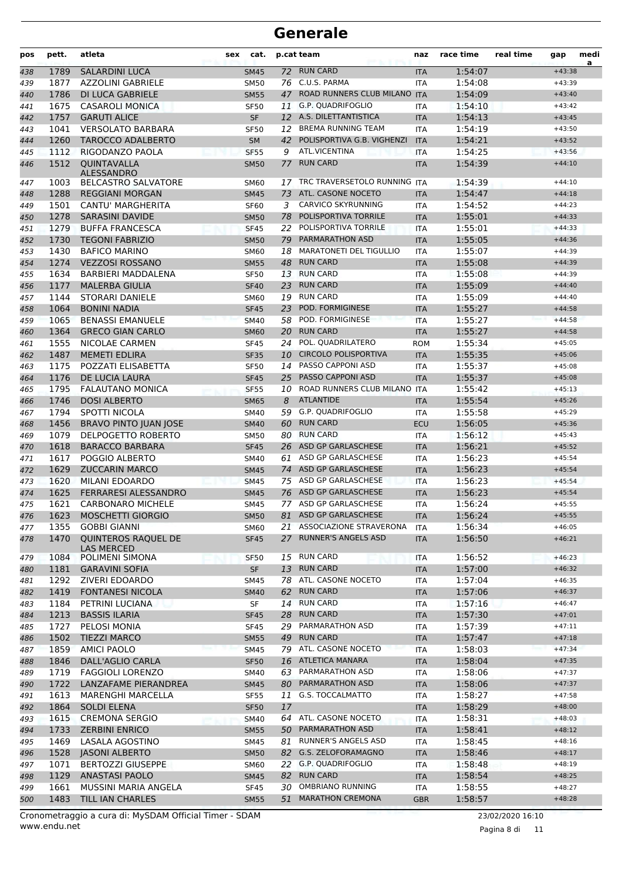# Generale

| pos | pett. | atleta | sex | cat. | p.cat | team | naz | race time | real time | gap | media |
|---|---|---|---|---|---|---|---|---|---|---|---|
| 438 | 1789 | SALARDINI LUCA | | SM45 | 72 | RUN CARD | ITA | 1:54:07 | | +43:38 | |
| 439 | 1877 | AZZOLINI GABRIELE | | SM50 | 76 | C.U.S. PARMA | ITA | 1:54:08 | | +43:39 | |
| 440 | 1786 | DI LUCA GABRIELE | | SM55 | 47 | ROAD RUNNERS CLUB MILANO | ITA | 1:54:09 | | +43:40 | |
| 441 | 1675 | CASAROLI MONICA | | SF50 | 11 | G.P. QUADRIFOGLIO | ITA | 1:54:10 | | +43:42 | |
| 442 | 1757 | GARUTI ALICE | | SF | 12 | A.S. DILETTANTISTICA | ITA | 1:54:13 | | +43:45 | |
| 443 | 1041 | VERSOLATO BARBARA | | SF50 | 12 | BREMA RUNNING TEAM | ITA | 1:54:19 | | +43:50 | |
| 444 | 1260 | TAROCCO ADALBERTO | | SM | 42 | POLISPORTIVA G.B. VIGHENZI | ITA | 1:54:21 | | +43:52 | |
| 445 | 1112 | RIGODANZO PAOLA | | SF55 | 9 | ATL.VICENTINA | ITA | 1:54:25 | | +43:56 | |
| 446 | 1512 | QUINTAVALLA ALESSANDRO | | SM50 | 77 | RUN CARD | ITA | 1:54:39 | | +44:10 | |
| 447 | 1003 | BELCASTRO SALVATORE | | SM60 | 17 | TRC TRAVERSETOLO RUNNING | ITA | 1:54:39 | | +44:10 | |
| 448 | 1288 | REGGIANI MORGAN | | SM45 | 73 | ATL. CASONE NOCETO | ITA | 1:54:47 | | +44:18 | |
| 449 | 1501 | CANTU' MARGHERITA | | SF60 | 3 | CARVICO SKYRUNNING | ITA | 1:54:52 | | +44:23 | |
| 450 | 1278 | SARASINI DAVIDE | | SM50 | 78 | POLISPORTIVA TORRILE | ITA | 1:55:01 | | +44:33 | |
| 451 | 1279 | BUFFA FRANCESCA | | SF45 | 22 | POLISPORTIVA TORRILE | ITA | 1:55:01 | | +44:33 | |
| 452 | 1730 | TEGONI FABRIZIO | | SM50 | 79 | PARMARATHON ASD | ITA | 1:55:05 | | +44:36 | |
| 453 | 1430 | BAFICO MARINO | | SM60 | 18 | MARATONETI DEL TIGULLIO | ITA | 1:55:07 | | +44:39 | |
| 454 | 1274 | VEZZOSI ROSSANO | | SM55 | 48 | RUN CARD | ITA | 1:55:08 | | +44:39 | |
| 455 | 1634 | BARBIERI MADDALENA | | SF50 | 13 | RUN CARD | ITA | 1:55:08 | | +44:39 | |
| 456 | 1177 | MALERBA GIULIA | | SF40 | 23 | RUN CARD | ITA | 1:55:09 | | +44:40 | |
| 457 | 1144 | STORARI DANIELE | | SM60 | 19 | RUN CARD | ITA | 1:55:09 | | +44:40 | |
| 458 | 1064 | BONINI NADIA | | SF45 | 23 | POD. FORMIGINESE | ITA | 1:55:27 | | +44:58 | |
| 459 | 1065 | BENASSI EMANUELE | | SM40 | 58 | POD. FORMIGINESE | ITA | 1:55:27 | | +44:58 | |
| 460 | 1364 | GRECO GIAN CARLO | | SM60 | 20 | RUN CARD | ITA | 1:55:27 | | +44:58 | |
| 461 | 1555 | NICOLAE CARMEN | | SF45 | 24 | POL. QUADRILATERO | ROM | 1:55:34 | | +45:05 | |
| 462 | 1487 | MEMETI EDLIRA | | SF35 | 10 | CIRCOLO POLISPORTIVA | ITA | 1:55:35 | | +45:06 | |
| 463 | 1175 | POZZATI ELISABETTA | | SF50 | 14 | PASSO CAPPONI ASD | ITA | 1:55:37 | | +45:08 | |
| 464 | 1176 | DE LUCIA LAURA | | SF45 | 25 | PASSO CAPPONI ASD | ITA | 1:55:37 | | +45:08 | |
| 465 | 1795 | FALAUTANO MONICA | | SF55 | 10 | ROAD RUNNERS CLUB MILANO | ITA | 1:55:42 | | +45:13 | |
| 466 | 1746 | DOSI ALBERTO | | SM65 | 8 | ATLANTIDE | ITA | 1:55:54 | | +45:26 | |
| 467 | 1794 | SPOTTI NICOLA | | SM40 | 59 | G.P. QUADRIFOGLIO | ITA | 1:55:58 | | +45:29 | |
| 468 | 1456 | BRAVO PINTO JUAN JOSE | | SM40 | 60 | RUN CARD | ECU | 1:56:05 | | +45:36 | |
| 469 | 1079 | DELPOGETTO ROBERTO | | SM50 | 80 | RUN CARD | ITA | 1:56:12 | | +45:43 | |
| 470 | 1618 | BARACCO BARBARA | | SF45 | 26 | ASD GP GARLASCHESE | ITA | 1:56:21 | | +45:52 | |
| 471 | 1617 | POGGIO ALBERTO | | SM40 | 61 | ASD GP GARLASCHESE | ITA | 1:56:23 | | +45:54 | |
| 472 | 1629 | ZUCCARIN MARCO | | SM45 | 74 | ASD GP GARLASCHESE | ITA | 1:56:23 | | +45:54 | |
| 473 | 1620 | MILANI EDOARDO | | SM45 | 75 | ASD GP GARLASCHESE | ITA | 1:56:23 | | +45:54 | |
| 474 | 1625 | FERRARESI ALESSANDRO | | SM45 | 76 | ASD GP GARLASCHESE | ITA | 1:56:23 | | +45:54 | |
| 475 | 1621 | CARBONARO MICHELE | | SM45 | 77 | ASD GP GARLASCHESE | ITA | 1:56:24 | | +45:55 | |
| 476 | 1623 | MOSCHETTI GIORGIO | | SM50 | 81 | ASD GP GARLASCHESE | ITA | 1:56:24 | | +45:55 | |
| 477 | 1355 | GOBBI GIANNI | | SM60 | 21 | ASSOCIAZIONE STRAVERONA | ITA | 1:56:34 | | +46:05 | |
| 478 | 1470 | QUINTEROS RAQUEL DE LAS MERCED | | SF45 | 27 | RUNNER'S ANGELS ASD | ITA | 1:56:50 | | +46:21 | |
| 479 | 1084 | POLIMENI SIMONA | | SF50 | 15 | RUN CARD | ITA | 1:56:52 | | +46:23 | |
| 480 | 1181 | GARAVINI SOFIA | | SF | 13 | RUN CARD | ITA | 1:57:00 | | +46:32 | |
| 481 | 1292 | ZIVERI EDOARDO | | SM45 | 78 | ATL. CASONE NOCETO | ITA | 1:57:04 | | +46:35 | |
| 482 | 1419 | FONTANESI NICOLA | | SM40 | 62 | RUN CARD | ITA | 1:57:06 | | +46:37 | |
| 483 | 1184 | PETRINI LUCIANA | | SF | 14 | RUN CARD | ITA | 1:57:16 | | +46:47 | |
| 484 | 1213 | BASSIS ILARIA | | SF45 | 28 | RUN CARD | ITA | 1:57:30 | | +47:01 | |
| 485 | 1727 | PELOSI MONIA | | SF45 | 29 | PARMARATHON ASD | ITA | 1:57:39 | | +47:11 | |
| 486 | 1502 | TIEZZI MARCO | | SM55 | 49 | RUN CARD | ITA | 1:57:47 | | +47:18 | |
| 487 | 1859 | AMICI PAOLO | | SM45 | 79 | ATL. CASONE NOCETO | ITA | 1:58:03 | | +47:34 | |
| 488 | 1846 | DALL'AGLIO CARLA | | SF50 | 16 | ATLETICA MANARA | ITA | 1:58:04 | | +47:35 | |
| 489 | 1719 | FAGGIOLI LORENZO | | SM40 | 63 | PARMARATHON ASD | ITA | 1:58:06 | | +47:37 | |
| 490 | 1722 | LANZAFAME PIERANDREA | | SM45 | 80 | PARMARATHON ASD | ITA | 1:58:06 | | +47:37 | |
| 491 | 1613 | MARENGHI MARCELLA | | SF55 | 11 | G.S. TOCCALMATTO | ITA | 1:58:27 | | +47:58 | |
| 492 | 1864 | SOLDI ELENA | | SF50 | 17 | | ITA | 1:58:29 | | +48:00 | |
| 493 | 1615 | CREMONA SERGIO | | SM40 | 64 | ATL. CASONE NOCETO | ITA | 1:58:31 | | +48:03 | |
| 494 | 1733 | ZERBINI ENRICO | | SM55 | 50 | PARMARATHON ASD | ITA | 1:58:41 | | +48:12 | |
| 495 | 1469 | LASALA AGOSTINO | | SM45 | 81 | RUNNER'S ANGELS ASD | ITA | 1:58:45 | | +48:16 | |
| 496 | 1528 | JASONI ALBERTO | | SM50 | 82 | G.S. ZELOFORAMAGNO | ITA | 1:58:46 | | +48:17 | |
| 497 | 1071 | BERTOZZI GIUSEPPE | | SM60 | 22 | G.P. QUADRIFOGLIO | ITA | 1:58:48 | | +48:19 | |
| 498 | 1129 | ANASTASI PAOLO | | SM45 | 82 | RUN CARD | ITA | 1:58:54 | | +48:25 | |
| 499 | 1661 | MUSSINI MARIA ANGELA | | SF45 | 30 | OMBRIANO RUNNING | ITA | 1:58:55 | | +48:27 | |
| 500 | 1483 | TILL IAN CHARLES | | SM55 | 51 | MARATHON CREMONA | GBR | 1:58:57 | | +48:28 | |

Cronometraggio a cura di: MySDAM Official Timer - SDAM
www.endu.net

23/02/2020 16:10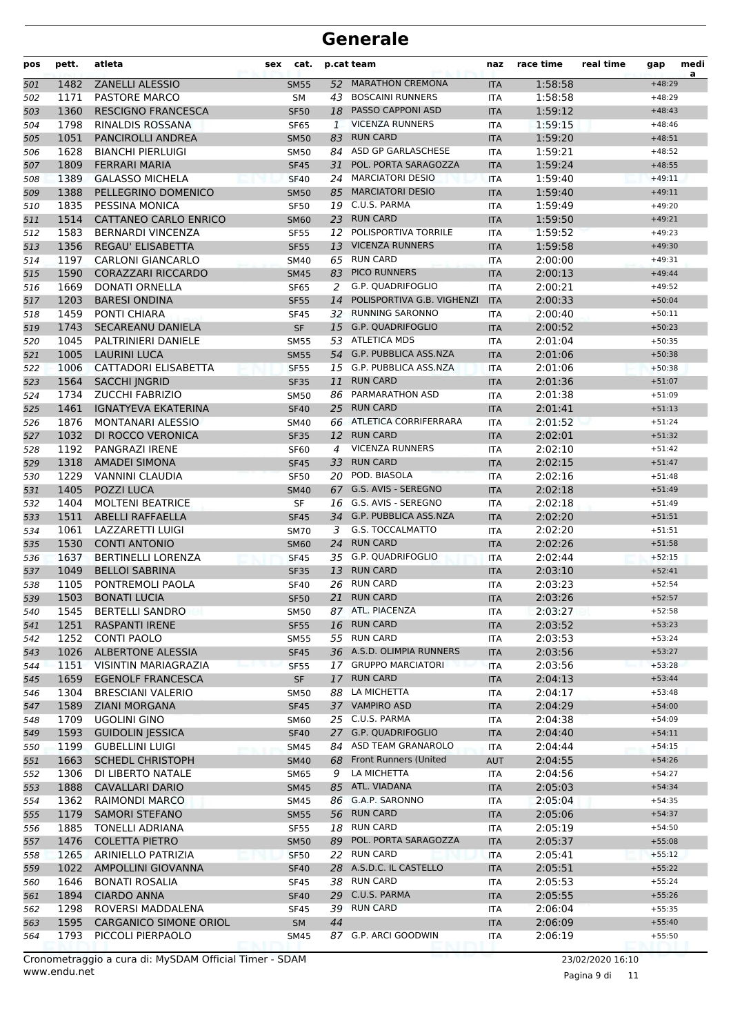# Generale

| pos | pett. | atleta | sex | cat. | p.cat | team | naz | race time | real time | gap | media |
|---|---|---|---|---|---|---|---|---|---|---|---|
| 501 | 1482 | ZANELLI ALESSIO | | SM55 | 52 | MARATHON CREMONA | ITA | 1:58:58 | | +48:29 | |
| 502 | 1171 | PASTORE MARCO | | SM | 43 | BOSCAINI RUNNERS | ITA | 1:58:58 | | +48:29 | |
| 503 | 1360 | RESCIGNO FRANCESCA | | SF50 | 18 | PASSO CAPPONI ASD | ITA | 1:59:12 | | +48:43 | |
| 504 | 1798 | RINALDIS ROSSANA | | SF65 | 1 | VICENZA RUNNERS | ITA | 1:59:15 | | +48:46 | |
| 505 | 1051 | PANCIROLLI ANDREA | | SM50 | 83 | RUN CARD | ITA | 1:59:20 | | +48:51 | |
| 506 | 1628 | BIANCHI PIERLUIGI | | SM50 | 84 | ASD GP GARLASCHESE | ITA | 1:59:21 | | +48:52 | |
| 507 | 1809 | FERRARI MARIA | | SF45 | 31 | POL. PORTA SARAGOZZA | ITA | 1:59:24 | | +48:55 | |
| 508 | 1389 | GALASSO MICHELA | | SF40 | 24 | MARCIATORI DESIO | ITA | 1:59:40 | | +49:11 | |
| 509 | 1388 | PELLEGRINO DOMENICO | | SM50 | 85 | MARCIATORI DESIO | ITA | 1:59:40 | | +49:11 | |
| 510 | 1835 | PESSINA MONICA | | SF50 | 19 | C.U.S. PARMA | ITA | 1:59:49 | | +49:20 | |
| 511 | 1514 | CATTANEO CARLO ENRICO | | SM60 | 23 | RUN CARD | ITA | 1:59:50 | | +49:21 | |
| 512 | 1583 | BERNARDI VINCENZA | | SF55 | 12 | POLISPORTIVA TORRILE | ITA | 1:59:52 | | +49:23 | |
| 513 | 1356 | REGAU' ELISABETTA | | SF55 | 13 | VICENZA RUNNERS | ITA | 1:59:58 | | +49:30 | |
| 514 | 1197 | CARLONI GIANCARLO | | SM40 | 65 | RUN CARD | ITA | 2:00:00 | | +49:31 | |
| 515 | 1590 | CORAZZARI RICCARDO | | SM45 | 83 | PICO RUNNERS | ITA | 2:00:13 | | +49:44 | |
| 516 | 1669 | DONATI ORNELLA | | SF65 | 2 | G.P. QUADRIFOGLIO | ITA | 2:00:21 | | +49:52 | |
| 517 | 1203 | BARESI ONDINA | | SF55 | 14 | POLISPORTIVA G.B. VIGHENZI | ITA | 2:00:33 | | +50:04 | |
| 518 | 1459 | PONTI CHIARA | | SF45 | 32 | RUNNING SARONNO | ITA | 2:00:40 | | +50:11 | |
| 519 | 1743 | SECAREANU DANIELA | | SF | 15 | G.P. QUADRIFOGLIO | ITA | 2:00:52 | | +50:23 | |
| 520 | 1045 | PALTRINIERI DANIELE | | SM55 | 53 | ATLETICA MDS | ITA | 2:01:04 | | +50:35 | |
| 521 | 1005 | LAURINI LUCA | | SM55 | 54 | G.P. PUBBLICA ASS.NZA | ITA | 2:01:06 | | +50:38 | |
| 522 | 1006 | CATTADORI ELISABETTA | | SF55 | 15 | G.P. PUBBLICA ASS.NZA | ITA | 2:01:06 | | +50:38 | |
| 523 | 1564 | SACCHI JNGRID | | SF35 | 11 | RUN CARD | ITA | 2:01:36 | | +51:07 | |
| 524 | 1734 | ZUCCHI FABRIZIO | | SM50 | 86 | PARMARATHON ASD | ITA | 2:01:38 | | +51:09 | |
| 525 | 1461 | IGNATYEVA EKATERINA | | SF40 | 25 | RUN CARD | ITA | 2:01:41 | | +51:13 | |
| 526 | 1876 | MONTANARI ALESSIO | | SM40 | 66 | ATLETICA CORRIFERRARA | ITA | 2:01:52 | | +51:24 | |
| 527 | 1032 | DI ROCCO VERONICA | | SF35 | 12 | RUN CARD | ITA | 2:02:01 | | +51:32 | |
| 528 | 1192 | PANGRAZI IRENE | | SF60 | 4 | VICENZA RUNNERS | ITA | 2:02:10 | | +51:42 | |
| 529 | 1318 | AMADEI SIMONA | | SF45 | 33 | RUN CARD | ITA | 2:02:15 | | +51:47 | |
| 530 | 1229 | VANNINI CLAUDIA | | SF50 | 20 | POD. BIASOLA | ITA | 2:02:16 | | +51:48 | |
| 531 | 1405 | POZZI LUCA | | SM40 | 67 | G.S. AVIS - SEREGNO | ITA | 2:02:18 | | +51:49 | |
| 532 | 1404 | MOLTENI BEATRICE | | SF | 16 | G.S. AVIS - SEREGNO | ITA | 2:02:18 | | +51:49 | |
| 533 | 1511 | ABELLI RAFFAELLA | | SF45 | 34 | G.P. PUBBLICA ASS.NZA | ITA | 2:02:20 | | +51:51 | |
| 534 | 1061 | LAZZARETTI LUIGI | | SM70 | 3 | G.S. TOCCALMATTO | ITA | 2:02:20 | | +51:51 | |
| 535 | 1530 | CONTI ANTONIO | | SM60 | 24 | RUN CARD | ITA | 2:02:26 | | +51:58 | |
| 536 | 1637 | BERTINELLI LORENZA | | SF45 | 35 | G.P. QUADRIFOGLIO | ITA | 2:02:44 | | +52:15 | |
| 537 | 1049 | BELLOI SABRINA | | SF35 | 13 | RUN CARD | ITA | 2:03:10 | | +52:41 | |
| 538 | 1105 | PONTREMOLI PAOLA | | SF40 | 26 | RUN CARD | ITA | 2:03:23 | | +52:54 | |
| 539 | 1503 | BONATI LUCIA | | SF50 | 21 | RUN CARD | ITA | 2:03:26 | | +52:57 | |
| 540 | 1545 | BERTELLI SANDRO | | SM50 | 87 | ATL. PIACENZA | ITA | 2:03:27 | | +52:58 | |
| 541 | 1251 | RASPANTI IRENE | | SF55 | 16 | RUN CARD | ITA | 2:03:52 | | +53:23 | |
| 542 | 1252 | CONTI PAOLO | | SM55 | 55 | RUN CARD | ITA | 2:03:53 | | +53:24 | |
| 543 | 1026 | ALBERTONE ALESSIA | | SF45 | 36 | A.S.D. OLIMPIA RUNNERS | ITA | 2:03:56 | | +53:27 | |
| 544 | 1151 | VISINTIN MARIAGRAZIA | | SF55 | 17 | GRUPPO MARCIATORI | ITA | 2:03:56 | | +53:28 | |
| 545 | 1659 | EGENOLF FRANCESCA | | SF | 17 | RUN CARD | ITA | 2:04:13 | | +53:44 | |
| 546 | 1304 | BRESCIANI VALERIO | | SM50 | 88 | LA MICHETTA | ITA | 2:04:17 | | +53:48 | |
| 547 | 1589 | ZIANI MORGANA | | SF45 | 37 | VAMPIRO ASD | ITA | 2:04:29 | | +54:00 | |
| 548 | 1709 | UGOLINI GINO | | SM60 | 25 | C.U.S. PARMA | ITA | 2:04:38 | | +54:09 | |
| 549 | 1593 | GUIDOLIN JESSICA | | SF40 | 27 | G.P. QUADRIFOGLIO | ITA | 2:04:40 | | +54:11 | |
| 550 | 1199 | GUBELLINI LUIGI | | SM45 | 84 | ASD TEAM GRANAROLO | ITA | 2:04:44 | | +54:15 | |
| 551 | 1663 | SCHEDL CHRISTOPH | | SM40 | 68 | Front Runners (United | AUT | 2:04:55 | | +54:26 | |
| 552 | 1306 | DI LIBERTO NATALE | | SM65 | 9 | LA MICHETTA | ITA | 2:04:56 | | +54:27 | |
| 553 | 1888 | CAVALLARI DARIO | | SM45 | 85 | ATL. VIADANA | ITA | 2:05:03 | | +54:34 | |
| 554 | 1362 | RAIMONDI MARCO | | SM45 | 86 | G.A.P. SARONNO | ITA | 2:05:04 | | +54:35 | |
| 555 | 1179 | SAMORI STEFANO | | SM55 | 56 | RUN CARD | ITA | 2:05:06 | | +54:37 | |
| 556 | 1885 | TONELLI ADRIANA | | SF55 | 18 | RUN CARD | ITA | 2:05:19 | | +54:50 | |
| 557 | 1476 | COLETTA PIETRO | | SM50 | 89 | POL. PORTA SARAGOZZA | ITA | 2:05:37 | | +55:08 | |
| 558 | 1265 | ARINIELLO PATRIZIA | | SF50 | 22 | RUN CARD | ITA | 2:05:41 | | +55:12 | |
| 559 | 1022 | AMPOLLINI GIOVANNA | | SF40 | 28 | A.S.D.C. IL CASTELLO | ITA | 2:05:51 | | +55:22 | |
| 560 | 1646 | BONATI ROSALIA | | SF45 | 38 | RUN CARD | ITA | 2:05:53 | | +55:24 | |
| 561 | 1894 | CIARDO ANNA | | SF40 | 29 | C.U.S. PARMA | ITA | 2:05:55 | | +55:26 | |
| 562 | 1298 | ROVERSI MADDALENA | | SF45 | 39 | RUN CARD | ITA | 2:06:04 | | +55:35 | |
| 563 | 1595 | CARGANICO SIMONE ORIOL | | SM | 44 | | ITA | 2:06:09 | | +55:40 | |
| 564 | 1793 | PICCOLI PIERPAOLO | | SM45 | 87 | G.P. ARCI GOODWIN | ITA | 2:06:19 | | +55:50 | |

Cronometraggio a cura di: MySDAM Official Timer - SDAM
www.endu.net

23/02/2020 16:10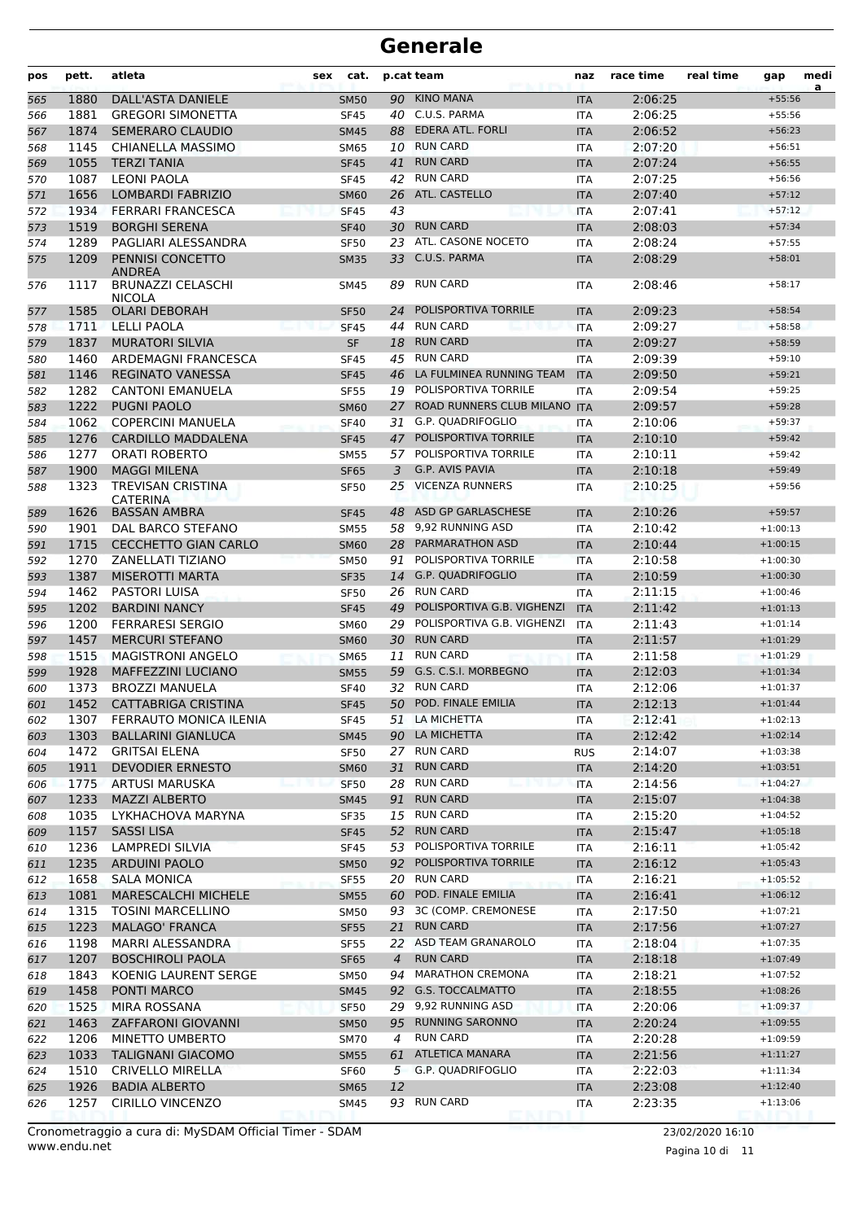# Generale

| pos | pett. | atleta | sex | cat. | p.cat | team | naz | race time | real time | gap | medi a |
|---|---|---|---|---|---|---|---|---|---|---|---|
| 565 | 1880 | DALL'ASTA DANIELE | | SM50 | 90 | KINO MANA | ITA | 2:06:25 | | +55:56 | |
| 566 | 1881 | GREGORI SIMONETTA | | SF45 | 40 | C.U.S. PARMA | ITA | 2:06:25 | | +55:56 | |
| 567 | 1874 | SEMERARO CLAUDIO | | SM45 | 88 | EDERA ATL. FORLI | ITA | 2:06:52 | | +56:23 | |
| 568 | 1145 | CHIANELLA MASSIMO | | SM65 | 10 | RUN CARD | ITA | 2:07:20 | | +56:51 | |
| 569 | 1055 | TERZI TANIA | | SF45 | 41 | RUN CARD | ITA | 2:07:24 | | +56:55 | |
| 570 | 1087 | LEONI PAOLA | | SF45 | 42 | RUN CARD | ITA | 2:07:25 | | +56:56 | |
| 571 | 1656 | LOMBARDI FABRIZIO | | SM60 | 26 | ATL. CASTELLO | ITA | 2:07:40 | | +57:12 | |
| 572 | 1934 | FERRARI FRANCESCA | | SF45 | 43 | | ITA | 2:07:41 | | +57:12 | |
| 573 | 1519 | BORGHI SERENA | | SF40 | 30 | RUN CARD | ITA | 2:08:03 | | +57:34 | |
| 574 | 1289 | PAGLIARI ALESSANDRA | | SF50 | 23 | ATL. CASONE NOCETO | ITA | 2:08:24 | | +57:55 | |
| 575 | 1209 | PENNISI CONCETTO ANDREA | | SM35 | 33 | C.U.S. PARMA | ITA | 2:08:29 | | +58:01 | |
| 576 | 1117 | BRUNAZZI CELASCHI NICOLA | | SM45 | 89 | RUN CARD | ITA | 2:08:46 | | +58:17 | |
| 577 | 1585 | OLARI DEBORAH | | SF50 | 24 | POLISPORTIVA TORRILE | ITA | 2:09:23 | | +58:54 | |
| 578 | 1711 | LELLI PAOLA | | SF45 | 44 | RUN CARD | ITA | 2:09:27 | | +58:58 | |
| 579 | 1837 | MURATORI SILVIA | | SF | 18 | RUN CARD | ITA | 2:09:27 | | +58:59 | |
| 580 | 1460 | ARDEMAGNI FRANCESCA | | SF45 | 45 | RUN CARD | ITA | 2:09:39 | | +59:10 | |
| 581 | 1146 | REGINATO VANESSA | | SF45 | 46 | LA FULMINEA RUNNING TEAM | ITA | 2:09:50 | | +59:21 | |
| 582 | 1282 | CANTONI EMANUELA | | SF55 | 19 | POLISPORTIVA TORRILE | ITA | 2:09:54 | | +59:25 | |
| 583 | 1222 | PUGNI PAOLO | | SM60 | 27 | ROAD RUNNERS CLUB MILANO | ITA | 2:09:57 | | +59:28 | |
| 584 | 1062 | COPERCINI MANUELA | | SF40 | 31 | G.P. QUADRIFOGLIO | ITA | 2:10:06 | | +59:37 | |
| 585 | 1276 | CARDILLO MADDALENA | | SF45 | 47 | POLISPORTIVA TORRILE | ITA | 2:10:10 | | +59:42 | |
| 586 | 1277 | ORATI ROBERTO | | SM55 | 57 | POLISPORTIVA TORRILE | ITA | 2:10:11 | | +59:42 | |
| 587 | 1900 | MAGGI MILENA | | SF65 | 3 | G.P. AVIS PAVIA | ITA | 2:10:18 | | +59:49 | |
| 588 | 1323 | TREVISAN CRISTINA CATERINA | | SF50 | 25 | VICENZA RUNNERS | ITA | 2:10:25 | | +59:56 | |
| 589 | 1626 | BASSAN AMBRA | | SF45 | 48 | ASD GP GARLASCHESE | ITA | 2:10:26 | | +59:57 | |
| 590 | 1901 | DAL BARCO STEFANO | | SM55 | 58 | 9,92 RUNNING ASD | ITA | 2:10:42 | | +1:00:13 | |
| 591 | 1715 | CECCHETTO GIAN CARLO | | SM60 | 28 | PARMARATHON ASD | ITA | 2:10:44 | | +1:00:15 | |
| 592 | 1270 | ZANELLATI TIZIANO | | SM50 | 91 | POLISPORTIVA TORRILE | ITA | 2:10:58 | | +1:00:30 | |
| 593 | 1387 | MISEROTTI MARTA | | SF35 | 14 | G.P. QUADRIFOGLIO | ITA | 2:10:59 | | +1:00:30 | |
| 594 | 1462 | PASTORI LUISA | | SF50 | 26 | RUN CARD | ITA | 2:11:15 | | +1:00:46 | |
| 595 | 1202 | BARDINI NANCY | | SF45 | 49 | POLISPORTIVA G.B. VIGHENZI | ITA | 2:11:42 | | +1:01:13 | |
| 596 | 1200 | FERRARESI SERGIO | | SM60 | 29 | POLISPORTIVA G.B. VIGHENZI | ITA | 2:11:43 | | +1:01:14 | |
| 597 | 1457 | MERCURI STEFANO | | SM60 | 30 | RUN CARD | ITA | 2:11:57 | | +1:01:29 | |
| 598 | 1515 | MAGISTRONI ANGELO | | SM65 | 11 | RUN CARD | ITA | 2:11:58 | | +1:01:29 | |
| 599 | 1928 | MAFFEZZINI LUCIANO | | SM55 | 59 | G.S. C.S.I. MORBEGNO | ITA | 2:12:03 | | +1:01:34 | |
| 600 | 1373 | BROZZI MANUELA | | SF40 | 32 | RUN CARD | ITA | 2:12:06 | | +1:01:37 | |
| 601 | 1452 | CATTABRIGA CRISTINA | | SF45 | 50 | POD. FINALE EMILIA | ITA | 2:12:13 | | +1:01:44 | |
| 602 | 1307 | FERRAUTO MONICA ILENIA | | SF45 | 51 | LA MICHETTA | ITA | 2:12:41 | | +1:02:13 | |
| 603 | 1303 | BALLARINI GIANLUCA | | SM45 | 90 | LA MICHETTA | ITA | 2:12:42 | | +1:02:14 | |
| 604 | 1472 | GRITSAI ELENA | | SF50 | 27 | RUN CARD | RUS | 2:14:07 | | +1:03:38 | |
| 605 | 1911 | DEVODIER ERNESTO | | SM60 | 31 | RUN CARD | ITA | 2:14:20 | | +1:03:51 | |
| 606 | 1775 | ARTUSI MARUSKA | | SF50 | 28 | RUN CARD | ITA | 2:14:56 | | +1:04:27 | |
| 607 | 1233 | MAZZI ALBERTO | | SM45 | 91 | RUN CARD | ITA | 2:15:07 | | +1:04:38 | |
| 608 | 1035 | LYKHACHOVA MARYNA | | SF35 | 15 | RUN CARD | ITA | 2:15:20 | | +1:04:52 | |
| 609 | 1157 | SASSI LISA | | SF45 | 52 | RUN CARD | ITA | 2:15:47 | | +1:05:18 | |
| 610 | 1236 | LAMPREDI SILVIA | | SF45 | 53 | POLISPORTIVA TORRILE | ITA | 2:16:11 | | +1:05:42 | |
| 611 | 1235 | ARDUINI PAOLO | | SM50 | 92 | POLISPORTIVA TORRILE | ITA | 2:16:12 | | +1:05:43 | |
| 612 | 1658 | SALA MONICA | | SF55 | 20 | RUN CARD | ITA | 2:16:21 | | +1:05:52 | |
| 613 | 1081 | MARESCALCHI MICHELE | | SM55 | 60 | POD. FINALE EMILIA | ITA | 2:16:41 | | +1:06:12 | |
| 614 | 1315 | TOSINI MARCELLINO | | SM50 | 93 | 3C (COMP. CREMONESE | ITA | 2:17:50 | | +1:07:21 | |
| 615 | 1223 | MALAGO' FRANCA | | SF55 | 21 | RUN CARD | ITA | 2:17:56 | | +1:07:27 | |
| 616 | 1198 | MARRI ALESSANDRA | | SF55 | 22 | ASD TEAM GRANAROLO | ITA | 2:18:04 | | +1:07:35 | |
| 617 | 1207 | BOSCHIROLI PAOLA | | SF65 | 4 | RUN CARD | ITA | 2:18:18 | | +1:07:49 | |
| 618 | 1843 | KOENIG LAURENT SERGE | | SM50 | 94 | MARATHON CREMONA | ITA | 2:18:21 | | +1:07:52 | |
| 619 | 1458 | PONTI MARCO | | SM45 | 92 | G.S. TOCCALMATTO | ITA | 2:18:55 | | +1:08:26 | |
| 620 | 1525 | MIRA ROSSANA | | SF50 | 29 | 9,92 RUNNING ASD | ITA | 2:20:06 | | +1:09:37 | |
| 621 | 1463 | ZAFFARONI GIOVANNI | | SM50 | 95 | RUNNING SARONNO | ITA | 2:20:24 | | +1:09:55 | |
| 622 | 1206 | MINETTO UMBERTO | | SM70 | 4 | RUN CARD | ITA | 2:20:28 | | +1:09:59 | |
| 623 | 1033 | TALIGNANI GIACOMO | | SM55 | 61 | ATLETICA MANARA | ITA | 2:21:56 | | +1:11:27 | |
| 624 | 1510 | CRIVELLO MIRELLA | | SF60 | 5 | G.P. QUADRIFOGLIO | ITA | 2:22:03 | | +1:11:34 | |
| 625 | 1926 | BADIA ALBERTO | | SM65 | 12 | | ITA | 2:23:08 | | +1:12:40 | |
| 626 | 1257 | CIRILLO VINCENZO | | SM45 | 93 | RUN CARD | ITA | 2:23:35 | | +1:13:06 | |

Cronometraggio a cura di: MySDAM Official Timer - SDAM
www.endu.net

23/02/2020 16:10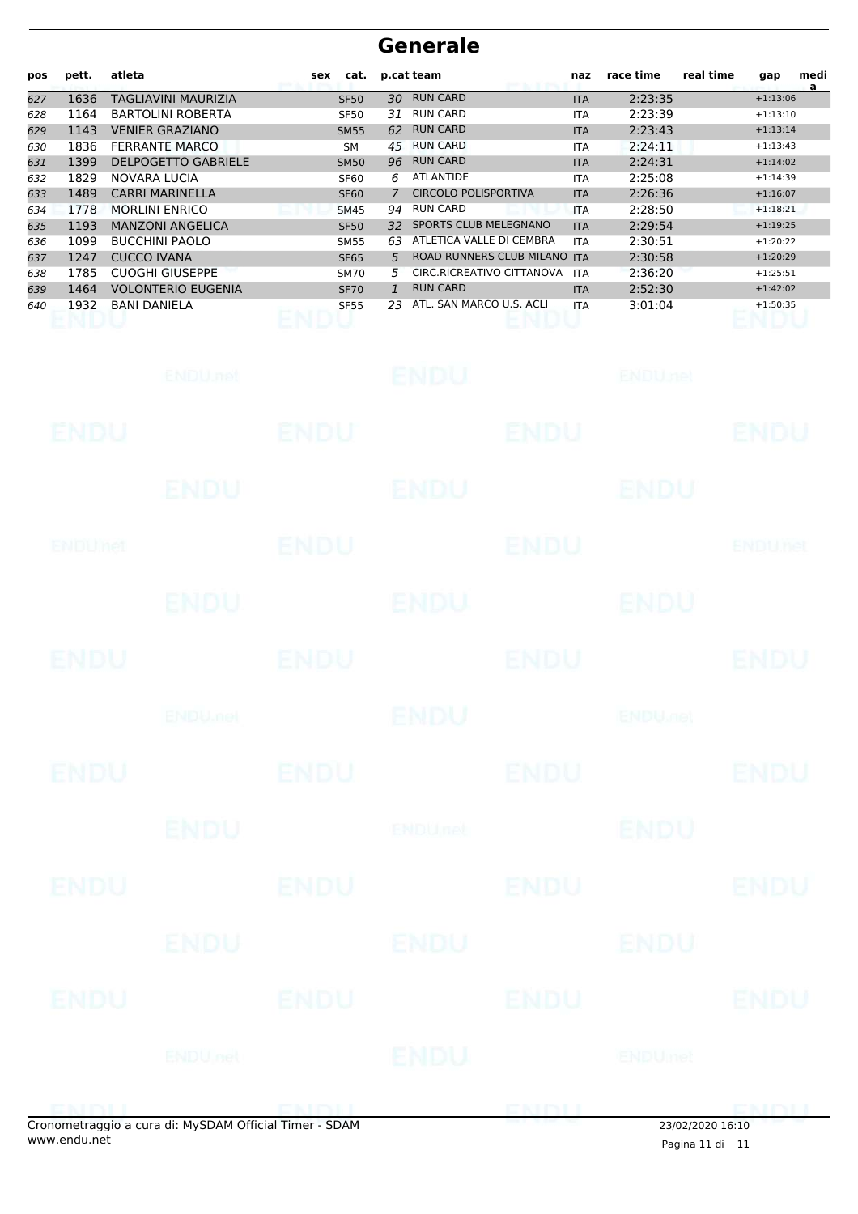# Generale

| pos | pett. | atleta | sex | cat. | p.cat | team | naz | race time | real time | gap | media |
|---|---|---|---|---|---|---|---|---|---|---|---|
| 627 | 1636 | TAGLIAVINI MAURIZIA | | SF50 | 30 | RUN CARD | ITA | 2:23:35 | | +1:13:06 | |
| 628 | 1164 | BARTOLINI ROBERTA | | SF50 | 31 | RUN CARD | ITA | 2:23:39 | | +1:13:10 | |
| 629 | 1143 | VENIER GRAZIANO | | SM55 | 62 | RUN CARD | ITA | 2:23:43 | | +1:13:14 | |
| 630 | 1836 | FERRANTE MARCO | | SM | 45 | RUN CARD | ITA | 2:24:11 | | +1:13:43 | |
| 631 | 1399 | DELPOGETTO GABRIELE | | SM50 | 96 | RUN CARD | ITA | 2:24:31 | | +1:14:02 | |
| 632 | 1829 | NOVARA LUCIA | | SF60 | 6 | ATLANTIDE | ITA | 2:25:08 | | +1:14:39 | |
| 633 | 1489 | CARRI MARINELLA | | SF60 | 7 | CIRCOLO POLISPORTIVA | ITA | 2:26:36 | | +1:16:07 | |
| 634 | 1778 | MORLINI ENRICO | | SM45 | 94 | RUN CARD | ITA | 2:28:50 | | +1:18:21 | |
| 635 | 1193 | MANZONI ANGELICA | | SF50 | 32 | SPORTS CLUB MELEGNANO | ITA | 2:29:54 | | +1:19:25 | |
| 636 | 1099 | BUCCHINI PAOLO | | SM55 | 63 | ATLETICA VALLE DI CEMBRA | ITA | 2:30:51 | | +1:20:22 | |
| 637 | 1247 | CUCCO IVANA | | SF65 | 5 | ROAD RUNNERS CLUB MILANO | ITA | 2:30:58 | | +1:20:29 | |
| 638 | 1785 | CUOGHI GIUSEPPE | | SM70 | 5 | CIRC.RICREATIVO CITTANOVA | ITA | 2:36:20 | | +1:25:51 | |
| 639 | 1464 | VOLONTERIO EUGENIA | | SF70 | 1 | RUN CARD | ITA | 2:52:30 | | +1:42:02 | |
| 640 | 1932 | BANI DANIELA | | SF55 | 23 | ATL. SAN MARCO U.S. ACLI | ITA | 3:01:04 | | +1:50:35 | |

Cronometraggio a cura di: MySDAM Official Timer - SDAM
www.endu.net

23/02/2020 16:10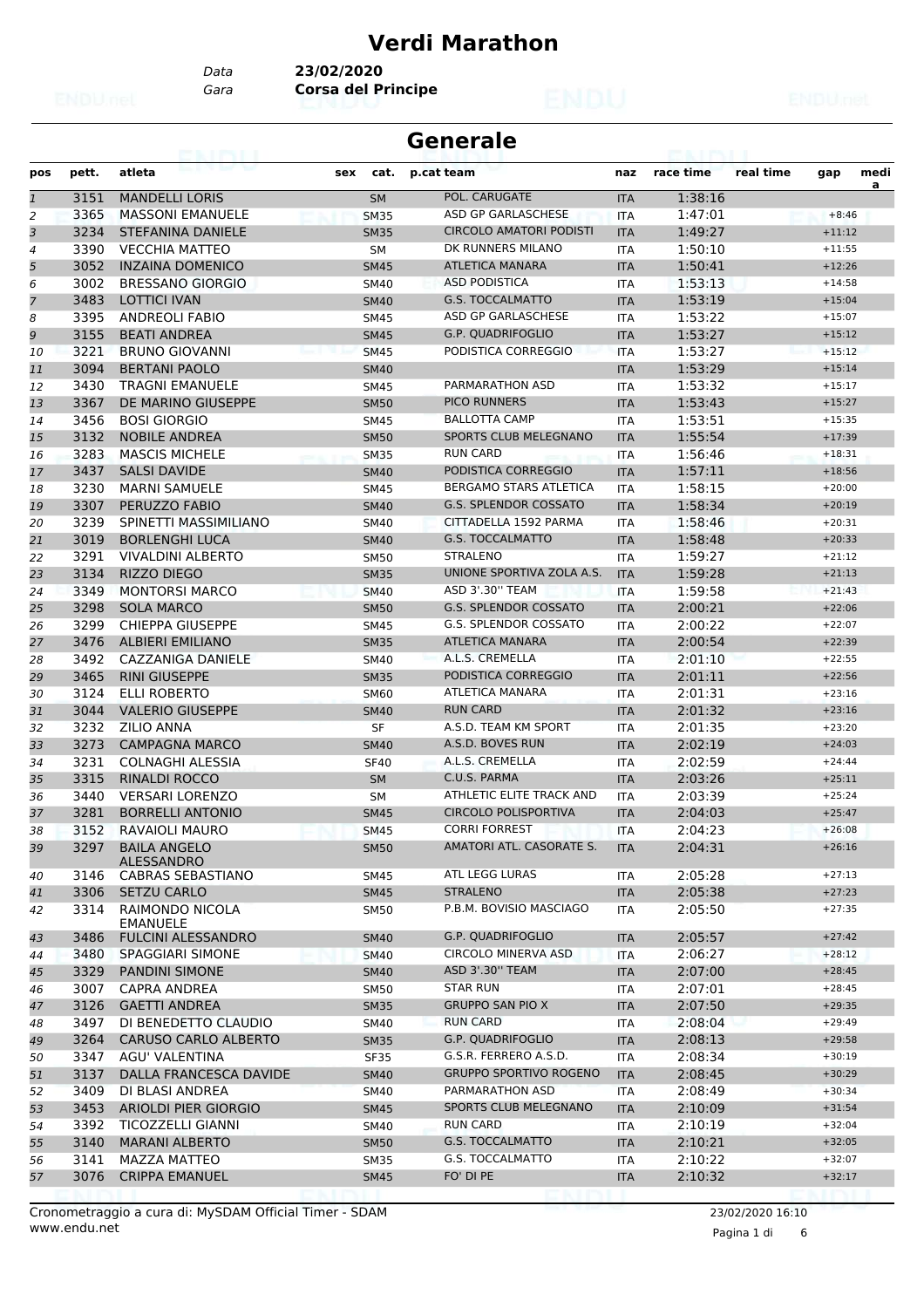# Verdi Marathon

*Data* **23/02/2020**
*Gara* **Corsa del Principe**

## Generale

| pos | pett. | atleta | sex | cat. | p.cat | team | naz | race time | real time | gap | media |
|---|---|---|---|---|---|---|---|---|---|---|---|
| 1 | 3151 | MANDELLI LORIS | | SM | | POL. CARUGATE | ITA | 1:38:16 | | | |
| 2 | 3365 | MASSONI EMANUELE | | SM35 | | ASD GP GARLASCHESE | ITA | 1:47:01 | | +8:46 | |
| 3 | 3234 | STEFANINA DANIELE | | SM35 | | CIRCOLO AMATORI PODISTI | ITA | 1:49:27 | | +11:12 | |
| 4 | 3390 | VECCHIA MATTEO | | SM | | DK RUNNERS MILANO | ITA | 1:50:10 | | +11:55 | |
| 5 | 3052 | INZAINA DOMENICO | | SM45 | | ATLETICA MANARA | ITA | 1:50:41 | | +12:26 | |
| 6 | 3002 | BRESSANO GIORGIO | | SM40 | | ASD PODISTICA | ITA | 1:53:13 | | +14:58 | |
| 7 | 3483 | LOTTICI IVAN | | SM40 | | G.S. TOCCALMATTO | ITA | 1:53:19 | | +15:04 | |
| 8 | 3395 | ANDREOLI FABIO | | SM45 | | ASD GP GARLASCHESE | ITA | 1:53:22 | | +15:07 | |
| 9 | 3155 | BEATI ANDREA | | SM45 | | G.P. QUADRIFOGLIO | ITA | 1:53:27 | | +15:12 | |
| 10 | 3221 | BRUNO GIOVANNI | | SM45 | | PODISTICA CORREGGIO | ITA | 1:53:27 | | +15:12 | |
| 11 | 3094 | BERTANI PAOLO | | SM40 | | | ITA | 1:53:29 | | +15:14 | |
| 12 | 3430 | TRAGNI EMANUELE | | SM45 | | PARMARATHON ASD | ITA | 1:53:32 | | +15:17 | |
| 13 | 3367 | DE MARINO GIUSEPPE | | SM50 | | PICO RUNNERS | ITA | 1:53:43 | | +15:27 | |
| 14 | 3456 | BOSI GIORGIO | | SM45 | | BALLOTTA CAMP | ITA | 1:53:51 | | +15:35 | |
| 15 | 3132 | NOBILE ANDREA | | SM50 | | SPORTS CLUB MELEGNANO | ITA | 1:55:54 | | +17:39 | |
| 16 | 3283 | MASCIS MICHELE | | SM35 | | RUN CARD | ITA | 1:56:46 | | +18:31 | |
| 17 | 3437 | SALSI DAVIDE | | SM40 | | PODISTICA CORREGGIO | ITA | 1:57:11 | | +18:56 | |
| 18 | 3230 | MARNI SAMUELE | | SM45 | | BERGAMO STARS ATLETICA | ITA | 1:58:15 | | +20:00 | |
| 19 | 3307 | PERUZZO FABIO | | SM40 | | G.S. SPLENDOR COSSATO | ITA | 1:58:34 | | +20:19 | |
| 20 | 3239 | SPINETTI MASSIMILIANO | | SM40 | | CITTADELLA 1592 PARMA | ITA | 1:58:46 | | +20:31 | |
| 21 | 3019 | BORLENGHI LUCA | | SM40 | | G.S. TOCCALMATTO | ITA | 1:58:48 | | +20:33 | |
| 22 | 3291 | VIVALDINI ALBERTO | | SM50 | | STRALENO | ITA | 1:59:27 | | +21:12 | |
| 23 | 3134 | RIZZO DIEGO | | SM35 | | UNIONE SPORTIVA ZOLA A.S. | ITA | 1:59:28 | | +21:13 | |
| 24 | 3349 | MONTORSI MARCO | | SM40 | | ASD 3'.30'' TEAM | ITA | 1:59:58 | | +21:43 | |
| 25 | 3298 | SOLA MARCO | | SM50 | | G.S. SPLENDOR COSSATO | ITA | 2:00:21 | | +22:06 | |
| 26 | 3299 | CHIEPPA GIUSEPPE | | SM45 | | G.S. SPLENDOR COSSATO | ITA | 2:00:22 | | +22:07 | |
| 27 | 3476 | ALBIERI EMILIANO | | SM35 | | ATLETICA MANARA | ITA | 2:00:54 | | +22:39 | |
| 28 | 3492 | CAZZANIGA DANIELE | | SM40 | | A.L.S. CREMELLA | ITA | 2:01:10 | | +22:55 | |
| 29 | 3465 | RINI GIUSEPPE | | SM35 | | PODISTICA CORREGGIO | ITA | 2:01:11 | | +22:56 | |
| 30 | 3124 | ELLI ROBERTO | | SM60 | | ATLETICA MANARA | ITA | 2:01:31 | | +23:16 | |
| 31 | 3044 | VALERIO GIUSEPPE | | SM40 | | RUN CARD | ITA | 2:01:32 | | +23:16 | |
| 32 | 3232 | ZILIO ANNA | | SF | | A.S.D. TEAM KM SPORT | ITA | 2:01:35 | | +23:20 | |
| 33 | 3273 | CAMPAGNA MARCO | | SM40 | | A.S.D. BOVES RUN | ITA | 2:02:19 | | +24:03 | |
| 34 | 3231 | COLNAGHI ALESSIA | | SF40 | | A.L.S. CREMELLA | ITA | 2:02:59 | | +24:44 | |
| 35 | 3315 | RINALDI ROCCO | | SM | | C.U.S. PARMA | ITA | 2:03:26 | | +25:11 | |
| 36 | 3440 | VERSARI LORENZO | | SM | | ATHLETIC ELITE TRACK AND | ITA | 2:03:39 | | +25:24 | |
| 37 | 3281 | BORRELLI ANTONIO | | SM45 | | CIRCOLO POLISPORTIVA | ITA | 2:04:03 | | +25:47 | |
| 38 | 3152 | RAVAIOLI MAURO | | SM45 | | CORRI FORREST | ITA | 2:04:23 | | +26:08 | |
| 39 | 3297 | BAILA ANGELO ALESSANDRO | | SM50 | | AMATORI ATL. CASORATE S. | ITA | 2:04:31 | | +26:16 | |
| 40 | 3146 | CABRAS SEBASTIANO | | SM45 | | ATL LEGG LURAS | ITA | 2:05:28 | | +27:13 | |
| 41 | 3306 | SETZU CARLO | | SM45 | | STRALENO | ITA | 2:05:38 | | +27:23 | |
| 42 | 3314 | RAIMONDO NICOLA EMANUELE | | SM50 | | P.B.M. BOVISIO MASCIAGO | ITA | 2:05:50 | | +27:35 | |
| 43 | 3486 | FULCINI ALESSANDRO | | SM40 | | G.P. QUADRIFOGLIO | ITA | 2:05:57 | | +27:42 | |
| 44 | 3480 | SPAGGIARI SIMONE | | SM40 | | CIRCOLO MINERVA ASD | ITA | 2:06:27 | | +28:12 | |
| 45 | 3329 | PANDINI SIMONE | | SM40 | | ASD 3'.30'' TEAM | ITA | 2:07:00 | | +28:45 | |
| 46 | 3007 | CAPRA ANDREA | | SM50 | | STAR RUN | ITA | 2:07:01 | | +28:45 | |
| 47 | 3126 | GAETTI ANDREA | | SM35 | | GRUPPO SAN PIO X | ITA | 2:07:50 | | +29:35 | |
| 48 | 3497 | DI BENEDETTO CLAUDIO | | SM40 | | RUN CARD | ITA | 2:08:04 | | +29:49 | |
| 49 | 3264 | CARUSO CARLO ALBERTO | | SM35 | | G.P. QUADRIFOGLIO | ITA | 2:08:13 | | +29:58 | |
| 50 | 3347 | AGU' VALENTINA | | SF35 | | G.S.R. FERRERO A.S.D. | ITA | 2:08:34 | | +30:19 | |
| 51 | 3137 | DALLA FRANCESCA DAVIDE | | SM40 | | GRUPPO SPORTIVO ROGENO | ITA | 2:08:45 | | +30:29 | |
| 52 | 3409 | DI BLASI ANDREA | | SM40 | | PARMARATHON ASD | ITA | 2:08:49 | | +30:34 | |
| 53 | 3453 | ARIOLDI PIER GIORGIO | | SM45 | | SPORTS CLUB MELEGNANO | ITA | 2:10:09 | | +31:54 | |
| 54 | 3392 | TICOZZELLI GIANNI | | SM40 | | RUN CARD | ITA | 2:10:19 | | +32:04 | |
| 55 | 3140 | MARANI ALBERTO | | SM50 | | G.S. TOCCALMATTO | ITA | 2:10:21 | | +32:05 | |
| 56 | 3141 | MAZZA MATTEO | | SM35 | | G.S. TOCCALMATTO | ITA | 2:10:22 | | +32:07 | |
| 57 | 3076 | CRIPPA EMANUEL | | SM45 | | FO' DI PE | ITA | 2:10:32 | | +32:17 | |

Cronometraggio a cura di: MySDAM Official Timer - SDAM
www.endu.net

23/02/2020 16:10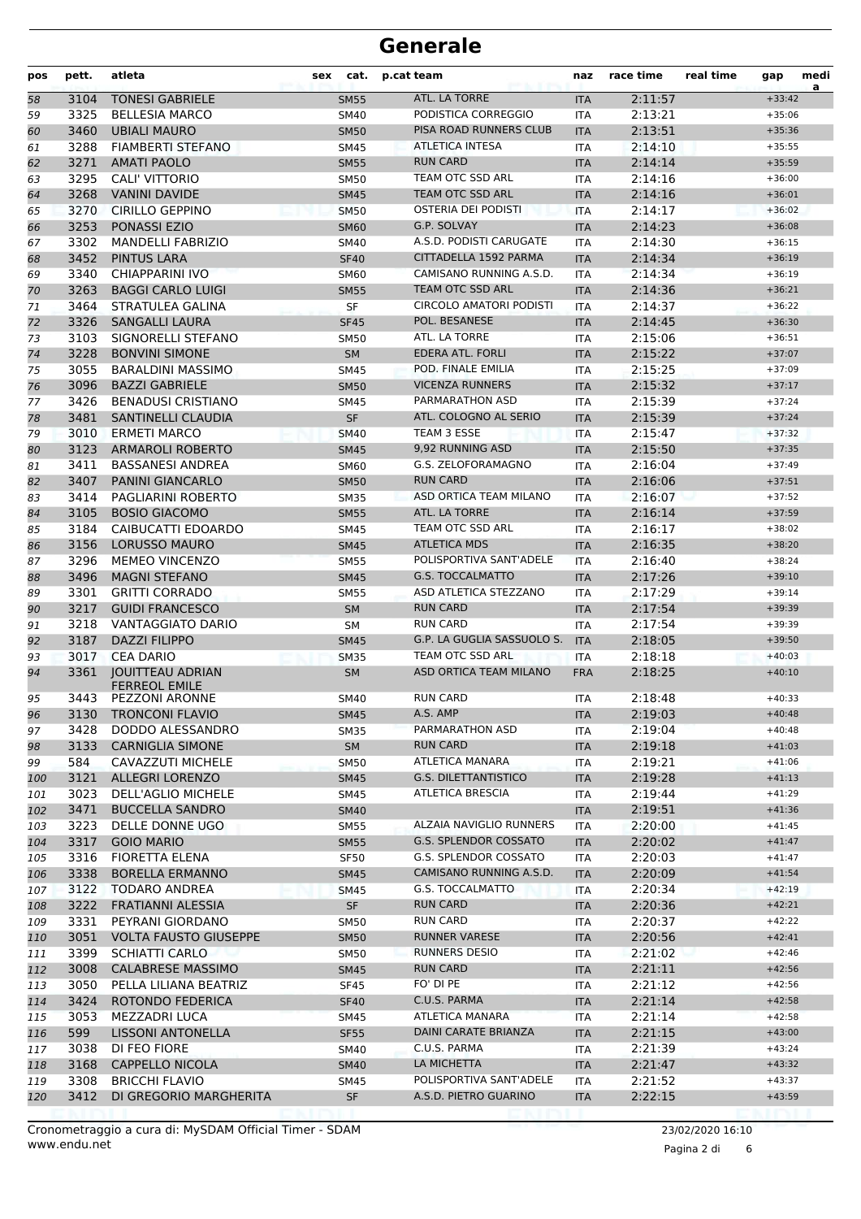# Generale

| pos | pett. | atleta | sex | cat. | p.cat | team | naz | race time | real time | gap | media |
|---|---|---|---|---|---|---|---|---|---|---|---|
| 58 | 3104 | TONESI GABRIELE | | SM55 | | ATL. LA TORRE | ITA | 2:11:57 | | +33:42 | |
| 59 | 3325 | BELLESIA MARCO | | SM40 | | PODISTICA CORREGGIO | ITA | 2:13:21 | | +35:06 | |
| 60 | 3460 | UBIALI MAURO | | SM50 | | PISA ROAD RUNNERS CLUB | ITA | 2:13:51 | | +35:36 | |
| 61 | 3288 | FIAMBERTI STEFANO | | SM45 | | ATLETICA INTESA | ITA | 2:14:10 | | +35:55 | |
| 62 | 3271 | AMATI PAOLO | | SM55 | | RUN CARD | ITA | 2:14:14 | | +35:59 | |
| 63 | 3295 | CALI' VITTORIO | | SM50 | | TEAM OTC SSD ARL | ITA | 2:14:16 | | +36:00 | |
| 64 | 3268 | VANINI DAVIDE | | SM45 | | TEAM OTC SSD ARL | ITA | 2:14:16 | | +36:01 | |
| 65 | 3270 | CIRILLO GEPPINO | | SM50 | | OSTERIA DEI PODISTI | ITA | 2:14:17 | | +36:02 | |
| 66 | 3253 | PONASSI EZIO | | SM60 | | G.P. SOLVAY | ITA | 2:14:23 | | +36:08 | |
| 67 | 3302 | MANDELLI FABRIZIO | | SM40 | | A.S.D. PODISTI CARUGATE | ITA | 2:14:30 | | +36:15 | |
| 68 | 3452 | PINTUS LARA | | SF40 | | CITTADELLA 1592 PARMA | ITA | 2:14:34 | | +36:19 | |
| 69 | 3340 | CHIAPPARINI IVO | | SM60 | | CAMISANO RUNNING A.S.D. | ITA | 2:14:34 | | +36:19 | |
| 70 | 3263 | BAGGI CARLO LUIGI | | SM55 | | TEAM OTC SSD ARL | ITA | 2:14:36 | | +36:21 | |
| 71 | 3464 | STRATULEA GALINA | | SF | | CIRCOLO AMATORI PODISTI | ITA | 2:14:37 | | +36:22 | |
| 72 | 3326 | SANGALLI LAURA | | SF45 | | POL. BESANESE | ITA | 2:14:45 | | +36:30 | |
| 73 | 3103 | SIGNORELLI STEFANO | | SM50 | | ATL. LA TORRE | ITA | 2:15:06 | | +36:51 | |
| 74 | 3228 | BONVINI SIMONE | | SM | | EDERA ATL. FORLI | ITA | 2:15:22 | | +37:07 | |
| 75 | 3055 | BARALDINI MASSIMO | | SM45 | | POD. FINALE EMILIA | ITA | 2:15:25 | | +37:09 | |
| 76 | 3096 | BAZZI GABRIELE | | SM50 | | VICENZA RUNNERS | ITA | 2:15:32 | | +37:17 | |
| 77 | 3426 | BENADUSI CRISTIANO | | SM45 | | PARMARATHON ASD | ITA | 2:15:39 | | +37:24 | |
| 78 | 3481 | SANTINELLI CLAUDIA | | SF | | ATL. COLOGNO AL SERIO | ITA | 2:15:39 | | +37:24 | |
| 79 | 3010 | ERMETI MARCO | | SM40 | | TEAM 3 ESSE | ITA | 2:15:47 | | +37:32 | |
| 80 | 3123 | ARMAROLI ROBERTO | | SM45 | | 9,92 RUNNING ASD | ITA | 2:15:50 | | +37:35 | |
| 81 | 3411 | BASSANESI ANDREA | | SM60 | | G.S. ZELOFORAMAGNO | ITA | 2:16:04 | | +37:49 | |
| 82 | 3407 | PANINI GIANCARLO | | SM50 | | RUN CARD | ITA | 2:16:06 | | +37:51 | |
| 83 | 3414 | PAGLIARINI ROBERTO | | SM35 | | ASD ORTICA TEAM MILANO | ITA | 2:16:07 | | +37:52 | |
| 84 | 3105 | BOSIO GIACOMO | | SM55 | | ATL. LA TORRE | ITA | 2:16:14 | | +37:59 | |
| 85 | 3184 | CAIBUCATTI EDOARDO | | SM45 | | TEAM OTC SSD ARL | ITA | 2:16:17 | | +38:02 | |
| 86 | 3156 | LORUSSO MAURO | | SM45 | | ATLETICA MDS | ITA | 2:16:35 | | +38:20 | |
| 87 | 3296 | MEMEO VINCENZO | | SM55 | | POLISPORTIVA SANT'ADELE | ITA | 2:16:40 | | +38:24 | |
| 88 | 3496 | MAGNI STEFANO | | SM45 | | G.S. TOCCALMATTO | ITA | 2:17:26 | | +39:10 | |
| 89 | 3301 | GRITTI CORRADO | | SM55 | | ASD ATLETICA STEZZANO | ITA | 2:17:29 | | +39:14 | |
| 90 | 3217 | GUIDI FRANCESCO | | SM | | RUN CARD | ITA | 2:17:54 | | +39:39 | |
| 91 | 3218 | VANTAGGIATO DARIO | | SM | | RUN CARD | ITA | 2:17:54 | | +39:39 | |
| 92 | 3187 | DAZZI FILIPPO | | SM45 | | G.P. LA GUGLIA SASSUOLO S. | ITA | 2:18:05 | | +39:50 | |
| 93 | 3017 | CEA DARIO | | SM35 | | TEAM OTC SSD ARL | ITA | 2:18:18 | | +40:03 | |
| 94 | 3361 | JOUITTEAU ADRIAN FERREOL EMILE | | SM | | ASD ORTICA TEAM MILANO | FRA | 2:18:25 | | +40:10 | |
| 95 | 3443 | PEZZONI ARONNE | | SM40 | | RUN CARD | ITA | 2:18:48 | | +40:33 | |
| 96 | 3130 | TRONCONI FLAVIO | | SM45 | | A.S. AMP | ITA | 2:19:03 | | +40:48 | |
| 97 | 3428 | DODDO ALESSANDRO | | SM35 | | PARMARATHON ASD | ITA | 2:19:04 | | +40:48 | |
| 98 | 3133 | CARNIGLIA SIMONE | | SM | | RUN CARD | ITA | 2:19:18 | | +41:03 | |
| 99 | 584 | CAVAZZUTI MICHELE | | SM50 | | ATLETICA MANARA | ITA | 2:19:21 | | +41:06 | |
| 100 | 3121 | ALLEGRI LORENZO | | SM45 | | G.S. DILETTANTISTICO | ITA | 2:19:28 | | +41:13 | |
| 101 | 3023 | DELL'AGLIO MICHELE | | SM45 | | ATLETICA BRESCIA | ITA | 2:19:44 | | +41:29 | |
| 102 | 3471 | BUCCELLA SANDRO | | SM40 | | | ITA | 2:19:51 | | +41:36 | |
| 103 | 3223 | DELLE DONNE UGO | | SM55 | | ALZAIA NAVIGLIO RUNNERS | ITA | 2:20:00 | | +41:45 | |
| 104 | 3317 | GOIO MARIO | | SM55 | | G.S. SPLENDOR COSSATO | ITA | 2:20:02 | | +41:47 | |
| 105 | 3316 | FIORETTA ELENA | | SF50 | | G.S. SPLENDOR COSSATO | ITA | 2:20:03 | | +41:47 | |
| 106 | 3338 | BORELLA ERMANNO | | SM45 | | CAMISANO RUNNING A.S.D. | ITA | 2:20:09 | | +41:54 | |
| 107 | 3122 | TODARO ANDREA | | SM45 | | G.S. TOCCALMATTO | ITA | 2:20:34 | | +42:19 | |
| 108 | 3222 | FRATIANNI ALESSIA | | SF | | RUN CARD | ITA | 2:20:36 | | +42:21 | |
| 109 | 3331 | PEYRANI GIORDANO | | SM50 | | RUN CARD | ITA | 2:20:37 | | +42:22 | |
| 110 | 3051 | VOLTA FAUSTO GIUSEPPE | | SM50 | | RUNNER VARESE | ITA | 2:20:56 | | +42:41 | |
| 111 | 3399 | SCHIATTI CARLO | | SM50 | | RUNNERS DESIO | ITA | 2:21:02 | | +42:46 | |
| 112 | 3008 | CALABRESE MASSIMO | | SM45 | | RUN CARD | ITA | 2:21:11 | | +42:56 | |
| 113 | 3050 | PELLA LILIANA BEATRIZ | | SF45 | | FO' DI PE | ITA | 2:21:12 | | +42:56 | |
| 114 | 3424 | ROTONDO FEDERICA | | SF40 | | C.U.S. PARMA | ITA | 2:21:14 | | +42:58 | |
| 115 | 3053 | MEZZADRI LUCA | | SM45 | | ATLETICA MANARA | ITA | 2:21:14 | | +42:58 | |
| 116 | 599 | LISSONI ANTONELLA | | SF55 | | DAINI CARATE BRIANZA | ITA | 2:21:15 | | +43:00 | |
| 117 | 3038 | DI FEO FIORE | | SM40 | | C.U.S. PARMA | ITA | 2:21:39 | | +43:24 | |
| 118 | 3168 | CAPPELLO NICOLA | | SM40 | | LA MICHETTA | ITA | 2:21:47 | | +43:32 | |
| 119 | 3308 | BRICCHI FLAVIO | | SM45 | | POLISPORTIVA SANT'ADELE | ITA | 2:21:52 | | +43:37 | |
| 120 | 3412 | DI GREGORIO MARGHERITA | | SF | | A.S.D. PIETRO GUARINO | ITA | 2:22:15 | | +43:59 | |

Cronometraggio a cura di: MySDAM Official Timer - SDAM
www.endu.net

23/02/2020 16:10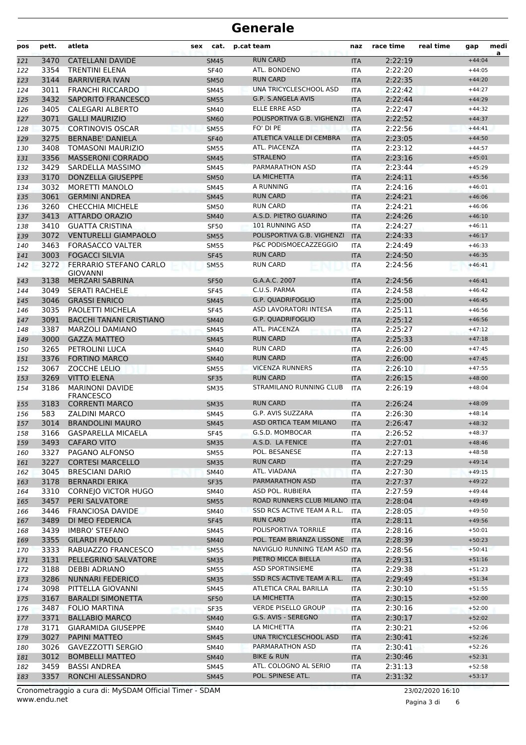# Generale

| pos | pett. | atleta | sex | cat. | p.cat | team | naz | race time | real time | gap | media |
|---|---|---|---|---|---|---|---|---|---|---|---|
| 121 | 3470 | CATELLANI DAVIDE | | SM45 | | RUN CARD | ITA | 2:22:19 | | +44:04 | |
| 122 | 3354 | TRENTINI ELENA | | SF40 | | ATL. BONDENO | ITA | 2:22:20 | | +44:05 | |
| 123 | 3144 | BARRIVIERA IVAN | | SM50 | | RUN CARD | ITA | 2:22:35 | | +44:20 | |
| 124 | 3011 | FRANCHI RICCARDO | | SM45 | | UNA TRICYCLESCHOOL ASD | ITA | 2:22:42 | | +44:27 | |
| 125 | 3432 | SAPORITO FRANCESCO | | SM55 | | G.P. S.ANGELA AVIS | ITA | 2:22:44 | | +44:29 | |
| 126 | 3405 | CALEGARI ALBERTO | | SM40 | | ELLE ERRE ASD | ITA | 2:22:47 | | +44:32 | |
| 127 | 3071 | GALLI MAURIZIO | | SM60 | | POLISPORTIVA G.B. VIGHENZI | ITA | 2:22:52 | | +44:37 | |
| 128 | 3075 | CORTINOVIS OSCAR | | SM55 | | FO' DI PE | ITA | 2:22:56 | | +44:41 | |
| 129 | 3275 | BERNABE' DANIELA | | SF40 | | ATLETICA VALLE DI CEMBRA | ITA | 2:23:05 | | +44:50 | |
| 130 | 3408 | TOMASONI MAURIZIO | | SM55 | | ATL. PIACENZA | ITA | 2:23:12 | | +44:57 | |
| 131 | 3356 | MASSERONI CORRADO | | SM45 | | STRALENO | ITA | 2:23:16 | | +45:01 | |
| 132 | 3429 | SARDELLA MASSIMO | | SM45 | | PARMARATHON ASD | ITA | 2:23:44 | | +45:29 | |
| 133 | 3170 | DONZELLA GIUSEPPE | | SM50 | | LA MICHETTA | ITA | 2:24:11 | | +45:56 | |
| 134 | 3032 | MORETTI MANOLO | | SM45 | | A RUNNING | ITA | 2:24:16 | | +46:01 | |
| 135 | 3061 | GERMINI ANDREA | | SM45 | | RUN CARD | ITA | 2:24:21 | | +46:06 | |
| 136 | 3260 | CHECCHIA MICHELE | | SM50 | | RUN CARD | ITA | 2:24:21 | | +46:06 | |
| 137 | 3413 | ATTARDO ORAZIO | | SM40 | | A.S.D. PIETRO GUARINO | ITA | 2:24:26 | | +46:10 | |
| 138 | 3410 | GUATTA CRISTINA | | SF50 | | 101 RUNNING ASD | ITA | 2:24:27 | | +46:11 | |
| 139 | 3072 | VENTURELLI GIAMPAOLO | | SM55 | | POLISPORTIVA G.B. VIGHENZI | ITA | 2:24:33 | | +46:17 | |
| 140 | 3463 | FORASACCO VALTER | | SM55 | | P&C PODISMOECAZZEGGIO | ITA | 2:24:49 | | +46:33 | |
| 141 | 3003 | FOGACCI SILVIA | | SF45 | | RUN CARD | ITA | 2:24:50 | | +46:35 | |
| 142 | 3272 | FERRARIO STEFANO CARLO GIOVANNI | | SM55 | | RUN CARD | ITA | 2:24:56 | | +46:41 | |
| 143 | 3138 | MERZARI SABRINA | | SF50 | | G.A.A.C. 2007 | ITA | 2:24:56 | | +46:41 | |
| 144 | 3049 | SERATI RACHELE | | SF45 | | C.U.S. PARMA | ITA | 2:24:58 | | +46:42 | |
| 145 | 3046 | GRASSI ENRICO | | SM45 | | G.P. QUADRIFOGLIO | ITA | 2:25:00 | | +46:45 | |
| 146 | 3035 | PAOLETTI MICHELA | | SF45 | | ASD LAVORATORI INTESA | ITA | 2:25:11 | | +46:56 | |
| 147 | 3091 | BACCHI TANANI CRISTIANO | | SM40 | | G.P. QUADRIFOGLIO | ITA | 2:25:12 | | +46:56 | |
| 148 | 3387 | MARZOLI DAMIANO | | SM45 | | ATL. PIACENZA | ITA | 2:25:27 | | +47:12 | |
| 149 | 3000 | GAZZA MATTEO | | SM45 | | RUN CARD | ITA | 2:25:33 | | +47:18 | |
| 150 | 3265 | PETROLINI LUCA | | SM40 | | RUN CARD | ITA | 2:26:00 | | +47:45 | |
| 151 | 3376 | FORTINO MARCO | | SM40 | | RUN CARD | ITA | 2:26:00 | | +47:45 | |
| 152 | 3067 | ZOCCHE LELIO | | SM55 | | VICENZA RUNNERS | ITA | 2:26:10 | | +47:55 | |
| 153 | 3269 | VITTO ELENA | | SF35 | | RUN CARD | ITA | 2:26:15 | | +48:00 | |
| 154 | 3186 | MARINONI DAVIDE FRANCESCO | | SM35 | | STRAMILANO RUNNING CLUB | ITA | 2:26:19 | | +48:04 | |
| 155 | 3183 | CORRENTI MARCO | | SM35 | | RUN CARD | ITA | 2:26:24 | | +48:09 | |
| 156 | 583 | ZALDINI MARCO | | SM45 | | G.P. AVIS SUZZARA | ITA | 2:26:30 | | +48:14 | |
| 157 | 3014 | BRANDOLINI MAURO | | SM45 | | ASD ORTICA TEAM MILANO | ITA | 2:26:47 | | +48:32 | |
| 158 | 3166 | GASPARELLA MICAELA | | SF45 | | G.S.D. MOMBOCAR | ITA | 2:26:52 | | +48:37 | |
| 159 | 3493 | CAFARO VITO | | SM35 | | A.S.D. LA FENICE | ITA | 2:27:01 | | +48:46 | |
| 160 | 3327 | PAGANO ALFONSO | | SM55 | | POL. BESANESE | ITA | 2:27:13 | | +48:58 | |
| 161 | 3227 | CORTESI MARCELLO | | SM35 | | RUN CARD | ITA | 2:27:29 | | +49:14 | |
| 162 | 3045 | BRESCIANI DARIO | | SM40 | | ATL. VIADANA | ITA | 2:27:30 | | +49:15 | |
| 163 | 3178 | BERNARDI ERIKA | | SF35 | | PARMARATHON ASD | ITA | 2:27:37 | | +49:22 | |
| 164 | 3310 | CORNEJO VICTOR HUGO | | SM40 | | ASD POL. RUBIERA | ITA | 2:27:59 | | +49:44 | |
| 165 | 3457 | PERI SALVATORE | | SM55 | | ROAD RUNNERS CLUB MILANO | ITA | 2:28:04 | | +49:49 | |
| 166 | 3446 | FRANCIOSA DAVIDE | | SM40 | | SSD RCS ACTIVE TEAM A R.L. | ITA | 2:28:05 | | +49:50 | |
| 167 | 3489 | DI MEO FEDERICA | | SF45 | | RUN CARD | ITA | 2:28:11 | | +49:56 | |
| 168 | 3439 | IMBRO' STEFANO | | SM45 | | POLISPORTIVA TORRILE | ITA | 2:28:16 | | +50:01 | |
| 169 | 3355 | GILARDI PAOLO | | SM40 | | POL. TEAM BRIANZA LISSONE | ITA | 2:28:39 | | +50:23 | |
| 170 | 3333 | RABUAZZO FRANCESCO | | SM55 | | NAVIGLIO RUNNING TEAM ASD | ITA | 2:28:56 | | +50:41 | |
| 171 | 3131 | PELLEGRINO SALVATORE | | SM35 | | PIETRO MICCA BIELLA | ITA | 2:29:31 | | +51:16 | |
| 172 | 3188 | DEBBI ADRIANO | | SM55 | | ASD SPORTINSIEME | ITA | 2:29:38 | | +51:23 | |
| 173 | 3286 | NUNNARI FEDERICO | | SM35 | | SSD RCS ACTIVE TEAM A R.L. | ITA | 2:29:49 | | +51:34 | |
| 174 | 3098 | PITTELLA GIOVANNI | | SM45 | | ATLETICA CRAL BARILLA | ITA | 2:30:10 | | +51:55 | |
| 175 | 3167 | BARALDI SIMONETTA | | SF50 | | LA MICHETTA | ITA | 2:30:15 | | +52:00 | |
| 176 | 3487 | FOLIO MARTINA | | SF35 | | VERDE PISELLO GROUP | ITA | 2:30:16 | | +52:00 | |
| 177 | 3371 | BALLABIO MARCO | | SM40 | | G.S. AVIS - SEREGNO | ITA | 2:30:17 | | +52:02 | |
| 178 | 3171 | GIARAMIDA GIUSEPPE | | SM40 | | LA MICHETTA | ITA | 2:30:21 | | +52:06 | |
| 179 | 3027 | PAPINI MATTEO | | SM45 | | UNA TRICYCLESCHOOL ASD | ITA | 2:30:41 | | +52:26 | |
| 180 | 3026 | GAVEZZOTTI SERGIO | | SM40 | | PARMARATHON ASD | ITA | 2:30:41 | | +52:26 | |
| 181 | 3012 | BOMBELLI MATTEO | | SM40 | | BIKE & RUN | ITA | 2:30:46 | | +52:31 | |
| 182 | 3459 | BASSI ANDREA | | SM45 | | ATL. COLOGNO AL SERIO | ITA | 2:31:13 | | +52:58 | |
| 183 | 3357 | RONCHI ALESSANDRO | | SM45 | | POL. SPINESE ATL. | ITA | 2:31:32 | | +53:17 | |

Cronometraggio a cura di: MySDAM Official Timer - SDAM
www.endu.net

23/02/2020 16:10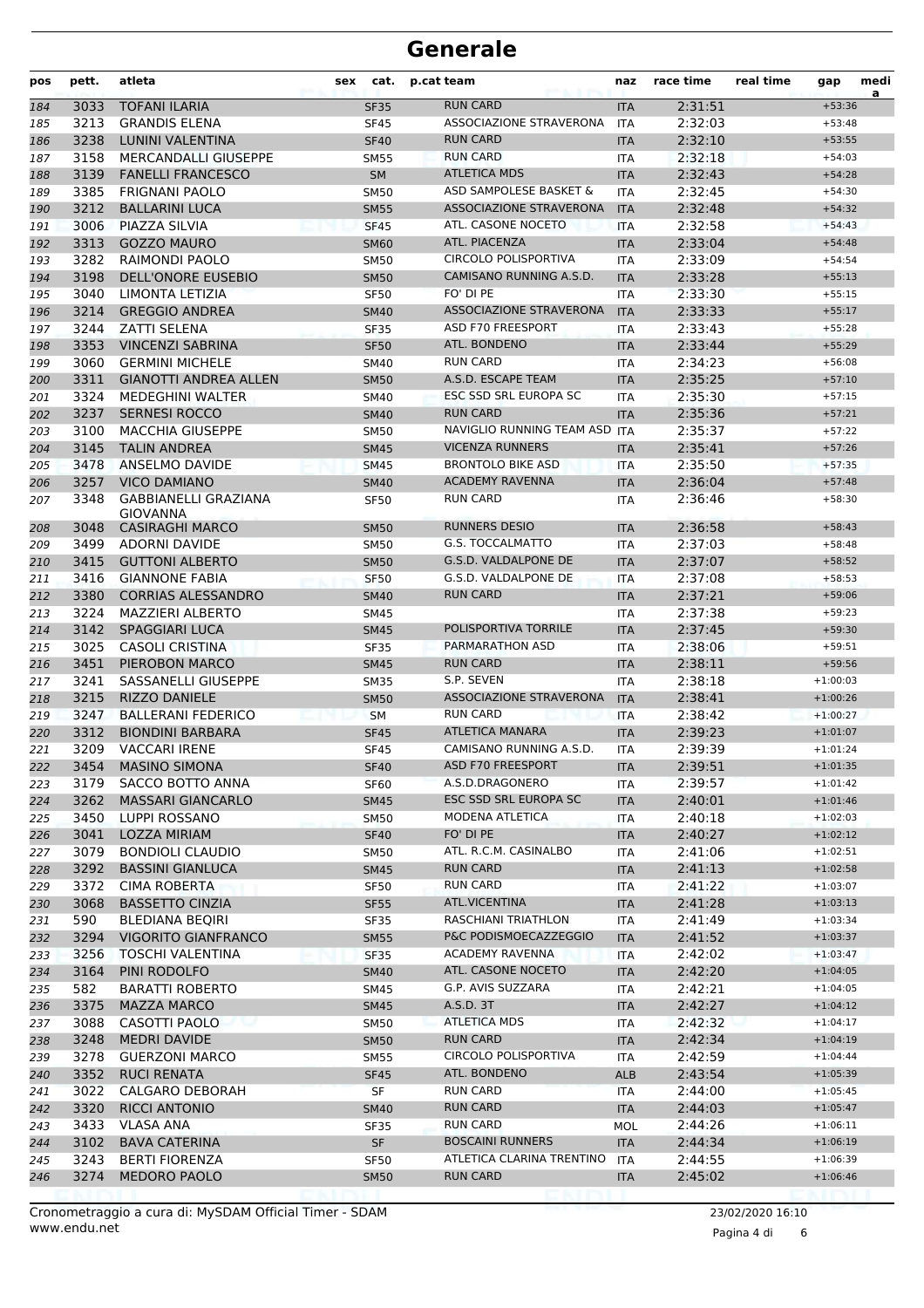# Generale

| pos | pett. | atleta | sex | cat. | p.cat | team | naz | race time | real time | gap | media |
|---|---|---|---|---|---|---|---|---|---|---|---|
| 184 | 3033 | TOFANI ILARIA | | SF35 | | RUN CARD | ITA | 2:31:51 | | +53:36 | |
| 185 | 3213 | GRANDIS ELENA | | SF45 | | ASSOCIAZIONE STRAVERONA | ITA | 2:32:03 | | +53:48 | |
| 186 | 3238 | LUNINI VALENTINA | | SF40 | | RUN CARD | ITA | 2:32:10 | | +53:55 | |
| 187 | 3158 | MERCANDALLI GIUSEPPE | | SM55 | | RUN CARD | ITA | 2:32:18 | | +54:03 | |
| 188 | 3139 | FANELLI FRANCESCO | | SM | | ATLETICA MDS | ITA | 2:32:43 | | +54:28 | |
| 189 | 3385 | FRIGNANI PAOLO | | SM50 | | ASD SAMPOLESE BASKET & | ITA | 2:32:45 | | +54:30 | |
| 190 | 3212 | BALLARINI LUCA | | SM55 | | ASSOCIAZIONE STRAVERONA | ITA | 2:32:48 | | +54:32 | |
| 191 | 3006 | PIAZZA SILVIA | | SF45 | | ATL. CASONE NOCETO | ITA | 2:32:58 | | +54:43 | |
| 192 | 3313 | GOZZO MAURO | | SM60 | | ATL. PIACENZA | ITA | 2:33:04 | | +54:48 | |
| 193 | 3282 | RAIMONDI PAOLO | | SM50 | | CIRCOLO POLISPORTIVA | ITA | 2:33:09 | | +54:54 | |
| 194 | 3198 | DELL'ONORE EUSEBIO | | SM50 | | CAMISANO RUNNING A.S.D. | ITA | 2:33:28 | | +55:13 | |
| 195 | 3040 | LIMONTA LETIZIA | | SF50 | | FO' DI PE | ITA | 2:33:30 | | +55:15 | |
| 196 | 3214 | GREGGIO ANDREA | | SM40 | | ASSOCIAZIONE STRAVERONA | ITA | 2:33:33 | | +55:17 | |
| 197 | 3244 | ZATTI SELENA | | SF35 | | ASD F70 FREESPORT | ITA | 2:33:43 | | +55:28 | |
| 198 | 3353 | VINCENZI SABRINA | | SF50 | | ATL. BONDENO | ITA | 2:33:44 | | +55:29 | |
| 199 | 3060 | GERMINI MICHELE | | SM40 | | RUN CARD | ITA | 2:34:23 | | +56:08 | |
| 200 | 3311 | GIANOTTI ANDREA ALLEN | | SM50 | | A.S.D. ESCAPE TEAM | ITA | 2:35:25 | | +57:10 | |
| 201 | 3324 | MEDEGHINI WALTER | | SM40 | | ESC SSD SRL EUROPA SC | ITA | 2:35:30 | | +57:15 | |
| 202 | 3237 | SERNESI ROCCO | | SM40 | | RUN CARD | ITA | 2:35:36 | | +57:21 | |
| 203 | 3100 | MACCHIA GIUSEPPE | | SM50 | | NAVIGLIO RUNNING TEAM ASD | ITA | 2:35:37 | | +57:22 | |
| 204 | 3145 | TALIN ANDREA | | SM45 | | VICENZA RUNNERS | ITA | 2:35:41 | | +57:26 | |
| 205 | 3478 | ANSELMO DAVIDE | | SM45 | | BRONTOLO BIKE ASD | ITA | 2:35:50 | | +57:35 | |
| 206 | 3257 | VICO DAMIANO | | SM40 | | ACADEMY RAVENNA | ITA | 2:36:04 | | +57:48 | |
| 207 | 3348 | GABBIANELLI GRAZIANA GIOVANNA | | SF50 | | RUN CARD | ITA | 2:36:46 | | +58:30 | |
| 208 | 3048 | CASIRAGHI MARCO | | SM50 | | RUNNERS DESIO | ITA | 2:36:58 | | +58:43 | |
| 209 | 3499 | ADORNI DAVIDE | | SM50 | | G.S. TOCCALMATTO | ITA | 2:37:03 | | +58:48 | |
| 210 | 3415 | GUTTONI ALBERTO | | SM50 | | G.S.D. VALDALPONE DE | ITA | 2:37:07 | | +58:52 | |
| 211 | 3416 | GIANNONE FABIA | | SF50 | | G.S.D. VALDALPONE DE | ITA | 2:37:08 | | +58:53 | |
| 212 | 3380 | CORRIAS ALESSANDRO | | SM40 | | RUN CARD | ITA | 2:37:21 | | +59:06 | |
| 213 | 3224 | MAZZIERI ALBERTO | | SM45 | | | ITA | 2:37:38 | | +59:23 | |
| 214 | 3142 | SPAGGIARI LUCA | | SM45 | | POLISPORTIVA TORRILE | ITA | 2:37:45 | | +59:30 | |
| 215 | 3025 | CASOLI CRISTINA | | SF35 | | PARMARATHON ASD | ITA | 2:38:06 | | +59:51 | |
| 216 | 3451 | PIEROBON MARCO | | SM45 | | RUN CARD | ITA | 2:38:11 | | +59:56 | |
| 217 | 3241 | SASSANELLI GIUSEPPE | | SM35 | | S.P. SEVEN | ITA | 2:38:18 | | +1:00:03 | |
| 218 | 3215 | RIZZO DANIELE | | SM50 | | ASSOCIAZIONE STRAVERONA | ITA | 2:38:41 | | +1:00:26 | |
| 219 | 3247 | BALLERANI FEDERICO | | SM | | RUN CARD | ITA | 2:38:42 | | +1:00:27 | |
| 220 | 3312 | BIONDINI BARBARA | | SF45 | | ATLETICA MANARA | ITA | 2:39:23 | | +1:01:07 | |
| 221 | 3209 | VACCARI IRENE | | SF45 | | CAMISANO RUNNING A.S.D. | ITA | 2:39:39 | | +1:01:24 | |
| 222 | 3454 | MASINO SIMONA | | SF40 | | ASD F70 FREESPORT | ITA | 2:39:51 | | +1:01:35 | |
| 223 | 3179 | SACCO BOTTO ANNA | | SF60 | | A.S.D.DRAGONERO | ITA | 2:39:57 | | +1:01:42 | |
| 224 | 3262 | MASSARI GIANCARLO | | SM45 | | ESC SSD SRL EUROPA SC | ITA | 2:40:01 | | +1:01:46 | |
| 225 | 3450 | LUPPI ROSSANO | | SM50 | | MODENA ATLETICA | ITA | 2:40:18 | | +1:02:03 | |
| 226 | 3041 | LOZZA MIRIAM | | SF40 | | FO' DI PE | ITA | 2:40:27 | | +1:02:12 | |
| 227 | 3079 | BONDIOLI CLAUDIO | | SM50 | | ATL. R.C.M. CASINALBO | ITA | 2:41:06 | | +1:02:51 | |
| 228 | 3292 | BASSINI GIANLUCA | | SM45 | | RUN CARD | ITA | 2:41:13 | | +1:02:58 | |
| 229 | 3372 | CIMA ROBERTA | | SF50 | | RUN CARD | ITA | 2:41:22 | | +1:03:07 | |
| 230 | 3068 | BASSETTO CINZIA | | SF55 | | ATL.VICENTINA | ITA | 2:41:28 | | +1:03:13 | |
| 231 | 590 | BLEDIANA BEQIRI | | SF35 | | RASCHIANI TRIATHLON | ITA | 2:41:49 | | +1:03:34 | |
| 232 | 3294 | VIGORITO GIANFRANCO | | SM55 | | P&C PODISMOECAZZEGGIO | ITA | 2:41:52 | | +1:03:37 | |
| 233 | 3256 | TOSCHI VALENTINA | | SF35 | | ACADEMY RAVENNA | ITA | 2:42:02 | | +1:03:47 | |
| 234 | 3164 | PINI RODOLFO | | SM40 | | ATL. CASONE NOCETO | ITA | 2:42:20 | | +1:04:05 | |
| 235 | 582 | BARATTI ROBERTO | | SM45 | | G.P. AVIS SUZZARA | ITA | 2:42:21 | | +1:04:05 | |
| 236 | 3375 | MAZZA MARCO | | SM45 | | A.S.D. 3T | ITA | 2:42:27 | | +1:04:12 | |
| 237 | 3088 | CASOTTI PAOLO | | SM50 | | ATLETICA MDS | ITA | 2:42:32 | | +1:04:17 | |
| 238 | 3248 | MEDRI DAVIDE | | SM50 | | RUN CARD | ITA | 2:42:34 | | +1:04:19 | |
| 239 | 3278 | GUERZONI MARCO | | SM55 | | CIRCOLO POLISPORTIVA | ITA | 2:42:59 | | +1:04:44 | |
| 240 | 3352 | RUCI RENATA | | SF45 | | ATL. BONDENO | ALB | 2:43:54 | | +1:05:39 | |
| 241 | 3022 | CALGARO DEBORAH | | SF | | RUN CARD | ITA | 2:44:00 | | +1:05:45 | |
| 242 | 3320 | RICCI ANTONIO | | SM40 | | RUN CARD | ITA | 2:44:03 | | +1:05:47 | |
| 243 | 3433 | VLASA ANA | | SF35 | | RUN CARD | MOL | 2:44:26 | | +1:06:11 | |
| 244 | 3102 | BAVA CATERINA | | SF | | BOSCAINI RUNNERS | ITA | 2:44:34 | | +1:06:19 | |
| 245 | 3243 | BERTI FIORENZA | | SF50 | | ATLETICA CLARINA TRENTINO | ITA | 2:44:55 | | +1:06:39 | |
| 246 | 3274 | MEDORO PAOLO | | SM50 | | RUN CARD | ITA | 2:45:02 | | +1:06:46 | |

Cronometraggio a cura di: MySDAM Official Timer - SDAM
www.endu.net

23/02/2020 16:10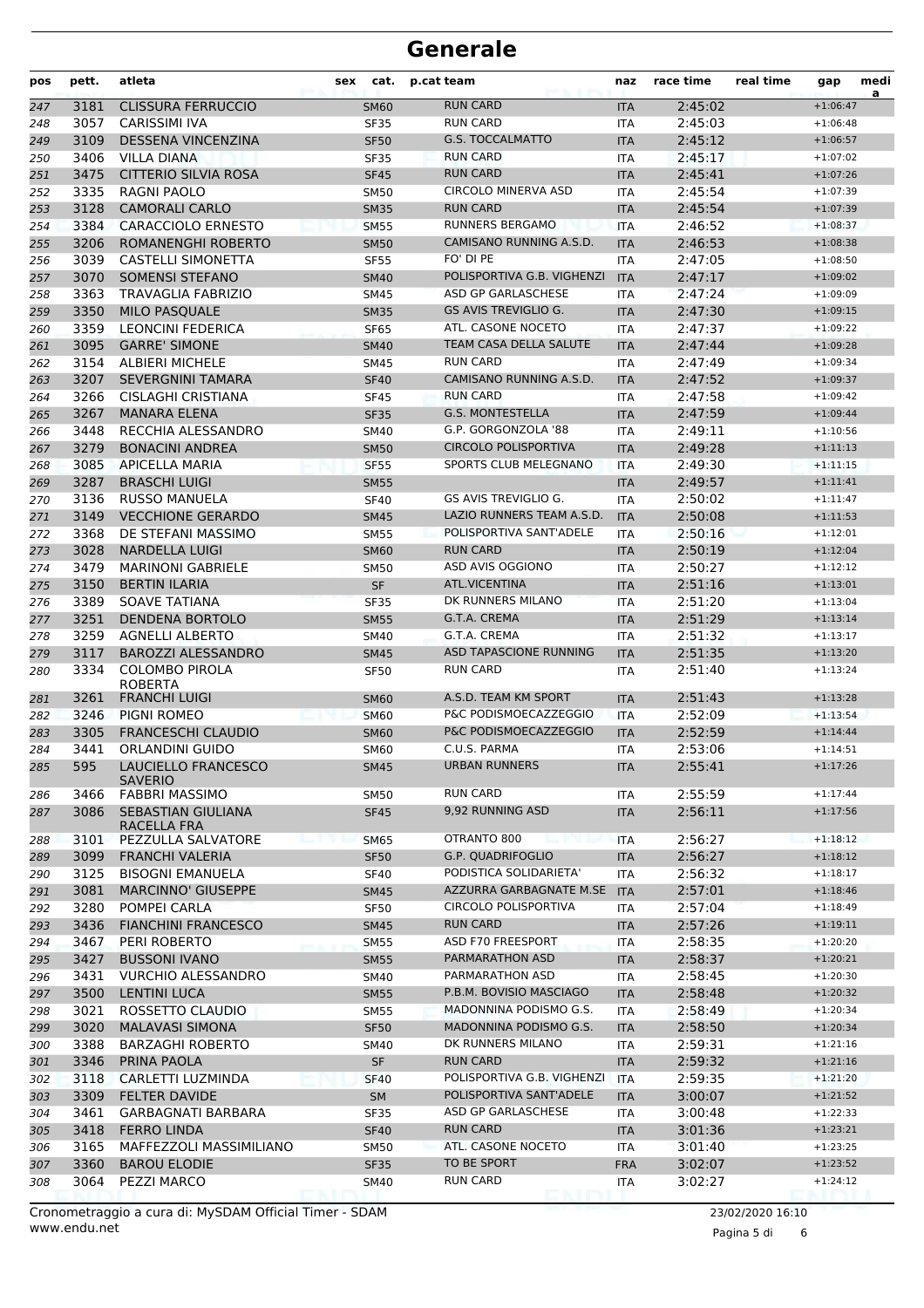# Generale

| pos | pett. | atleta | sex | cat. | p.cat team | naz | race time | real time | gap | media |
|---|---|---|---|---|---|---|---|---|---|---|
| 247 | 3181 | CLISSURA FERRUCCIO | | SM60 | RUN CARD | ITA | 2:45:02 | | +1:06:47 | |
| 248 | 3057 | CARISSIMI IVA | | SF35 | RUN CARD | ITA | 2:45:03 | | +1:06:48 | |
| 249 | 3109 | DESSENA VINCENZINA | | SF50 | G.S. TOCCALMATTO | ITA | 2:45:12 | | +1:06:57 | |
| 250 | 3406 | VILLA DIANA | | SF35 | RUN CARD | ITA | 2:45:17 | | +1:07:02 | |
| 251 | 3475 | CITTERIO SILVIA ROSA | | SF45 | RUN CARD | ITA | 2:45:41 | | +1:07:26 | |
| 252 | 3335 | RAGNI PAOLO | | SM50 | CIRCOLO MINERVA ASD | ITA | 2:45:54 | | +1:07:39 | |
| 253 | 3128 | CAMORALI CARLO | | SM35 | RUN CARD | ITA | 2:45:54 | | +1:07:39 | |
| 254 | 3384 | CARACCIOLO ERNESTO | | SM55 | RUNNERS BERGAMO | ITA | 2:46:52 | | +1:08:37 | |
| 255 | 3206 | ROMANENGHI ROBERTO | | SM50 | CAMISANO RUNNING A.S.D. | ITA | 2:46:53 | | +1:08:38 | |
| 256 | 3039 | CASTELLI SIMONETTA | | SF55 | FO' DI PE | ITA | 2:47:05 | | +1:08:50 | |
| 257 | 3070 | SOMENSI STEFANO | | SM40 | POLISPORTIVA G.B. VIGHENZI | ITA | 2:47:17 | | +1:09:02 | |
| 258 | 3363 | TRAVAGLIA FABRIZIO | | SM45 | ASD GP GARLASCHESE | ITA | 2:47:24 | | +1:09:09 | |
| 259 | 3350 | MILO PASQUALE | | SM35 | GS AVIS TREVIGLIO G. | ITA | 2:47:30 | | +1:09:15 | |
| 260 | 3359 | LEONCINI FEDERICA | | SF65 | ATL. CASONE NOCETO | ITA | 2:47:37 | | +1:09:22 | |
| 261 | 3095 | GARRE' SIMONE | | SM40 | TEAM CASA DELLA SALUTE | ITA | 2:47:44 | | +1:09:28 | |
| 262 | 3154 | ALBIERI MICHELE | | SM45 | RUN CARD | ITA | 2:47:49 | | +1:09:34 | |
| 263 | 3207 | SEVERGNINI TAMARA | | SF40 | CAMISANO RUNNING A.S.D. | ITA | 2:47:52 | | +1:09:37 | |
| 264 | 3266 | CISLAGHI CRISTIANA | | SF45 | RUN CARD | ITA | 2:47:58 | | +1:09:42 | |
| 265 | 3267 | MANARA ELENA | | SF35 | G.S. MONTESTELLA | ITA | 2:47:59 | | +1:09:44 | |
| 266 | 3448 | RECCHIA ALESSANDRO | | SM40 | G.P. GORGONZOLA '88 | ITA | 2:49:11 | | +1:10:56 | |
| 267 | 3279 | BONACINI ANDREA | | SM50 | CIRCOLO POLISPORTIVA | ITA | 2:49:28 | | +1:11:13 | |
| 268 | 3085 | APICELLA MARIA | | SF55 | SPORTS CLUB MELEGNANO | ITA | 2:49:30 | | +1:11:15 | |
| 269 | 3287 | BRASCHI LUIGI | | SM55 | | ITA | 2:49:57 | | +1:11:41 | |
| 270 | 3136 | RUSSO MANUELA | | SF40 | GS AVIS TREVIGLIO G. | ITA | 2:50:02 | | +1:11:47 | |
| 271 | 3149 | VECCHIONE GERARDO | | SM45 | LAZIO RUNNERS TEAM A.S.D. | ITA | 2:50:08 | | +1:11:53 | |
| 272 | 3368 | DE STEFANI MASSIMO | | SM55 | POLISPORTIVA SANT'ADELE | ITA | 2:50:16 | | +1:12:01 | |
| 273 | 3028 | NARDELLA LUIGI | | SM60 | RUN CARD | ITA | 2:50:19 | | +1:12:04 | |
| 274 | 3479 | MARINONI GABRIELE | | SM50 | ASD AVIS OGGIONO | ITA | 2:50:27 | | +1:12:12 | |
| 275 | 3150 | BERTIN ILARIA | | SF | ATL.VICENTINA | ITA | 2:51:16 | | +1:13:01 | |
| 276 | 3389 | SOAVE TATIANA | | SF35 | DK RUNNERS MILANO | ITA | 2:51:20 | | +1:13:04 | |
| 277 | 3251 | DENDENA BORTOLO | | SM55 | G.T.A. CREMA | ITA | 2:51:29 | | +1:13:14 | |
| 278 | 3259 | AGNELLI ALBERTO | | SM40 | G.T.A. CREMA | ITA | 2:51:32 | | +1:13:17 | |
| 279 | 3117 | BAROZZI ALESSANDRO | | SM45 | ASD TAPASCIONE RUNNING | ITA | 2:51:35 | | +1:13:20 | |
| 280 | 3334 | COLOMBO PIROLA ROBERTA | | SF50 | RUN CARD | ITA | 2:51:40 | | +1:13:24 | |
| 281 | 3261 | FRANCHI LUIGI | | SM60 | A.S.D. TEAM KM SPORT | ITA | 2:51:43 | | +1:13:28 | |
| 282 | 3246 | PIGNI ROMEO | | SM60 | P&C PODISMOECAZZEGGIO | ITA | 2:52:09 | | +1:13:54 | |
| 283 | 3305 | FRANCESCHI CLAUDIO | | SM60 | P&C PODISMOECAZZEGGIO | ITA | 2:52:59 | | +1:14:44 | |
| 284 | 3441 | ORLANDINI GUIDO | | SM60 | C.U.S. PARMA | ITA | 2:53:06 | | +1:14:51 | |
| 285 | 595 | LAUCIELLO FRANCESCO SAVERIO | | SM45 | URBAN RUNNERS | ITA | 2:55:41 | | +1:17:26 | |
| 286 | 3466 | FABBRI MASSIMO | | SM50 | RUN CARD | ITA | 2:55:59 | | +1:17:44 | |
| 287 | 3086 | SEBASTIAN GIULIANA RACELLA FRA | | SF45 | 9,92 RUNNING ASD | ITA | 2:56:11 | | +1:17:56 | |
| 288 | 3101 | PEZZULLA SALVATORE | | SM65 | OTRANTO 800 | ITA | 2:56:27 | | +1:18:12 | |
| 289 | 3099 | FRANCHI VALERIA | | SF50 | G.P. QUADRIFOGLIO | ITA | 2:56:27 | | +1:18:12 | |
| 290 | 3125 | BISOGNI EMANUELA | | SF40 | PODISTICA SOLIDARIETA' | ITA | 2:56:32 | | +1:18:17 | |
| 291 | 3081 | MARCINNO' GIUSEPPE | | SM45 | AZZURRA GARBAGNATE M.SE | ITA | 2:57:01 | | +1:18:46 | |
| 292 | 3280 | POMPEI CARLA | | SF50 | CIRCOLO POLISPORTIVA | ITA | 2:57:04 | | +1:18:49 | |
| 293 | 3436 | FIANCHINI FRANCESCO | | SM45 | RUN CARD | ITA | 2:57:26 | | +1:19:11 | |
| 294 | 3467 | PERI ROBERTO | | SM55 | ASD F70 FREESPORT | ITA | 2:58:35 | | +1:20:20 | |
| 295 | 3427 | BUSSONI IVANO | | SM55 | PARMARATHON ASD | ITA | 2:58:37 | | +1:20:21 | |
| 296 | 3431 | VURCHIO ALESSANDRO | | SM40 | PARMARATHON ASD | ITA | 2:58:45 | | +1:20:30 | |
| 297 | 3500 | LENTINI LUCA | | SM55 | P.B.M. BOVISIO MASCIAGO | ITA | 2:58:48 | | +1:20:32 | |
| 298 | 3021 | ROSSETTO CLAUDIO | | SM55 | MADONNINA PODISMO G.S. | ITA | 2:58:49 | | +1:20:34 | |
| 299 | 3020 | MALAVASI SIMONA | | SF50 | MADONNINA PODISMO G.S. | ITA | 2:58:50 | | +1:20:34 | |
| 300 | 3388 | BARZAGHI ROBERTO | | SM40 | DK RUNNERS MILANO | ITA | 2:59:31 | | +1:21:16 | |
| 301 | 3346 | PRINA PAOLA | | SF | RUN CARD | ITA | 2:59:32 | | +1:21:16 | |
| 302 | 3118 | CARLETTI LUZMINDA | | SF40 | POLISPORTIVA G.B. VIGHENZI | ITA | 2:59:35 | | +1:21:20 | |
| 303 | 3309 | FELTER DAVIDE | | SM | POLISPORTIVA SANT'ADELE | ITA | 3:00:07 | | +1:21:52 | |
| 304 | 3461 | GARBAGNATI BARBARA | | SF35 | ASD GP GARLASCHESE | ITA | 3:00:48 | | +1:22:33 | |
| 305 | 3418 | FERRO LINDA | | SF40 | RUN CARD | ITA | 3:01:36 | | +1:23:21 | |
| 306 | 3165 | MAFFEZZOLI MASSIMILIANO | | SM50 | ATL. CASONE NOCETO | ITA | 3:01:40 | | +1:23:25 | |
| 307 | 3360 | BAROU ELODIE | | SF35 | TO BE SPORT | FRA | 3:02:07 | | +1:23:52 | |
| 308 | 3064 | PEZZI MARCO | | SM40 | RUN CARD | ITA | 3:02:27 | | +1:24:12 | |

Cronometraggio a cura di: MySDAM Official Timer - SDAM
www.endu.net

23/02/2020 16:10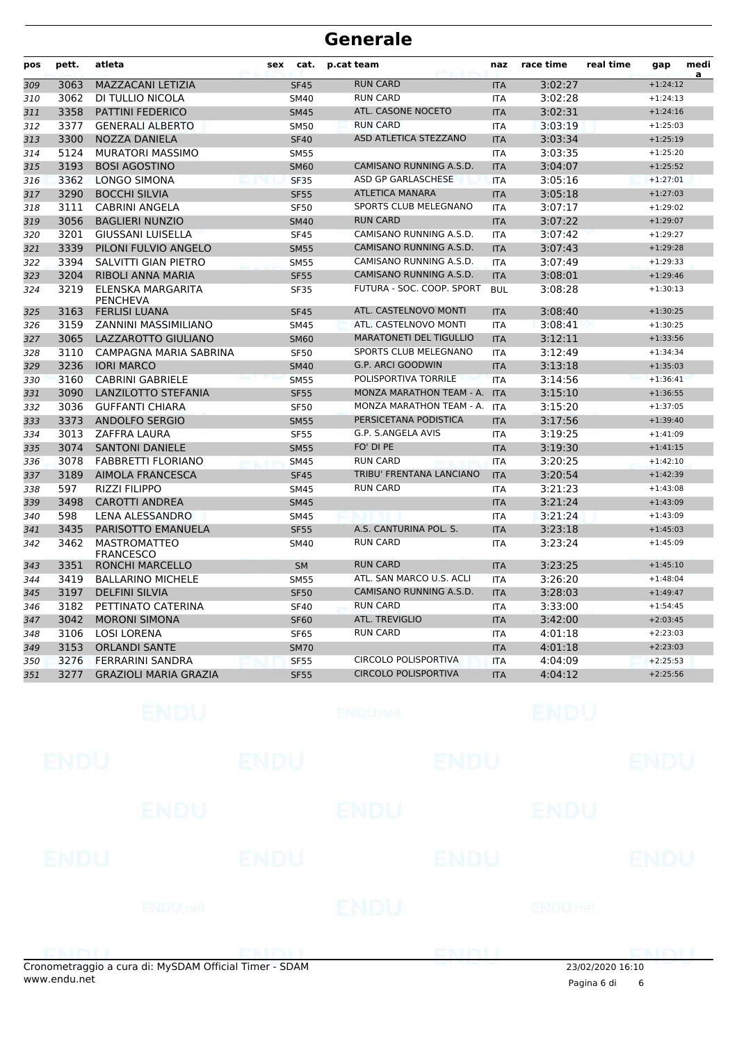# Generale

| pos | pett. | atleta | sex | cat. | p.cat | team | naz | race time | real time | gap | media |
|---|---|---|---|---|---|---|---|---|---|---|---|
| 309 | 3063 | MAZZACANI LETIZIA | | SF45 | | RUN CARD | ITA | 3:02:27 | | +1:24:12 | |
| 310 | 3062 | DI TULLIO NICOLA | | SM40 | | RUN CARD | ITA | 3:02:28 | | +1:24:13 | |
| 311 | 3358 | PATTINI FEDERICO | | SM45 | | ATL. CASONE NOCETO | ITA | 3:02:31 | | +1:24:16 | |
| 312 | 3377 | GENERALI ALBERTO | | SM50 | | RUN CARD | ITA | 3:03:19 | | +1:25:03 | |
| 313 | 3300 | NOZZA DANIELA | | SF40 | | ASD ATLETICA STEZZANO | ITA | 3:03:34 | | +1:25:19 | |
| 314 | 5124 | MURATORI MASSIMO | | SM55 | | | ITA | 3:03:35 | | +1:25:20 | |
| 315 | 3193 | BOSI AGOSTINO | | SM60 | | CAMISANO RUNNING A.S.D. | ITA | 3:04:07 | | +1:25:52 | |
| 316 | 3362 | LONGO SIMONA | | SF35 | | ASD GP GARLASCHESE | ITA | 3:05:16 | | +1:27:01 | |
| 317 | 3290 | BOCCHI SILVIA | | SF55 | | ATLETICA MANARA | ITA | 3:05:18 | | +1:27:03 | |
| 318 | 3111 | CABRINI ANGELA | | SF50 | | SPORTS CLUB MELEGNANO | ITA | 3:07:17 | | +1:29:02 | |
| 319 | 3056 | BAGLIERI NUNZIO | | SM40 | | RUN CARD | ITA | 3:07:22 | | +1:29:07 | |
| 320 | 3201 | GIUSSANI LUISELLA | | SF45 | | CAMISANO RUNNING A.S.D. | ITA | 3:07:42 | | +1:29:27 | |
| 321 | 3339 | PILONI FULVIO ANGELO | | SM55 | | CAMISANO RUNNING A.S.D. | ITA | 3:07:43 | | +1:29:28 | |
| 322 | 3394 | SALVITTI GIAN PIETRO | | SM55 | | CAMISANO RUNNING A.S.D. | ITA | 3:07:49 | | +1:29:33 | |
| 323 | 3204 | RIBOLI ANNA MARIA | | SF55 | | CAMISANO RUNNING A.S.D. | ITA | 3:08:01 | | +1:29:46 | |
| 324 | 3219 | ELENSKA MARGARITA PENCHEVA | | SF35 | | FUTURA - SOC. COOP. SPORT | BUL | 3:08:28 | | +1:30:13 | |
| 325 | 3163 | FERLISI LUANA | | SF45 | | ATL. CASTELNOVO MONTI | ITA | 3:08:40 | | +1:30:25 | |
| 326 | 3159 | ZANNINI MASSIMILIANO | | SM45 | | ATL. CASTELNOVO MONTI | ITA | 3:08:41 | | +1:30:25 | |
| 327 | 3065 | LAZZAROTTO GIULIANO | | SM60 | | MARATONETI DEL TIGULLIO | ITA | 3:12:11 | | +1:33:56 | |
| 328 | 3110 | CAMPAGNA MARIA SABRINA | | SF50 | | SPORTS CLUB MELEGNANO | ITA | 3:12:49 | | +1:34:34 | |
| 329 | 3236 | IORI MARCO | | SM40 | | G.P. ARCI GOODWIN | ITA | 3:13:18 | | +1:35:03 | |
| 330 | 3160 | CABRINI GABRIELE | | SM55 | | POLISPORTIVA TORRILE | ITA | 3:14:56 | | +1:36:41 | |
| 331 | 3090 | LANZILOTTO STEFANIA | | SF55 | | MONZA MARATHON TEAM - A. | ITA | 3:15:10 | | +1:36:55 | |
| 332 | 3036 | GUFFANTI CHIARA | | SF50 | | MONZA MARATHON TEAM - A. | ITA | 3:15:20 | | +1:37:05 | |
| 333 | 3373 | ANDOLFO SERGIO | | SM55 | | PERSICETANA PODISTICA | ITA | 3:17:56 | | +1:39:40 | |
| 334 | 3013 | ZAFFRA LAURA | | SF55 | | G.P. S.ANGELA AVIS | ITA | 3:19:25 | | +1:41:09 | |
| 335 | 3074 | SANTONI DANIELE | | SM55 | | FO' DI PE | ITA | 3:19:30 | | +1:41:15 | |
| 336 | 3078 | FABBRETTI FLORIANO | | SM45 | | RUN CARD | ITA | 3:20:25 | | +1:42:10 | |
| 337 | 3189 | AIMOLA FRANCESCA | | SF45 | | TRIBU' FRENTANA LANCIANO | ITA | 3:20:54 | | +1:42:39 | |
| 338 | 597 | RIZZI FILIPPO | | SM45 | | RUN CARD | ITA | 3:21:23 | | +1:43:08 | |
| 339 | 3498 | CAROTTI ANDREA | | SM45 | | | ITA | 3:21:24 | | +1:43:09 | |
| 340 | 598 | LENA ALESSANDRO | | SM45 | | | ITA | 3:21:24 | | +1:43:09 | |
| 341 | 3435 | PARISOTTO EMANUELA | | SF55 | | A.S. CANTURINA POL. S. | ITA | 3:23:18 | | +1:45:03 | |
| 342 | 3462 | MASTROMATTEO FRANCESCO | | SM40 | | RUN CARD | ITA | 3:23:24 | | +1:45:09 | |
| 343 | 3351 | RONCHI MARCELLO | | SM | | RUN CARD | ITA | 3:23:25 | | +1:45:10 | |
| 344 | 3419 | BALLARINO MICHELE | | SM55 | | ATL. SAN MARCO U.S. ACLI | ITA | 3:26:20 | | +1:48:04 | |
| 345 | 3197 | DELFINI SILVIA | | SF50 | | CAMISANO RUNNING A.S.D. | ITA | 3:28:03 | | +1:49:47 | |
| 346 | 3182 | PETTINATO CATERINA | | SF40 | | RUN CARD | ITA | 3:33:00 | | +1:54:45 | |
| 347 | 3042 | MORONI SIMONA | | SF60 | | ATL. TREVIGLIO | ITA | 3:42:00 | | +2:03:45 | |
| 348 | 3106 | LOSI LORENA | | SF65 | | RUN CARD | ITA | 4:01:18 | | +2:23:03 | |
| 349 | 3153 | ORLANDI SANTE | | SM70 | | | ITA | 4:01:18 | | +2:23:03 | |
| 350 | 3276 | FERRARINI SANDRA | | SF55 | | CIRCOLO POLISPORTIVA | ITA | 4:04:09 | | +2:25:53 | |
| 351 | 3277 | GRAZIOLI MARIA GRAZIA | | SF55 | | CIRCOLO POLISPORTIVA | ITA | 4:04:12 | | +2:25:56 | |

Cronometraggio a cura di: MySDAM Official Timer - SDAM
www.endu.net

23/02/2020 16:10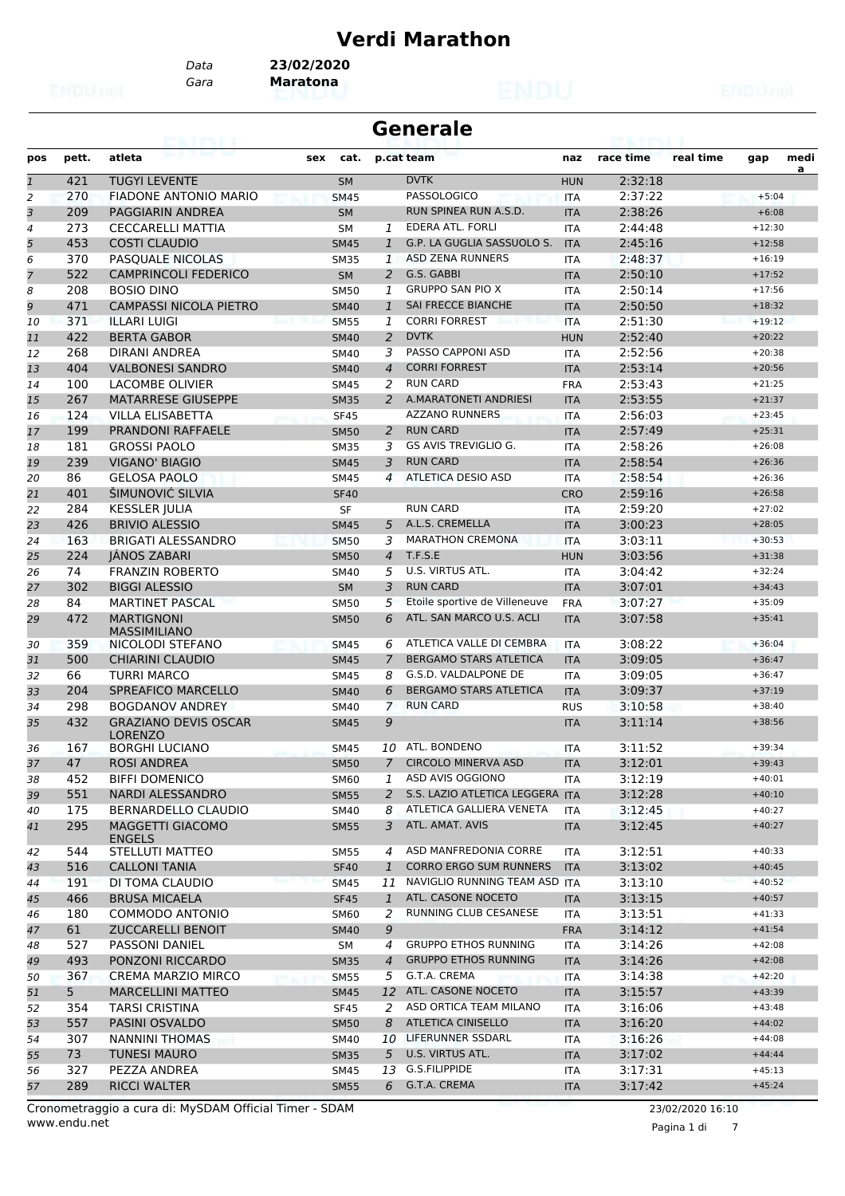# Verdi Marathon

Data **23/02/2020**
Gara **Maratona**

## Generale

| pos | pett. | atleta | sex | cat. | p.cat | team | naz | race time | real time | gap | medi a |
|---|---|---|---|---|---|---|---|---|---|---|---|
| 1 | 421 | TUGYI LEVENTE | | SM | | DVTK | HUN | 2:32:18 | | | |
| 2 | 270 | FIADONE ANTONIO MARIO | | SM45 | | PASSOLOGICO | ITA | 2:37:22 | | +5:04 | |
| 3 | 209 | PAGGIARIN ANDREA | | SM | | RUN SPINEA RUN A.S.D. | ITA | 2:38:26 | | +6:08 | |
| 4 | 273 | CECCARELLI MATTIA | | SM | 1 | EDERA ATL. FORLI | ITA | 2:44:48 | | +12:30 | |
| 5 | 453 | COSTI CLAUDIO | | SM45 | 1 | G.P. LA GUGLIA SASSUOLO S. | ITA | 2:45:16 | | +12:58 | |
| 6 | 370 | PASQUALE NICOLAS | | SM35 | 1 | ASD ZENA RUNNERS | ITA | 2:48:37 | | +16:19 | |
| 7 | 522 | CAMPRINCOLI FEDERICO | | SM | 2 | G.S. GABBI | ITA | 2:50:10 | | +17:52 | |
| 8 | 208 | BOSIO DINO | | SM50 | 1 | GRUPPO SAN PIO X | ITA | 2:50:14 | | +17:56 | |
| 9 | 471 | CAMPASSI NICOLA PIETRO | | SM40 | 1 | SAI FRECCE BIANCHE | ITA | 2:50:50 | | +18:32 | |
| 10 | 371 | ILLARI LUIGI | | SM55 | 1 | CORRI FORREST | ITA | 2:51:30 | | +19:12 | |
| 11 | 422 | BERTA GABOR | | SM40 | 2 | DVTK | HUN | 2:52:40 | | +20:22 | |
| 12 | 268 | DIRANI ANDREA | | SM40 | 3 | PASSO CAPPONI ASD | ITA | 2:52:56 | | +20:38 | |
| 13 | 404 | VALBONESI SANDRO | | SM40 | 4 | CORRI FORREST | ITA | 2:53:14 | | +20:56 | |
| 14 | 100 | LACOMBE OLIVIER | | SM45 | 2 | RUN CARD | FRA | 2:53:43 | | +21:25 | |
| 15 | 267 | MATARRESE GIUSEPPE | | SM35 | 2 | A.MARATONETI ANDRIESI | ITA | 2:53:55 | | +21:37 | |
| 16 | 124 | VILLA ELISABETTA | | SF45 | | AZZANO RUNNERS | ITA | 2:56:03 | | +23:45 | |
| 17 | 199 | PRANDONI RAFFAELE | | SM50 | 2 | RUN CARD | ITA | 2:57:49 | | +25:31 | |
| 18 | 181 | GROSSI PAOLO | | SM35 | 3 | GS AVIS TREVIGLIO G. | ITA | 2:58:26 | | +26:08 | |
| 19 | 239 | VIGANO' BIAGIO | | SM45 | 3 | RUN CARD | ITA | 2:58:54 | | +26:36 | |
| 20 | 86 | GELOSA PAOLO | | SM45 | 4 | ATLETICA DESIO ASD | ITA | 2:58:54 | | +26:36 | |
| 21 | 401 | ŠIMUNOVIĆ SILVIA | | SF40 | | | CRO | 2:59:16 | | +26:58 | |
| 22 | 284 | KESSLER JULIA | | SF | | RUN CARD | ITA | 2:59:20 | | +27:02 | |
| 23 | 426 | BRIVIO ALESSIO | | SM45 | 5 | A.L.S. CREMELLA | ITA | 3:00:23 | | +28:05 | |
| 24 | 163 | BRIGATI ALESSANDRO | | SM50 | 3 | MARATHON CREMONA | ITA | 3:03:11 | | +30:53 | |
| 25 | 224 | JÁNOS ZABARI | | SM50 | 4 | T.F.S.E | HUN | 3:03:56 | | +31:38 | |
| 26 | 74 | FRANZIN ROBERTO | | SM40 | 5 | U.S. VIRTUS ATL. | ITA | 3:04:42 | | +32:24 | |
| 27 | 302 | BIGGI ALESSIO | | SM | 3 | RUN CARD | ITA | 3:07:01 | | +34:43 | |
| 28 | 84 | MARTINET PASCAL | | SM50 | 5 | Etoile sportive de Villeneuve | FRA | 3:07:27 | | +35:09 | |
| 29 | 472 | MARTIGNONI MASSIMILIANO | | SM50 | 6 | ATL. SAN MARCO U.S. ACLI | ITA | 3:07:58 | | +35:41 | |
| 30 | 359 | NICOLODI STEFANO | | SM45 | 6 | ATLETICA VALLE DI CEMBRA | ITA | 3:08:22 | | +36:04 | |
| 31 | 500 | CHIARINI CLAUDIO | | SM45 | 7 | BERGAMO STARS ATLETICA | ITA | 3:09:05 | | +36:47 | |
| 32 | 66 | TURRI MARCO | | SM45 | 8 | G.S.D. VALDALPONE DE | ITA | 3:09:05 | | +36:47 | |
| 33 | 204 | SPREAFICO MARCELLO | | SM40 | 6 | BERGAMO STARS ATLETICA | ITA | 3:09:37 | | +37:19 | |
| 34 | 298 | BOGDANOV ANDREY | | SM40 | 7 | RUN CARD | RUS | 3:10:58 | | +38:40 | |
| 35 | 432 | GRAZIANO DEVIS OSCAR LORENZO | | SM45 | 9 | | ITA | 3:11:14 | | +38:56 | |
| 36 | 167 | BORGHI LUCIANO | | SM45 | 10 | ATL. BONDENO | ITA | 3:11:52 | | +39:34 | |
| 37 | 47 | ROSI ANDREA | | SM50 | 7 | CIRCOLO MINERVA ASD | ITA | 3:12:01 | | +39:43 | |
| 38 | 452 | BIFFI DOMENICO | | SM60 | 1 | ASD AVIS OGGIONO | ITA | 3:12:19 | | +40:01 | |
| 39 | 551 | NARDI ALESSANDRO | | SM55 | 2 | S.S. LAZIO ATLETICA LEGGERA | ITA | 3:12:28 | | +40:10 | |
| 40 | 175 | BERNARDELLO CLAUDIO | | SM40 | 8 | ATLETICA GALLIERA VENETA | ITA | 3:12:45 | | +40:27 | |
| 41 | 295 | MAGGETTI GIACOMO ENGELS | | SM55 | 3 | ATL. AMAT. AVIS | ITA | 3:12:45 | | +40:27 | |
| 42 | 544 | STELLUTI MATTEO | | SM55 | 4 | ASD MANFREDONIA CORRE | ITA | 3:12:51 | | +40:33 | |
| 43 | 516 | CALLONI TANIA | | SF40 | 1 | CORRO ERGO SUM RUNNERS | ITA | 3:13:02 | | +40:45 | |
| 44 | 191 | DI TOMA CLAUDIO | | SM45 | 11 | NAVIGLIO RUNNING TEAM ASD | ITA | 3:13:10 | | +40:52 | |
| 45 | 466 | BRUSA MICAELA | | SF45 | 1 | ATL. CASONE NOCETO | ITA | 3:13:15 | | +40:57 | |
| 46 | 180 | COMMODO ANTONIO | | SM60 | 2 | RUNNING CLUB CESANESE | ITA | 3:13:51 | | +41:33 | |
| 47 | 61 | ZUCCARELLI BENOIT | | SM40 | 9 | | FRA | 3:14:12 | | +41:54 | |
| 48 | 527 | PASSONI DANIEL | | SM | 4 | GRUPPO ETHOS RUNNING | ITA | 3:14:26 | | +42:08 | |
| 49 | 493 | PONZONI RICCARDO | | SM35 | 4 | GRUPPO ETHOS RUNNING | ITA | 3:14:26 | | +42:08 | |
| 50 | 367 | CREMA MARZIO MIRCO | | SM55 | 5 | G.T.A. CREMA | ITA | 3:14:38 | | +42:20 | |
| 51 | 5 | MARCELLINI MATTEO | | SM45 | 12 | ATL. CASONE NOCETO | ITA | 3:15:57 | | +43:39 | |
| 52 | 354 | TARSI CRISTINA | | SF45 | 2 | ASD ORTICA TEAM MILANO | ITA | 3:16:06 | | +43:48 | |
| 53 | 557 | PASINI OSVALDO | | SM50 | 8 | ATLETICA CINISELLO | ITA | 3:16:20 | | +44:02 | |
| 54 | 307 | NANNINI THOMAS | | SM40 | 10 | LIFERUNNER SSDARL | ITA | 3:16:26 | | +44:08 | |
| 55 | 73 | TUNESI MAURO | | SM35 | 5 | U.S. VIRTUS ATL. | ITA | 3:17:02 | | +44:44 | |
| 56 | 327 | PEZZA ANDREA | | SM45 | 13 | G.S.FILIPPIDE | ITA | 3:17:31 | | +45:13 | |
| 57 | 289 | RICCI WALTER | | SM55 | 6 | G.T.A. CREMA | ITA | 3:17:42 | | +45:24 | |

Cronometraggio a cura di: MySDAM Official Timer - SDAM
www.endu.net

23/02/2020 16:10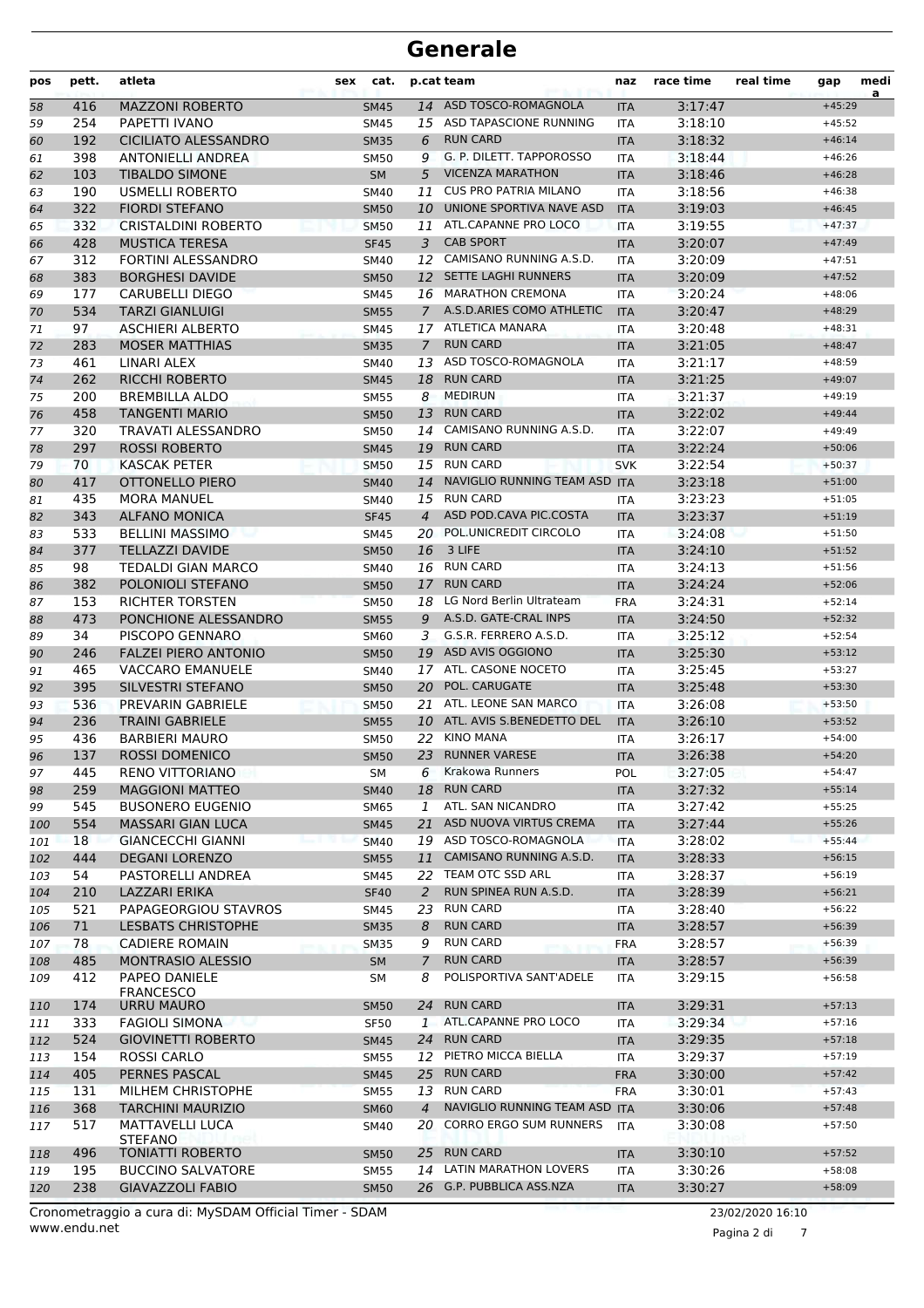# Generale

| pos | pett. | atleta | sex | cat. | p.cat | team | naz | race time | real time | gap | media |
|---|---|---|---|---|---|---|---|---|---|---|---|
| 58 | 416 | MAZZONI ROBERTO | | SM45 | 14 | ASD TOSCO-ROMAGNOLA | ITA | 3:17:47 | | +45:29 | |
| 59 | 254 | PAPETTI IVANO | | SM45 | 15 | ASD TAPASCIONE RUNNING | ITA | 3:18:10 | | +45:52 | |
| 60 | 192 | CICILIATO ALESSANDRO | | SM35 | 6 | RUN CARD | ITA | 3:18:32 | | +46:14 | |
| 61 | 398 | ANTONIELLI ANDREA | | SM50 | 9 | G. P. DILETT. TAPPOROSSO | ITA | 3:18:44 | | +46:26 | |
| 62 | 103 | TIBALDO SIMONE | | SM | 5 | VICENZA MARATHON | ITA | 3:18:46 | | +46:28 | |
| 63 | 190 | USMELLI ROBERTO | | SM40 | 11 | CUS PRO PATRIA MILANO | ITA | 3:18:56 | | +46:38 | |
| 64 | 322 | FIORDI STEFANO | | SM50 | 10 | UNIONE SPORTIVA NAVE ASD | ITA | 3:19:03 | | +46:45 | |
| 65 | 332 | CRISTALDINI ROBERTO | | SM50 | 11 | ATL.CAPANNE PRO LOCO | ITA | 3:19:55 | | +47:37 | |
| 66 | 428 | MUSTICA TERESA | | SF45 | 3 | CAB SPORT | ITA | 3:20:07 | | +47:49 | |
| 67 | 312 | FORTINI ALESSANDRO | | SM40 | 12 | CAMISANO RUNNING A.S.D. | ITA | 3:20:09 | | +47:51 | |
| 68 | 383 | BORGHESI DAVIDE | | SM50 | 12 | SETTE LAGHI RUNNERS | ITA | 3:20:09 | | +47:52 | |
| 69 | 177 | CARUBELLI DIEGO | | SM45 | 16 | MARATHON CREMONA | ITA | 3:20:24 | | +48:06 | |
| 70 | 534 | TARZI GIANLUIGI | | SM55 | 7 | A.S.D.ARIES COMO ATHLETIC | ITA | 3:20:47 | | +48:29 | |
| 71 | 97 | ASCHIERI ALBERTO | | SM45 | 17 | ATLETICA MANARA | ITA | 3:20:48 | | +48:31 | |
| 72 | 283 | MOSER MATTHIAS | | SM35 | 7 | RUN CARD | ITA | 3:21:05 | | +48:47 | |
| 73 | 461 | LINARI ALEX | | SM40 | 13 | ASD TOSCO-ROMAGNOLA | ITA | 3:21:17 | | +48:59 | |
| 74 | 262 | RICCHI ROBERTO | | SM45 | 18 | RUN CARD | ITA | 3:21:25 | | +49:07 | |
| 75 | 200 | BREMBILLA ALDO | | SM55 | 8 | MEDIRUN | ITA | 3:21:37 | | +49:19 | |
| 76 | 458 | TANGENTI MARIO | | SM50 | 13 | RUN CARD | ITA | 3:22:02 | | +49:44 | |
| 77 | 320 | TRAVATI ALESSANDRO | | SM50 | 14 | CAMISANO RUNNING A.S.D. | ITA | 3:22:07 | | +49:49 | |
| 78 | 297 | ROSSI ROBERTO | | SM45 | 19 | RUN CARD | ITA | 3:22:24 | | +50:06 | |
| 79 | 70 | KASCAK PETER | | SM50 | 15 | RUN CARD | SVK | 3:22:54 | | +50:37 | |
| 80 | 417 | OTTONELLO PIERO | | SM40 | 14 | NAVIGLIO RUNNING TEAM ASD | ITA | 3:23:18 | | +51:00 | |
| 81 | 435 | MORA MANUEL | | SM40 | 15 | RUN CARD | ITA | 3:23:23 | | +51:05 | |
| 82 | 343 | ALFANO MONICA | | SF45 | 4 | ASD POD.CAVA PIC.COSTA | ITA | 3:23:37 | | +51:19 | |
| 83 | 533 | BELLINI MASSIMO | | SM45 | 20 | POL.UNICREDIT CIRCOLO | ITA | 3:24:08 | | +51:50 | |
| 84 | 377 | TELLAZZI DAVIDE | | SM50 | 16 | 3 LIFE | ITA | 3:24:10 | | +51:52 | |
| 85 | 98 | TEDALDI GIAN MARCO | | SM40 | 16 | RUN CARD | ITA | 3:24:13 | | +51:56 | |
| 86 | 382 | POLONIOLI STEFANO | | SM50 | 17 | RUN CARD | ITA | 3:24:24 | | +52:06 | |
| 87 | 153 | RICHTER TORSTEN | | SM50 | 18 | LG Nord Berlin Ultrateam | FRA | 3:24:31 | | +52:14 | |
| 88 | 473 | PONCHIONE ALESSANDRO | | SM55 | 9 | A.S.D. GATE-CRAL INPS | ITA | 3:24:50 | | +52:32 | |
| 89 | 34 | PISCOPO GENNARO | | SM60 | 3 | G.S.R. FERRERO A.S.D. | ITA | 3:25:12 | | +52:54 | |
| 90 | 246 | FALZEI PIERO ANTONIO | | SM50 | 19 | ASD AVIS OGGIONO | ITA | 3:25:30 | | +53:12 | |
| 91 | 465 | VACCARO EMANUELE | | SM40 | 17 | ATL. CASONE NOCETO | ITA | 3:25:45 | | +53:27 | |
| 92 | 395 | SILVESTRI STEFANO | | SM50 | 20 | POL. CARUGATE | ITA | 3:25:48 | | +53:30 | |
| 93 | 536 | PREVARIN GABRIELE | | SM50 | 21 | ATL. LEONE SAN MARCO | ITA | 3:26:08 | | +53:50 | |
| 94 | 236 | TRAINI GABRIELE | | SM55 | 10 | ATL. AVIS S.BENEDETTO DEL | ITA | 3:26:10 | | +53:52 | |
| 95 | 436 | BARBIERI MAURO | | SM50 | 22 | KINO MANA | ITA | 3:26:17 | | +54:00 | |
| 96 | 137 | ROSSI DOMENICO | | SM50 | 23 | RUNNER VARESE | ITA | 3:26:38 | | +54:20 | |
| 97 | 445 | RENO VITTORIANO | | SM | 6 | Krakowa Runners | POL | 3:27:05 | | +54:47 | |
| 98 | 259 | MAGGIONI MATTEO | | SM40 | 18 | RUN CARD | ITA | 3:27:32 | | +55:14 | |
| 99 | 545 | BUSONERO EUGENIO | | SM65 | 1 | ATL. SAN NICANDRO | ITA | 3:27:42 | | +55:25 | |
| 100 | 554 | MASSARI GIAN LUCA | | SM45 | 21 | ASD NUOVA VIRTUS CREMA | ITA | 3:27:44 | | +55:26 | |
| 101 | 18 | GIANCECCHI GIANNI | | SM40 | 19 | ASD TOSCO-ROMAGNOLA | ITA | 3:28:02 | | +55:44 | |
| 102 | 444 | DEGANI LORENZO | | SM55 | 11 | CAMISANO RUNNING A.S.D. | ITA | 3:28:33 | | +56:15 | |
| 103 | 54 | PASTORELLI ANDREA | | SM45 | 22 | TEAM OTC SSD ARL | ITA | 3:28:37 | | +56:19 | |
| 104 | 210 | LAZZARI ERIKA | | SF40 | 2 | RUN SPINEA RUN A.S.D. | ITA | 3:28:39 | | +56:21 | |
| 105 | 521 | PAPAGEORGIOU STAVROS | | SM45 | 23 | RUN CARD | ITA | 3:28:40 | | +56:22 | |
| 106 | 71 | LESBATS CHRISTOPHE | | SM35 | 8 | RUN CARD | ITA | 3:28:57 | | +56:39 | |
| 107 | 78 | CADIERE ROMAIN | | SM35 | 9 | RUN CARD | FRA | 3:28:57 | | +56:39 | |
| 108 | 485 | MONTRASIO ALESSIO | | SM | 7 | RUN CARD | ITA | 3:28:57 | | +56:39 | |
| 109 | 412 | PAPEO DANIELE FRANCESCO | | SM | 8 | POLISPORTIVA SANT'ADELE | ITA | 3:29:15 | | +56:58 | |
| 110 | 174 | URRU MAURO | | SM50 | 24 | RUN CARD | ITA | 3:29:31 | | +57:13 | |
| 111 | 333 | FAGIOLI SIMONA | | SF50 | 1 | ATL.CAPANNE PRO LOCO | ITA | 3:29:34 | | +57:16 | |
| 112 | 524 | GIOVINETTI ROBERTO | | SM45 | 24 | RUN CARD | ITA | 3:29:35 | | +57:18 | |
| 113 | 154 | ROSSI CARLO | | SM55 | 12 | PIETRO MICCA BIELLA | ITA | 3:29:37 | | +57:19 | |
| 114 | 405 | PERNES PASCAL | | SM45 | 25 | RUN CARD | FRA | 3:30:00 | | +57:42 | |
| 115 | 131 | MILHEM CHRISTOPHE | | SM55 | 13 | RUN CARD | FRA | 3:30:01 | | +57:43 | |
| 116 | 368 | TARCHINI MAURIZIO | | SM60 | 4 | NAVIGLIO RUNNING TEAM ASD | ITA | 3:30:06 | | +57:48 | |
| 117 | 517 | MATTAVELLI LUCA STEFANO | | SM40 | 20 | CORRO ERGO SUM RUNNERS | ITA | 3:30:08 | | +57:50 | |
| 118 | 496 | TONIATTI ROBERTO | | SM50 | 25 | RUN CARD | ITA | 3:30:10 | | +57:52 | |
| 119 | 195 | BUCCINO SALVATORE | | SM55 | 14 | LATIN MARATHON LOVERS | ITA | 3:30:26 | | +58:08 | |
| 120 | 238 | GIAVAZZOLI FABIO | | SM50 | 26 | G.P. PUBBLICA ASS.NZA | ITA | 3:30:27 | | +58:09 | |

Cronometraggio a cura di: MySDAM Official Timer - SDAM
www.endu.net

23/02/2020 16:10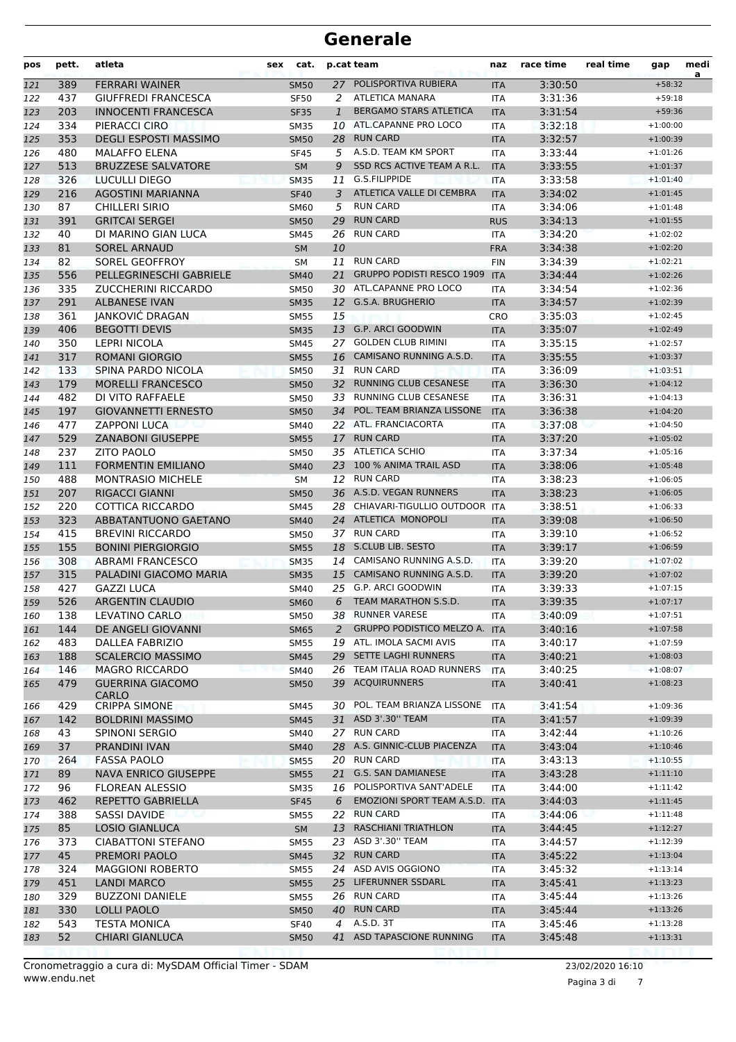# Generale

| pos | pett. | atleta | sex | cat. | p.cat | team | naz | race time | real time | gap | media |
|---|---|---|---|---|---|---|---|---|---|---|---|
| 121 | 389 | FERRARI WAINER | | SM50 | 27 | POLISPORTIVA RUBIERA | ITA | 3:30:50 | | +58:32 | |
| 122 | 437 | GIUFFREDI FRANCESCA | | SF50 | 2 | ATLETICA MANARA | ITA | 3:31:36 | | +59:18 | |
| 123 | 203 | INNOCENTI FRANCESCA | | SF35 | 1 | BERGAMO STARS ATLETICA | ITA | 3:31:54 | | +59:36 | |
| 124 | 334 | PIERACCI CIRO | | SM35 | 10 | ATL.CAPANNE PRO LOCO | ITA | 3:32:18 | | +1:00:00 | |
| 125 | 353 | DEGLI ESPOSTI MASSIMO | | SM50 | 28 | RUN CARD | ITA | 3:32:57 | | +1:00:39 | |
| 126 | 480 | MALAFFO ELENA | | SF45 | 5 | A.S.D. TEAM KM SPORT | ITA | 3:33:44 | | +1:01:26 | |
| 127 | 513 | BRUZZESE SALVATORE | | SM | 9 | SSD RCS ACTIVE TEAM A R.L. | ITA | 3:33:55 | | +1:01:37 | |
| 128 | 326 | LUCULLI DIEGO | | SM35 | 11 | G.S.FILIPPIDE | ITA | 3:33:58 | | +1:01:40 | |
| 129 | 216 | AGOSTINI MARIANNA | | SF40 | 3 | ATLETICA VALLE DI CEMBRA | ITA | 3:34:02 | | +1:01:45 | |
| 130 | 87 | CHILLERI SIRIO | | SM60 | 5 | RUN CARD | ITA | 3:34:06 | | +1:01:48 | |
| 131 | 391 | GRITCAI SERGEI | | SM50 | 29 | RUN CARD | RUS | 3:34:13 | | +1:01:55 | |
| 132 | 40 | DI MARINO GIAN LUCA | | SM45 | 26 | RUN CARD | ITA | 3:34:20 | | +1:02:02 | |
| 133 | 81 | SOREL ARNAUD | | SM | 10 | | FRA | 3:34:38 | | +1:02:20 | |
| 134 | 82 | SOREL GEOFFROY | | SM | 11 | RUN CARD | FIN | 3:34:39 | | +1:02:21 | |
| 135 | 556 | PELLEGRINESCHI GABRIELE | | SM40 | 21 | GRUPPO PODISTI RESCO 1909 | ITA | 3:34:44 | | +1:02:26 | |
| 136 | 335 | ZUCCHERINI RICCARDO | | SM50 | 30 | ATL.CAPANNE PRO LOCO | ITA | 3:34:54 | | +1:02:36 | |
| 137 | 291 | ALBANESE IVAN | | SM35 | 12 | G.S.A. BRUGHERIO | ITA | 3:34:57 | | +1:02:39 | |
| 138 | 361 | JANKOVIĆ DRAGAN | | SM55 | 15 | | CRO | 3:35:03 | | +1:02:45 | |
| 139 | 406 | BEGOTTI DEVIS | | SM35 | 13 | G.P. ARCI GOODWIN | ITA | 3:35:07 | | +1:02:49 | |
| 140 | 350 | LEPRI NICOLA | | SM45 | 27 | GOLDEN CLUB RIMINI | ITA | 3:35:15 | | +1:02:57 | |
| 141 | 317 | ROMANI GIORGIO | | SM55 | 16 | CAMISANO RUNNING A.S.D. | ITA | 3:35:55 | | +1:03:37 | |
| 142 | 133 | SPINA PARDO NICOLA | | SM50 | 31 | RUN CARD | ITA | 3:36:09 | | +1:03:51 | |
| 143 | 179 | MORELLI FRANCESCO | | SM50 | 32 | RUNNING CLUB CESANESE | ITA | 3:36:30 | | +1:04:12 | |
| 144 | 482 | DI VITO RAFFAELE | | SM50 | 33 | RUNNING CLUB CESANESE | ITA | 3:36:31 | | +1:04:13 | |
| 145 | 197 | GIOVANNETTI ERNESTO | | SM50 | 34 | POL. TEAM BRIANZA LISSONE | ITA | 3:36:38 | | +1:04:20 | |
| 146 | 477 | ZAPPONI LUCA | | SM40 | 22 | ATL. FRANCIACORTA | ITA | 3:37:08 | | +1:04:50 | |
| 147 | 529 | ZANABONI GIUSEPPE | | SM55 | 17 | RUN CARD | ITA | 3:37:20 | | +1:05:02 | |
| 148 | 237 | ZITO PAOLO | | SM50 | 35 | ATLETICA SCHIO | ITA | 3:37:34 | | +1:05:16 | |
| 149 | 111 | FORMENTIN EMILIANO | | SM40 | 23 | 100 % ANIMA TRAIL ASD | ITA | 3:38:06 | | +1:05:48 | |
| 150 | 488 | MONTRASIO MICHELE | | SM | 12 | RUN CARD | ITA | 3:38:23 | | +1:06:05 | |
| 151 | 207 | RIGACCI GIANNI | | SM50 | 36 | A.S.D. VEGAN RUNNERS | ITA | 3:38:23 | | +1:06:05 | |
| 152 | 220 | COTTICA RICCARDO | | SM45 | 28 | CHIAVARI-TIGULLIO OUTDOOR | ITA | 3:38:51 | | +1:06:33 | |
| 153 | 323 | ABBATANTUONO GAETANO | | SM40 | 24 | ATLETICA MONOPOLI | ITA | 3:39:08 | | +1:06:50 | |
| 154 | 415 | BREVINI RICCARDO | | SM50 | 37 | RUN CARD | ITA | 3:39:10 | | +1:06:52 | |
| 155 | 155 | BONINI PIERGIORGIO | | SM55 | 18 | S.CLUB LIB. SESTO | ITA | 3:39:17 | | +1:06:59 | |
| 156 | 308 | ABRAMI FRANCESCO | | SM35 | 14 | CAMISANO RUNNING A.S.D. | ITA | 3:39:20 | | +1:07:02 | |
| 157 | 315 | PALADINI GIACOMO MARIA | | SM35 | 15 | CAMISANO RUNNING A.S.D. | ITA | 3:39:20 | | +1:07:02 | |
| 158 | 427 | GAZZI LUCA | | SM40 | 25 | G.P. ARCI GOODWIN | ITA | 3:39:33 | | +1:07:15 | |
| 159 | 526 | ARGENTIN CLAUDIO | | SM60 | 6 | TEAM MARATHON S.S.D. | ITA | 3:39:35 | | +1:07:17 | |
| 160 | 138 | LEVATINO CARLO | | SM50 | 38 | RUNNER VARESE | ITA | 3:40:09 | | +1:07:51 | |
| 161 | 144 | DE ANGELI GIOVANNI | | SM65 | 2 | GRUPPO PODISTICO MELZO A. | ITA | 3:40:16 | | +1:07:58 | |
| 162 | 483 | DALLEA FABRIZIO | | SM55 | 19 | ATL. IMOLA SACMI AVIS | ITA | 3:40:17 | | +1:07:59 | |
| 163 | 188 | SCALERCIO MASSIMO | | SM45 | 29 | SETTE LAGHI RUNNERS | ITA | 3:40:21 | | +1:08:03 | |
| 164 | 146 | MAGRO RICCARDO | | SM40 | 26 | TEAM ITALIA ROAD RUNNERS | ITA | 3:40:25 | | +1:08:07 | |
| 165 | 479 | GUERRINA GIACOMO CARLO | | SM50 | 39 | ACQUIRUNNERS | ITA | 3:40:41 | | +1:08:23 | |
| 166 | 429 | CRIPPA SIMONE | | SM45 | 30 | POL. TEAM BRIANZA LISSONE | ITA | 3:41:54 | | +1:09:36 | |
| 167 | 142 | BOLDRINI MASSIMO | | SM45 | 31 | ASD 3'.30'' TEAM | ITA | 3:41:57 | | +1:09:39 | |
| 168 | 43 | SPINONI SERGIO | | SM40 | 27 | RUN CARD | ITA | 3:42:44 | | +1:10:26 | |
| 169 | 37 | PRANDINI IVAN | | SM40 | 28 | A.S. GINNIC-CLUB PIACENZA | ITA | 3:43:04 | | +1:10:46 | |
| 170 | 264 | FASSA PAOLO | | SM55 | 20 | RUN CARD | ITA | 3:43:13 | | +1:10:55 | |
| 171 | 89 | NAVA ENRICO GIUSEPPE | | SM55 | 21 | G.S. SAN DAMIANESE | ITA | 3:43:28 | | +1:11:10 | |
| 172 | 96 | FLOREAN ALESSIO | | SM35 | 16 | POLISPORTIVA SANT'ADELE | ITA | 3:44:00 | | +1:11:42 | |
| 173 | 462 | REPETTO GABRIELLA | | SF45 | 6 | EMOZIONI SPORT TEAM A.S.D. | ITA | 3:44:03 | | +1:11:45 | |
| 174 | 388 | SASSI DAVIDE | | SM55 | 22 | RUN CARD | ITA | 3:44:06 | | +1:11:48 | |
| 175 | 85 | LOSIO GIANLUCA | | SM | 13 | RASCHIANI TRIATHLON | ITA | 3:44:45 | | +1:12:27 | |
| 176 | 373 | CIABATTONI STEFANO | | SM55 | 23 | ASD 3'.30'' TEAM | ITA | 3:44:57 | | +1:12:39 | |
| 177 | 45 | PREMORI PAOLO | | SM45 | 32 | RUN CARD | ITA | 3:45:22 | | +1:13:04 | |
| 178 | 324 | MAGGIONI ROBERTO | | SM55 | 24 | ASD AVIS OGGIONO | ITA | 3:45:32 | | +1:13:14 | |
| 179 | 451 | LANDI MARCO | | SM55 | 25 | LIFERUNNER SSDARL | ITA | 3:45:41 | | +1:13:23 | |
| 180 | 329 | BUZZONI DANIELE | | SM55 | 26 | RUN CARD | ITA | 3:45:44 | | +1:13:26 | |
| 181 | 330 | LOLLI PAOLO | | SM50 | 40 | RUN CARD | ITA | 3:45:44 | | +1:13:26 | |
| 182 | 543 | TESTA MONICA | | SF40 | 4 | A.S.D. 3T | ITA | 3:45:46 | | +1:13:28 | |
| 183 | 52 | CHIARI GIANLUCA | | SM50 | 41 | ASD TAPASCIONE RUNNING | ITA | 3:45:48 | | +1:13:31 | |

Cronometraggio a cura di: MySDAM Official Timer - SDAM
www.endu.net

23/02/2020 16:10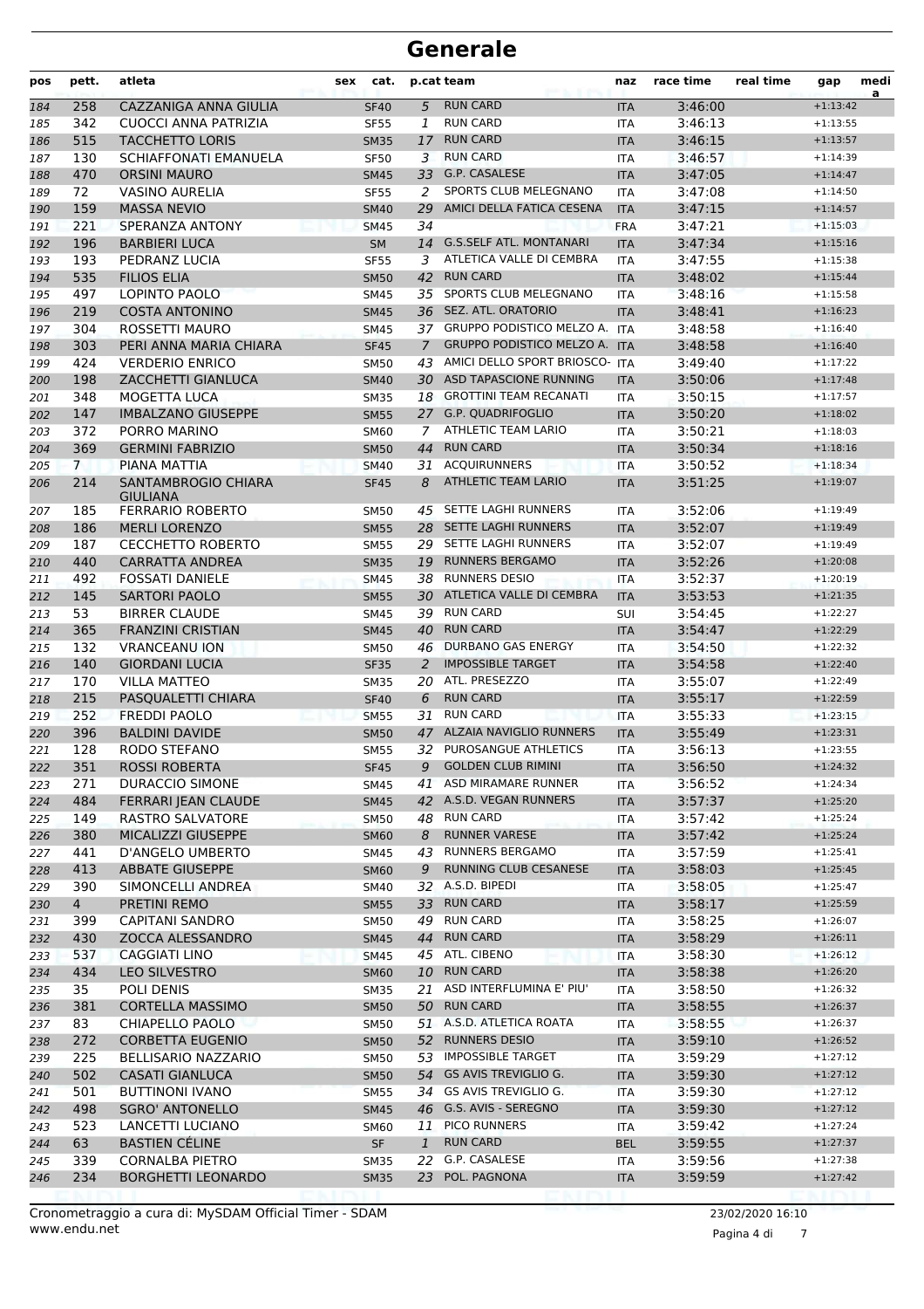# Generale

| pos | pett. | atleta | sex | cat. | p.cat | team | naz | race time | real time | gap | media |
|---|---|---|---|---|---|---|---|---|---|---|---|
| 184 | 258 | CAZZANIGA ANNA GIULIA | | SF40 | 5 | RUN CARD | ITA | 3:46:00 | | +1:13:42 | |
| 185 | 342 | CUOCCI ANNA PATRIZIA | | SF55 | 1 | RUN CARD | ITA | 3:46:13 | | +1:13:55 | |
| 186 | 515 | TACCHETTO LORIS | | SM35 | 17 | RUN CARD | ITA | 3:46:15 | | +1:13:57 | |
| 187 | 130 | SCHIAFFONATI EMANUELA | | SF50 | 3 | RUN CARD | ITA | 3:46:57 | | +1:14:39 | |
| 188 | 470 | ORSINI MAURO | | SM45 | 33 | G.P. CASALESE | ITA | 3:47:05 | | +1:14:47 | |
| 189 | 72 | VASINO AURELIA | | SF55 | 2 | SPORTS CLUB MELEGNANO | ITA | 3:47:08 | | +1:14:50 | |
| 190 | 159 | MASSA NEVIO | | SM40 | 29 | AMICI DELLA FATICA CESENA | ITA | 3:47:15 | | +1:14:57 | |
| 191 | 221 | SPERANZA ANTONY | | SM45 | 34 | | FRA | 3:47:21 | | +1:15:03 | |
| 192 | 196 | BARBIERI LUCA | | SM | 14 | G.S.SELF ATL. MONTANARI | ITA | 3:47:34 | | +1:15:16 | |
| 193 | 193 | PEDRANZ LUCIA | | SF55 | 3 | ATLETICA VALLE DI CEMBRA | ITA | 3:47:55 | | +1:15:38 | |
| 194 | 535 | FILIOS ELIA | | SM50 | 42 | RUN CARD | ITA | 3:48:02 | | +1:15:44 | |
| 195 | 497 | LOPINTO PAOLO | | SM45 | 35 | SPORTS CLUB MELEGNANO | ITA | 3:48:16 | | +1:15:58 | |
| 196 | 219 | COSTA ANTONINO | | SM45 | 36 | SEZ. ATL. ORATORIO | ITA | 3:48:41 | | +1:16:23 | |
| 197 | 304 | ROSSETTI MAURO | | SM45 | 37 | GRUPPO PODISTICO MELZO A. | ITA | 3:48:58 | | +1:16:40 | |
| 198 | 303 | PERI ANNA MARIA CHIARA | | SF45 | 7 | GRUPPO PODISTICO MELZO A. | ITA | 3:48:58 | | +1:16:40 | |
| 199 | 424 | VERDERIO ENRICO | | SM50 | 43 | AMICI DELLO SPORT BRIOSCO- | ITA | 3:49:40 | | +1:17:22 | |
| 200 | 198 | ZACCHETTI GIANLUCA | | SM40 | 30 | ASD TAPASCIONE RUNNING | ITA | 3:50:06 | | +1:17:48 | |
| 201 | 348 | MOGETTA LUCA | | SM35 | 18 | GROTTINI TEAM RECANATI | ITA | 3:50:15 | | +1:17:57 | |
| 202 | 147 | IMBALZANO GIUSEPPE | | SM55 | 27 | G.P. QUADRIFOGLIO | ITA | 3:50:20 | | +1:18:02 | |
| 203 | 372 | PORRO MARINO | | SM60 | 7 | ATHLETIC TEAM LARIO | ITA | 3:50:21 | | +1:18:03 | |
| 204 | 369 | GERMINI FABRIZIO | | SM50 | 44 | RUN CARD | ITA | 3:50:34 | | +1:18:16 | |
| 205 | 7 | PIANA MATTIA | | SM40 | 31 | ACQUIRUNNERS | ITA | 3:50:52 | | +1:18:34 | |
| 206 | 214 | SANTAMBROGIO CHIARA GIULIANA | | SF45 | 8 | ATHLETIC TEAM LARIO | ITA | 3:51:25 | | +1:19:07 | |
| 207 | 185 | FERRARIO ROBERTO | | SM50 | 45 | SETTE LAGHI RUNNERS | ITA | 3:52:06 | | +1:19:49 | |
| 208 | 186 | MERLI LORENZO | | SM55 | 28 | SETTE LAGHI RUNNERS | ITA | 3:52:07 | | +1:19:49 | |
| 209 | 187 | CECCHETTO ROBERTO | | SM55 | 29 | SETTE LAGHI RUNNERS | ITA | 3:52:07 | | +1:19:49 | |
| 210 | 440 | CARRATTA ANDREA | | SM35 | 19 | RUNNERS BERGAMO | ITA | 3:52:26 | | +1:20:08 | |
| 211 | 492 | FOSSATI DANIELE | | SM45 | 38 | RUNNERS DESIO | ITA | 3:52:37 | | +1:20:19 | |
| 212 | 145 | SARTORI PAOLO | | SM55 | 30 | ATLETICA VALLE DI CEMBRA | ITA | 3:53:53 | | +1:21:35 | |
| 213 | 53 | BIRRER CLAUDE | | SM45 | 39 | RUN CARD | SUI | 3:54:45 | | +1:22:27 | |
| 214 | 365 | FRANZINI CRISTIAN | | SM45 | 40 | RUN CARD | ITA | 3:54:47 | | +1:22:29 | |
| 215 | 132 | VRANCEANU ION | | SM50 | 46 | DURBANO GAS ENERGY | ITA | 3:54:50 | | +1:22:32 | |
| 216 | 140 | GIORDANI LUCIA | | SF35 | 2 | IMPOSSIBLE TARGET | ITA | 3:54:58 | | +1:22:40 | |
| 217 | 170 | VILLA MATTEO | | SM35 | 20 | ATL. PRESEZZO | ITA | 3:55:07 | | +1:22:49 | |
| 218 | 215 | PASQUALETTI CHIARA | | SF40 | 6 | RUN CARD | ITA | 3:55:17 | | +1:22:59 | |
| 219 | 252 | FREDDI PAOLO | | SM55 | 31 | RUN CARD | ITA | 3:55:33 | | +1:23:15 | |
| 220 | 396 | BALDINI DAVIDE | | SM50 | 47 | ALZAIA NAVIGLIO RUNNERS | ITA | 3:55:49 | | +1:23:31 | |
| 221 | 128 | RODO STEFANO | | SM55 | 32 | PUROSANGUE ATHLETICS | ITA | 3:56:13 | | +1:23:55 | |
| 222 | 351 | ROSSI ROBERTA | | SF45 | 9 | GOLDEN CLUB RIMINI | ITA | 3:56:50 | | +1:24:32 | |
| 223 | 271 | DURACCIO SIMONE | | SM45 | 41 | ASD MIRAMARE RUNNER | ITA | 3:56:52 | | +1:24:34 | |
| 224 | 484 | FERRARI JEAN CLAUDE | | SM45 | 42 | A.S.D. VEGAN RUNNERS | ITA | 3:57:37 | | +1:25:20 | |
| 225 | 149 | RASTRO SALVATORE | | SM50 | 48 | RUN CARD | ITA | 3:57:42 | | +1:25:24 | |
| 226 | 380 | MICALIZZI GIUSEPPE | | SM60 | 8 | RUNNER VARESE | ITA | 3:57:42 | | +1:25:24 | |
| 227 | 441 | D'ANGELO UMBERTO | | SM45 | 43 | RUNNERS BERGAMO | ITA | 3:57:59 | | +1:25:41 | |
| 228 | 413 | ABBATE GIUSEPPE | | SM60 | 9 | RUNNING CLUB CESANESE | ITA | 3:58:03 | | +1:25:45 | |
| 229 | 390 | SIMONCELLI ANDREA | | SM40 | 32 | A.S.D. BIPEDI | ITA | 3:58:05 | | +1:25:47 | |
| 230 | 4 | PRETINI REMO | | SM55 | 33 | RUN CARD | ITA | 3:58:17 | | +1:25:59 | |
| 231 | 399 | CAPITANI SANDRO | | SM50 | 49 | RUN CARD | ITA | 3:58:25 | | +1:26:07 | |
| 232 | 430 | ZOCCA ALESSANDRO | | SM45 | 44 | RUN CARD | ITA | 3:58:29 | | +1:26:11 | |
| 233 | 537 | CAGGIATI LINO | | SM45 | 45 | ATL. CIBENO | ITA | 3:58:30 | | +1:26:12 | |
| 234 | 434 | LEO SILVESTRO | | SM60 | 10 | RUN CARD | ITA | 3:58:38 | | +1:26:20 | |
| 235 | 35 | POLI DENIS | | SM35 | 21 | ASD INTERFLUMINA E' PIU' | ITA | 3:58:50 | | +1:26:32 | |
| 236 | 381 | CORTELLA MASSIMO | | SM50 | 50 | RUN CARD | ITA | 3:58:55 | | +1:26:37 | |
| 237 | 83 | CHIAPELLO PAOLO | | SM50 | 51 | A.S.D. ATLETICA ROATA | ITA | 3:58:55 | | +1:26:37 | |
| 238 | 272 | CORBETTA EUGENIO | | SM50 | 52 | RUNNERS DESIO | ITA | 3:59:10 | | +1:26:52 | |
| 239 | 225 | BELLISARIO NAZZARIO | | SM50 | 53 | IMPOSSIBLE TARGET | ITA | 3:59:29 | | +1:27:12 | |
| 240 | 502 | CASATI GIANLUCA | | SM50 | 54 | GS AVIS TREVIGLIO G. | ITA | 3:59:30 | | +1:27:12 | |
| 241 | 501 | BUTTINONI IVANO | | SM55 | 34 | GS AVIS TREVIGLIO G. | ITA | 3:59:30 | | +1:27:12 | |
| 242 | 498 | SGRO' ANTONELLO | | SM45 | 46 | G.S. AVIS - SEREGNO | ITA | 3:59:30 | | +1:27:12 | |
| 243 | 523 | LANCETTI LUCIANO | | SM60 | 11 | PICO RUNNERS | ITA | 3:59:42 | | +1:27:24 | |
| 244 | 63 | BASTIEN CÉLINE | | SF | 1 | RUN CARD | BEL | 3:59:55 | | +1:27:37 | |
| 245 | 339 | CORNALBA PIETRO | | SM35 | 22 | G.P. CASALESE | ITA | 3:59:56 | | +1:27:38 | |
| 246 | 234 | BORGHETTI LEONARDO | | SM35 | 23 | POL. PAGNONA | ITA | 3:59:59 | | +1:27:42 | |

Cronometraggio a cura di: MySDAM Official Timer - SDAM
www.endu.net

23/02/2020 16:10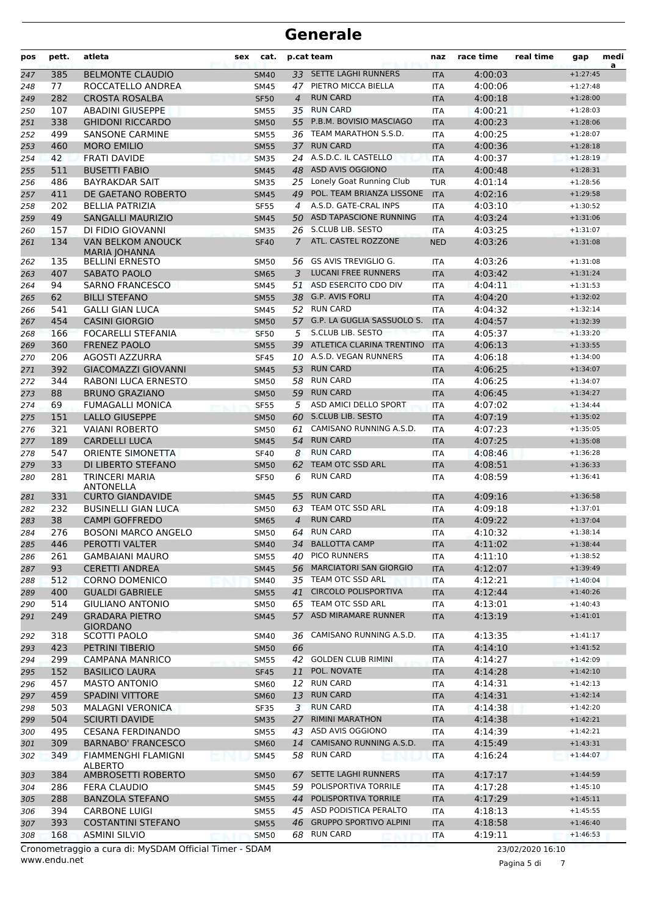# Generale

| pos | pett. | atleta | sex | cat. | p.cat | team | naz | race time | real time | gap | media |
|---|---|---|---|---|---|---|---|---|---|---|---|
| 247 | 385 | BELMONTE CLAUDIO | | SM40 | 33 | SETTE LAGHI RUNNERS | ITA | 4:00:03 | | +1:27:45 | |
| 248 | 77 | ROCCATELLO ANDREA | | SM45 | 47 | PIETRO MICCA BIELLA | ITA | 4:00:06 | | +1:27:48 | |
| 249 | 282 | CROSTA ROSALBA | | SF50 | 4 | RUN CARD | ITA | 4:00:18 | | +1:28:00 | |
| 250 | 107 | ABADINI GIUSEPPE | | SM55 | 35 | RUN CARD | ITA | 4:00:21 | | +1:28:03 | |
| 251 | 338 | GHIDONI RICCARDO | | SM50 | 55 | P.B.M. BOVISIO MASCIAGO | ITA | 4:00:23 | | +1:28:06 | |
| 252 | 499 | SANSONE CARMINE | | SM55 | 36 | TEAM MARATHON S.S.D. | ITA | 4:00:25 | | +1:28:07 | |
| 253 | 460 | MORO EMILIO | | SM55 | 37 | RUN CARD | ITA | 4:00:36 | | +1:28:18 | |
| 254 | 42 | FRATI DAVIDE | | SM35 | 24 | A.S.D.C. IL CASTELLO | ITA | 4:00:37 | | +1:28:19 | |
| 255 | 511 | BUSETTI FABIO | | SM45 | 48 | ASD AVIS OGGIONO | ITA | 4:00:48 | | +1:28:31 | |
| 256 | 486 | BAYRAKDAR SAIT | | SM35 | 25 | Lonely Goat Running Club | TUR | 4:01:14 | | +1:28:56 | |
| 257 | 411 | DE GAETANO ROBERTO | | SM45 | 49 | POL. TEAM BRIANZA LISSONE | ITA | 4:02:16 | | +1:29:58 | |
| 258 | 202 | BELLIA PATRIZIA | | SF55 | 4 | A.S.D. GATE-CRAL INPS | ITA | 4:03:10 | | +1:30:52 | |
| 259 | 49 | SANGALLI MAURIZIO | | SM45 | 50 | ASD TAPASCIONE RUNNING | ITA | 4:03:24 | | +1:31:06 | |
| 260 | 157 | DI FIDIO GIOVANNI | | SM35 | 26 | S.CLUB LIB. SESTO | ITA | 4:03:25 | | +1:31:07 | |
| 261 | 134 | VAN BELKOM ANOUCK MARIA JOHANNA | | SF40 | 7 | ATL. CASTEL ROZZONE | NED | 4:03:26 | | +1:31:08 | |
| 262 | 135 | BELLINI ERNESTO | | SM50 | 56 | GS AVIS TREVIGLIO G. | ITA | 4:03:26 | | +1:31:08 | |
| 263 | 407 | SABATO PAOLO | | SM65 | 3 | LUCANI FREE RUNNERS | ITA | 4:03:42 | | +1:31:24 | |
| 264 | 94 | SARNO FRANCESCO | | SM45 | 51 | ASD ESERCITO CDO DIV | ITA | 4:04:11 | | +1:31:53 | |
| 265 | 62 | BILLI STEFANO | | SM55 | 38 | G.P. AVIS FORLI | ITA | 4:04:20 | | +1:32:02 | |
| 266 | 541 | GALLI GIAN LUCA | | SM45 | 52 | RUN CARD | ITA | 4:04:32 | | +1:32:14 | |
| 267 | 454 | CASINI GIORGIO | | SM50 | 57 | G.P. LA GUGLIA SASSUOLO S. | ITA | 4:04:57 | | +1:32:39 | |
| 268 | 166 | FOCARELLI STEFANIA | | SF50 | 5 | S.CLUB LIB. SESTO | ITA | 4:05:37 | | +1:33:20 | |
| 269 | 360 | FRENEZ PAOLO | | SM55 | 39 | ATLETICA CLARINA TRENTINO | ITA | 4:06:13 | | +1:33:55 | |
| 270 | 206 | AGOSTI AZZURRA | | SF45 | 10 | A.S.D. VEGAN RUNNERS | ITA | 4:06:18 | | +1:34:00 | |
| 271 | 392 | GIACOMAZZI GIOVANNI | | SM45 | 53 | RUN CARD | ITA | 4:06:25 | | +1:34:07 | |
| 272 | 344 | RABONI LUCA ERNESTO | | SM50 | 58 | RUN CARD | ITA | 4:06:25 | | +1:34:07 | |
| 273 | 88 | BRUNO GRAZIANO | | SM50 | 59 | RUN CARD | ITA | 4:06:45 | | +1:34:27 | |
| 274 | 69 | FUMAGALLI MONICA | | SF55 | 5 | ASD AMICI DELLO SPORT | ITA | 4:07:02 | | +1:34:44 | |
| 275 | 151 | LALLO GIUSEPPE | | SM50 | 60 | S.CLUB LIB. SESTO | ITA | 4:07:19 | | +1:35:02 | |
| 276 | 321 | VAIANI ROBERTO | | SM50 | 61 | CAMISANO RUNNING A.S.D. | ITA | 4:07:23 | | +1:35:05 | |
| 277 | 189 | CARDELLI LUCA | | SM45 | 54 | RUN CARD | ITA | 4:07:25 | | +1:35:08 | |
| 278 | 547 | ORIENTE SIMONETTA | | SF40 | 8 | RUN CARD | ITA | 4:08:46 | | +1:36:28 | |
| 279 | 33 | DI LIBERTO STEFANO | | SM50 | 62 | TEAM OTC SSD ARL | ITA | 4:08:51 | | +1:36:33 | |
| 280 | 281 | TRINCERI MARIA ANTONELLA | | SF50 | 6 | RUN CARD | ITA | 4:08:59 | | +1:36:41 | |
| 281 | 331 | CURTO GIANDAVIDE | | SM45 | 55 | RUN CARD | ITA | 4:09:16 | | +1:36:58 | |
| 282 | 232 | BUSINELLI GIAN LUCA | | SM50 | 63 | TEAM OTC SSD ARL | ITA | 4:09:18 | | +1:37:01 | |
| 283 | 38 | CAMPI GOFFREDO | | SM65 | 4 | RUN CARD | ITA | 4:09:22 | | +1:37:04 | |
| 284 | 276 | BOSONI MARCO ANGELO | | SM50 | 64 | RUN CARD | ITA | 4:10:32 | | +1:38:14 | |
| 285 | 446 | PEROTTI VALTER | | SM40 | 34 | BALLOTTA CAMP | ITA | 4:11:02 | | +1:38:44 | |
| 286 | 261 | GAMBAIANI MAURO | | SM55 | 40 | PICO RUNNERS | ITA | 4:11:10 | | +1:38:52 | |
| 287 | 93 | CERETTI ANDREA | | SM45 | 56 | MARCIATORI SAN GIORGIO | ITA | 4:12:07 | | +1:39:49 | |
| 288 | 512 | CORNO DOMENICO | | SM40 | 35 | TEAM OTC SSD ARL | ITA | 4:12:21 | | +1:40:04 | |
| 289 | 400 | GUALDI GABRIELE | | SM55 | 41 | CIRCOLO POLISPORTIVA | ITA | 4:12:44 | | +1:40:26 | |
| 290 | 514 | GIULIANO ANTONIO | | SM50 | 65 | TEAM OTC SSD ARL | ITA | 4:13:01 | | +1:40:43 | |
| 291 | 249 | GRADARA PIETRO GIORDANO | | SM45 | 57 | ASD MIRAMARE RUNNER | ITA | 4:13:19 | | +1:41:01 | |
| 292 | 318 | SCOTTI PAOLO | | SM40 | 36 | CAMISANO RUNNING A.S.D. | ITA | 4:13:35 | | +1:41:17 | |
| 293 | 423 | PETRINI TIBERIO | | SM50 | 66 | | ITA | 4:14:10 | | +1:41:52 | |
| 294 | 299 | CAMPANA MANRICO | | SM55 | 42 | GOLDEN CLUB RIMINI | ITA | 4:14:27 | | +1:42:09 | |
| 295 | 152 | BASILICO LAURA | | SF45 | 11 | POL. NOVATE | ITA | 4:14:28 | | +1:42:10 | |
| 296 | 457 | MASTO ANTONIO | | SM60 | 12 | RUN CARD | ITA | 4:14:31 | | +1:42:13 | |
| 297 | 459 | SPADINI VITTORE | | SM60 | 13 | RUN CARD | ITA | 4:14:31 | | +1:42:14 | |
| 298 | 503 | MALAGNI VERONICA | | SF35 | 3 | RUN CARD | ITA | 4:14:38 | | +1:42:20 | |
| 299 | 504 | SCIURTI DAVIDE | | SM35 | 27 | RIMINI MARATHON | ITA | 4:14:38 | | +1:42:21 | |
| 300 | 495 | CESANA FERDINANDO | | SM55 | 43 | ASD AVIS OGGIONO | ITA | 4:14:39 | | +1:42:21 | |
| 301 | 309 | BARNABO' FRANCESCO | | SM60 | 14 | CAMISANO RUNNING A.S.D. | ITA | 4:15:49 | | +1:43:31 | |
| 302 | 349 | FIAMMENGHI FLAMIGNI ALBERTO | | SM45 | 58 | RUN CARD | ITA | 4:16:24 | | +1:44:07 | |
| 303 | 384 | AMBROSETTI ROBERTO | | SM50 | 67 | SETTE LAGHI RUNNERS | ITA | 4:17:17 | | +1:44:59 | |
| 304 | 286 | FERA CLAUDIO | | SM45 | 59 | POLISPORTIVA TORRILE | ITA | 4:17:28 | | +1:45:10 | |
| 305 | 288 | BANZOLA STEFANO | | SM55 | 44 | POLISPORTIVA TORRILE | ITA | 4:17:29 | | +1:45:11 | |
| 306 | 394 | CARBONE LUIGI | | SM55 | 45 | ASD PODISTICA PERALTO | ITA | 4:18:13 | | +1:45:55 | |
| 307 | 393 | COSTANTINI STEFANO | | SM55 | 46 | GRUPPO SPORTIVO ALPINI | ITA | 4:18:58 | | +1:46:40 | |
| 308 | 168 | ASMINI SILVIO | | SM50 | 68 | RUN CARD | ITA | 4:19:11 | | +1:46:53 | |

Cronometraggio a cura di: MySDAM Official Timer - SDAM
www.endu.net

23/02/2020 16:10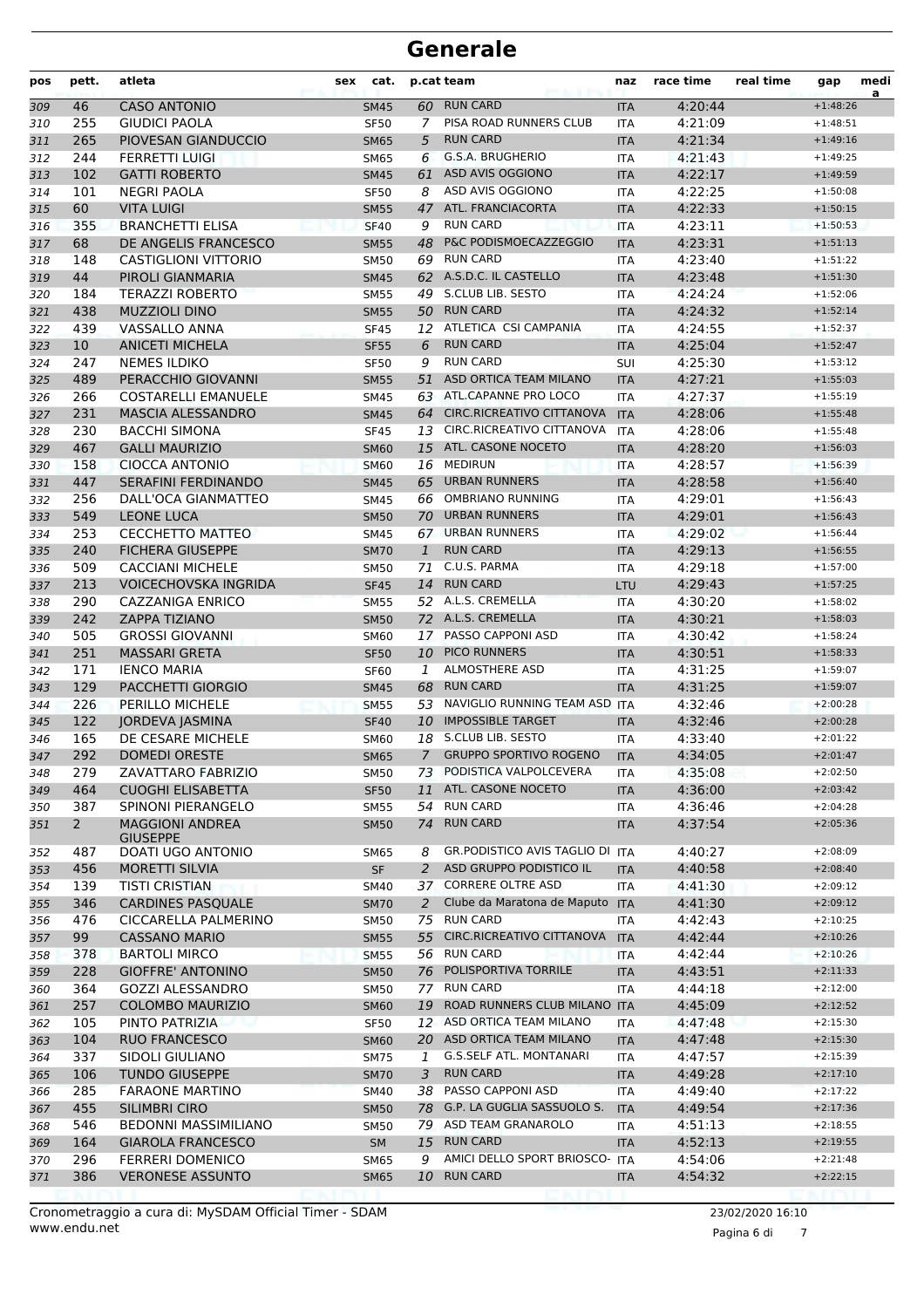# Generale

| pos | pett. | atleta | sex | cat. | p.cat | team | naz | race time | real time | gap | media |
|---|---|---|---|---|---|---|---|---|---|---|---|
| 309 | 46 | CASO ANTONIO | | SM45 | 60 | RUN CARD | ITA | 4:20:44 | | +1:48:26 | |
| 310 | 255 | GIUDICI PAOLA | | SF50 | 7 | PISA ROAD RUNNERS CLUB | ITA | 4:21:09 | | +1:48:51 | |
| 311 | 265 | PIOVESAN GIANDUCCIO | | SM65 | 5 | RUN CARD | ITA | 4:21:34 | | +1:49:16 | |
| 312 | 244 | FERRETTI LUIGI | | SM65 | 6 | G.S.A. BRUGHERIO | ITA | 4:21:43 | | +1:49:25 | |
| 313 | 102 | GATTI ROBERTO | | SM45 | 61 | ASD AVIS OGGIONO | ITA | 4:22:17 | | +1:49:59 | |
| 314 | 101 | NEGRI PAOLA | | SF50 | 8 | ASD AVIS OGGIONO | ITA | 4:22:25 | | +1:50:08 | |
| 315 | 60 | VITA LUIGI | | SM55 | 47 | ATL. FRANCIACORTA | ITA | 4:22:33 | | +1:50:15 | |
| 316 | 355 | BRANCHETTI ELISA | | SF40 | 9 | RUN CARD | ITA | 4:23:11 | | +1:50:53 | |
| 317 | 68 | DE ANGELIS FRANCESCO | | SM55 | 48 | P&C PODISMOECAZZEGGIO | ITA | 4:23:31 | | +1:51:13 | |
| 318 | 148 | CASTIGLIONI VITTORIO | | SM50 | 69 | RUN CARD | ITA | 4:23:40 | | +1:51:22 | |
| 319 | 44 | PIROLI GIANMARIA | | SM45 | 62 | A.S.D.C. IL CASTELLO | ITA | 4:23:48 | | +1:51:30 | |
| 320 | 184 | TERAZZI ROBERTO | | SM55 | 49 | S.CLUB LIB. SESTO | ITA | 4:24:24 | | +1:52:06 | |
| 321 | 438 | MUZZIOLI DINO | | SM55 | 50 | RUN CARD | ITA | 4:24:32 | | +1:52:14 | |
| 322 | 439 | VASSALLO ANNA | | SF45 | 12 | ATLETICA CSI CAMPANIA | ITA | 4:24:55 | | +1:52:37 | |
| 323 | 10 | ANICETI MICHELA | | SF55 | 6 | RUN CARD | ITA | 4:25:04 | | +1:52:47 | |
| 324 | 247 | NEMES ILDIKO | | SF50 | 9 | RUN CARD | SUI | 4:25:30 | | +1:53:12 | |
| 325 | 489 | PERACCHIO GIOVANNI | | SM55 | 51 | ASD ORTICA TEAM MILANO | ITA | 4:27:21 | | +1:55:03 | |
| 326 | 266 | COSTARELLI EMANUELE | | SM45 | 63 | ATL.CAPANNE PRO LOCO | ITA | 4:27:37 | | +1:55:19 | |
| 327 | 231 | MASCIA ALESSANDRO | | SM45 | 64 | CIRC.RICREATIVO CITTANOVA | ITA | 4:28:06 | | +1:55:48 | |
| 328 | 230 | BACCHI SIMONA | | SF45 | 13 | CIRC.RICREATIVO CITTANOVA | ITA | 4:28:06 | | +1:55:48 | |
| 329 | 467 | GALLI MAURIZIO | | SM60 | 15 | ATL. CASONE NOCETO | ITA | 4:28:20 | | +1:56:03 | |
| 330 | 158 | CIOCCA ANTONIO | | SM60 | 16 | MEDIRUN | ITA | 4:28:57 | | +1:56:39 | |
| 331 | 447 | SERAFINI FERDINANDO | | SM45 | 65 | URBAN RUNNERS | ITA | 4:28:58 | | +1:56:40 | |
| 332 | 256 | DALL'OCA GIANMATTEO | | SM45 | 66 | OMBRIANO RUNNING | ITA | 4:29:01 | | +1:56:43 | |
| 333 | 549 | LEONE LUCA | | SM50 | 70 | URBAN RUNNERS | ITA | 4:29:01 | | +1:56:43 | |
| 334 | 253 | CECCHETTO MATTEO | | SM45 | 67 | URBAN RUNNERS | ITA | 4:29:02 | | +1:56:44 | |
| 335 | 240 | FICHERA GIUSEPPE | | SM70 | 1 | RUN CARD | ITA | 4:29:13 | | +1:56:55 | |
| 336 | 509 | CACCIANI MICHELE | | SM50 | 71 | C.U.S. PARMA | ITA | 4:29:18 | | +1:57:00 | |
| 337 | 213 | VOICECHOVSKA INGRIDA | | SF45 | 14 | RUN CARD | LTU | 4:29:43 | | +1:57:25 | |
| 338 | 290 | CAZZANIGA ENRICO | | SM55 | 52 | A.L.S. CREMELLA | ITA | 4:30:20 | | +1:58:02 | |
| 339 | 242 | ZAPPA TIZIANO | | SM50 | 72 | A.L.S. CREMELLA | ITA | 4:30:21 | | +1:58:03 | |
| 340 | 505 | GROSSI GIOVANNI | | SM60 | 17 | PASSO CAPPONI ASD | ITA | 4:30:42 | | +1:58:24 | |
| 341 | 251 | MASSARI GRETA | | SF50 | 10 | PICO RUNNERS | ITA | 4:30:51 | | +1:58:33 | |
| 342 | 171 | IENCO MARIA | | SF60 | 1 | ALMOSTHERE ASD | ITA | 4:31:25 | | +1:59:07 | |
| 343 | 129 | PACCHETTI GIORGIO | | SM45 | 68 | RUN CARD | ITA | 4:31:25 | | +1:59:07 | |
| 344 | 226 | PERILLO MICHELE | | SM55 | 53 | NAVIGLIO RUNNING TEAM ASD | ITA | 4:32:46 | | +2:00:28 | |
| 345 | 122 | JORDEVA JASMINA | | SF40 | 10 | IMPOSSIBLE TARGET | ITA | 4:32:46 | | +2:00:28 | |
| 346 | 165 | DE CESARE MICHELE | | SM60 | 18 | S.CLUB LIB. SESTO | ITA | 4:33:40 | | +2:01:22 | |
| 347 | 292 | DOMEDI ORESTE | | SM65 | 7 | GRUPPO SPORTIVO ROGENO | ITA | 4:34:05 | | +2:01:47 | |
| 348 | 279 | ZAVATTARO FABRIZIO | | SM50 | 73 | PODISTICA VALPOLCEVERA | ITA | 4:35:08 | | +2:02:50 | |
| 349 | 464 | CUOGHI ELISABETTA | | SF50 | 11 | ATL. CASONE NOCETO | ITA | 4:36:00 | | +2:03:42 | |
| 350 | 387 | SPINONI PIERANGELO | | SM55 | 54 | RUN CARD | ITA | 4:36:46 | | +2:04:28 | |
| 351 | 2 | MAGGIONI ANDREA GIUSEPPE | | SM50 | 74 | RUN CARD | ITA | 4:37:54 | | +2:05:36 | |
| 352 | 487 | DOATI UGO ANTONIO | | SM65 | 8 | GR.PODISTICO AVIS TAGLIO DI | ITA | 4:40:27 | | +2:08:09 | |
| 353 | 456 | MORETTI SILVIA | | SF | 2 | ASD GRUPPO PODISTICO IL | ITA | 4:40:58 | | +2:08:40 | |
| 354 | 139 | TISTI CRISTIAN | | SM40 | 37 | CORRERE OLTRE ASD | ITA | 4:41:30 | | +2:09:12 | |
| 355 | 346 | CARDINES PASQUALE | | SM70 | 2 | Clube da Maratona de Maputo | ITA | 4:41:30 | | +2:09:12 | |
| 356 | 476 | CICCARELLA PALMERINO | | SM50 | 75 | RUN CARD | ITA | 4:42:43 | | +2:10:25 | |
| 357 | 99 | CASSANO MARIO | | SM55 | 55 | CIRC.RICREATIVO CITTANOVA | ITA | 4:42:44 | | +2:10:26 | |
| 358 | 378 | BARTOLI MIRCO | | SM55 | 56 | RUN CARD | ITA | 4:42:44 | | +2:10:26 | |
| 359 | 228 | GIOFFRE' ANTONINO | | SM50 | 76 | POLISPORTIVA TORRILE | ITA | 4:43:51 | | +2:11:33 | |
| 360 | 364 | GOZZI ALESSANDRO | | SM50 | 77 | RUN CARD | ITA | 4:44:18 | | +2:12:00 | |
| 361 | 257 | COLOMBO MAURIZIO | | SM60 | 19 | ROAD RUNNERS CLUB MILANO | ITA | 4:45:09 | | +2:12:52 | |
| 362 | 105 | PINTO PATRIZIA | | SF50 | 12 | ASD ORTICA TEAM MILANO | ITA | 4:47:48 | | +2:15:30 | |
| 363 | 104 | RUO FRANCESCO | | SM60 | 20 | ASD ORTICA TEAM MILANO | ITA | 4:47:48 | | +2:15:30 | |
| 364 | 337 | SIDOLI GIULIANO | | SM75 | 1 | G.S.SELF ATL. MONTANARI | ITA | 4:47:57 | | +2:15:39 | |
| 365 | 106 | TUNDO GIUSEPPE | | SM70 | 3 | RUN CARD | ITA | 4:49:28 | | +2:17:10 | |
| 366 | 285 | FARAONE MARTINO | | SM40 | 38 | PASSO CAPPONI ASD | ITA | 4:49:40 | | +2:17:22 | |
| 367 | 455 | SILIMBRI CIRO | | SM50 | 78 | G.P. LA GUGLIA SASSUOLO S. | ITA | 4:49:54 | | +2:17:36 | |
| 368 | 546 | BEDONNI MASSIMILIANO | | SM50 | 79 | ASD TEAM GRANAROLO | ITA | 4:51:13 | | +2:18:55 | |
| 369 | 164 | GIAROLA FRANCESCO | | SM | 15 | RUN CARD | ITA | 4:52:13 | | +2:19:55 | |
| 370 | 296 | FERRERI DOMENICO | | SM65 | 9 | AMICI DELLO SPORT BRIOSCO- | ITA | 4:54:06 | | +2:21:48 | |
| 371 | 386 | VERONESE ASSUNTO | | SM65 | 10 | RUN CARD | ITA | 4:54:32 | | +2:22:15 | |

Cronometraggio a cura di: MySDAM Official Timer - SDAM
www.endu.net

23/02/2020 16:10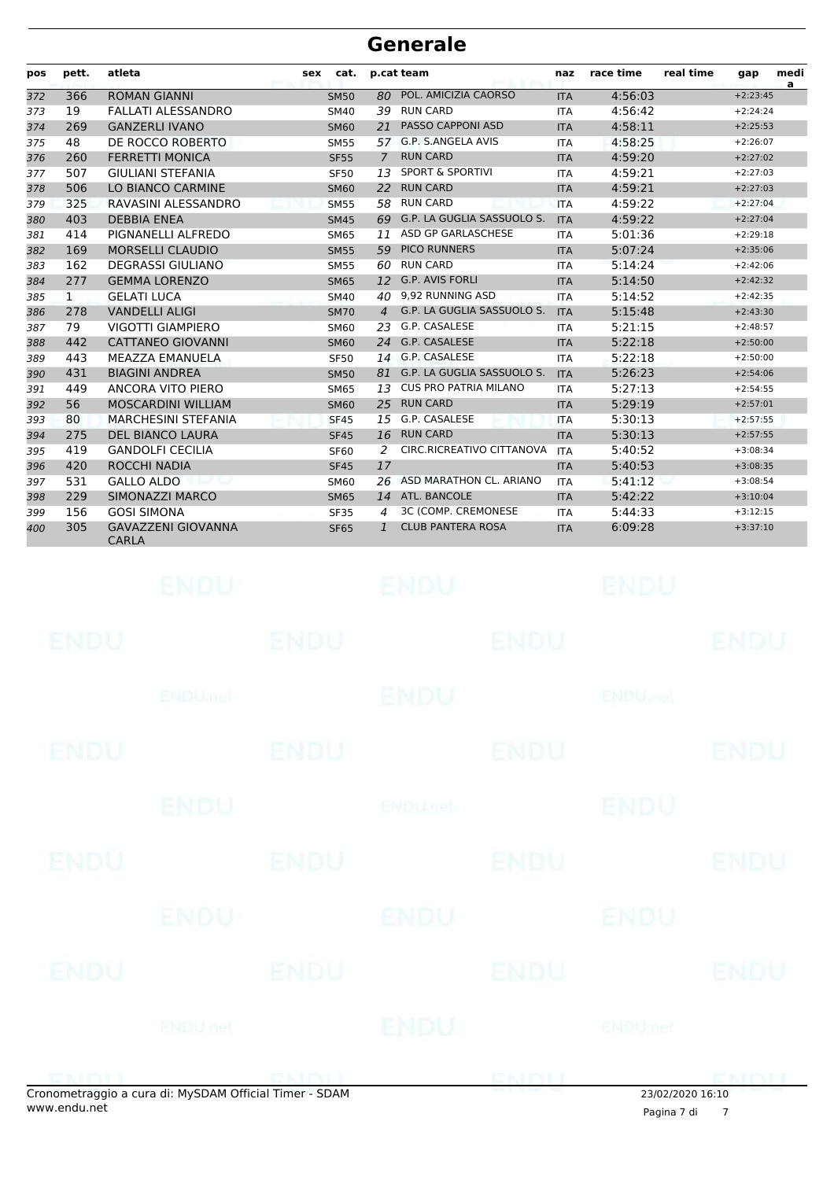# Generale

| pos | pett. | atleta | sex | cat. | p.cat | team | naz | race time | real time | gap | media |
|---|---|---|---|---|---|---|---|---|---|---|---|
| 372 | 366 | ROMAN GIANNI | | SM50 | 80 | POL. AMICIZIA CAORSO | ITA | 4:56:03 | | +2:23:45 | |
| 373 | 19 | FALLATI ALESSANDRO | | SM40 | 39 | RUN CARD | ITA | 4:56:42 | | +2:24:24 | |
| 374 | 269 | GANZERLI IVANO | | SM60 | 21 | PASSO CAPPONI ASD | ITA | 4:58:11 | | +2:25:53 | |
| 375 | 48 | DE ROCCO ROBERTO | | SM55 | 57 | G.P. S.ANGELA AVIS | ITA | 4:58:25 | | +2:26:07 | |
| 376 | 260 | FERRETTI MONICA | | SF55 | 7 | RUN CARD | ITA | 4:59:20 | | +2:27:02 | |
| 377 | 507 | GIULIANI STEFANIA | | SF50 | 13 | SPORT & SPORTIVI | ITA | 4:59:21 | | +2:27:03 | |
| 378 | 506 | LO BIANCO CARMINE | | SM60 | 22 | RUN CARD | ITA | 4:59:21 | | +2:27:03 | |
| 379 | 325 | RAVASINI ALESSANDRO | | SM55 | 58 | RUN CARD | ITA | 4:59:22 | | +2:27:04 | |
| 380 | 403 | DEBBIA ENEA | | SM45 | 69 | G.P. LA GUGLIA SASSUOLO S. | ITA | 4:59:22 | | +2:27:04 | |
| 381 | 414 | PIGNANELLI ALFREDO | | SM65 | 11 | ASD GP GARLASCHESE | ITA | 5:01:36 | | +2:29:18 | |
| 382 | 169 | MORSELLI CLAUDIO | | SM55 | 59 | PICO RUNNERS | ITA | 5:07:24 | | +2:35:06 | |
| 383 | 162 | DEGRASSI GIULIANO | | SM55 | 60 | RUN CARD | ITA | 5:14:24 | | +2:42:06 | |
| 384 | 277 | GEMMA LORENZO | | SM65 | 12 | G.P. AVIS FORLI | ITA | 5:14:50 | | +2:42:32 | |
| 385 | 1 | GELATI LUCA | | SM40 | 40 | 9,92 RUNNING ASD | ITA | 5:14:52 | | +2:42:35 | |
| 386 | 278 | VANDELLI ALIGI | | SM70 | 4 | G.P. LA GUGLIA SASSUOLO S. | ITA | 5:15:48 | | +2:43:30 | |
| 387 | 79 | VIGOTTI GIAMPIERO | | SM60 | 23 | G.P. CASALESE | ITA | 5:21:15 | | +2:48:57 | |
| 388 | 442 | CATTANEO GIOVANNI | | SM60 | 24 | G.P. CASALESE | ITA | 5:22:18 | | +2:50:00 | |
| 389 | 443 | MEAZZA EMANUELA | | SF50 | 14 | G.P. CASALESE | ITA | 5:22:18 | | +2:50:00 | |
| 390 | 431 | BIAGINI ANDREA | | SM50 | 81 | G.P. LA GUGLIA SASSUOLO S. | ITA | 5:26:23 | | +2:54:06 | |
| 391 | 449 | ANCORA VITO PIERO | | SM65 | 13 | CUS PRO PATRIA MILANO | ITA | 5:27:13 | | +2:54:55 | |
| 392 | 56 | MOSCARDINI WILLIAM | | SM60 | 25 | RUN CARD | ITA | 5:29:19 | | +2:57:01 | |
| 393 | 80 | MARCHESINI STEFANIA | | SF45 | 15 | G.P. CASALESE | ITA | 5:30:13 | | +2:57:55 | |
| 394 | 275 | DEL BIANCO LAURA | | SF45 | 16 | RUN CARD | ITA | 5:30:13 | | +2:57:55 | |
| 395 | 419 | GANDOLFI CECILIA | | SF60 | 2 | CIRC.RICREATIVO CITTANOVA | ITA | 5:40:52 | | +3:08:34 | |
| 396 | 420 | ROCCHI NADIA | | SF45 | 17 | | ITA | 5:40:53 | | +3:08:35 | |
| 397 | 531 | GALLO ALDO | | SM60 | 26 | ASD MARATHON CL. ARIANO | ITA | 5:41:12 | | +3:08:54 | |
| 398 | 229 | SIMONAZZI MARCO | | SM65 | 14 | ATL. BANCOLE | ITA | 5:42:22 | | +3:10:04 | |
| 399 | 156 | GOSI SIMONA | | SF35 | 4 | 3C (COMP. CREMONESE | ITA | 5:44:33 | | +3:12:15 | |
| 400 | 305 | GAVAZZENI GIOVANNA CARLA | | SF65 | 1 | CLUB PANTERA ROSA | ITA | 6:09:28 | | +3:37:10 | |

Cronometraggio a cura di: MySDAM Official Timer - SDAM
www.endu.net

23/02/2020 16:10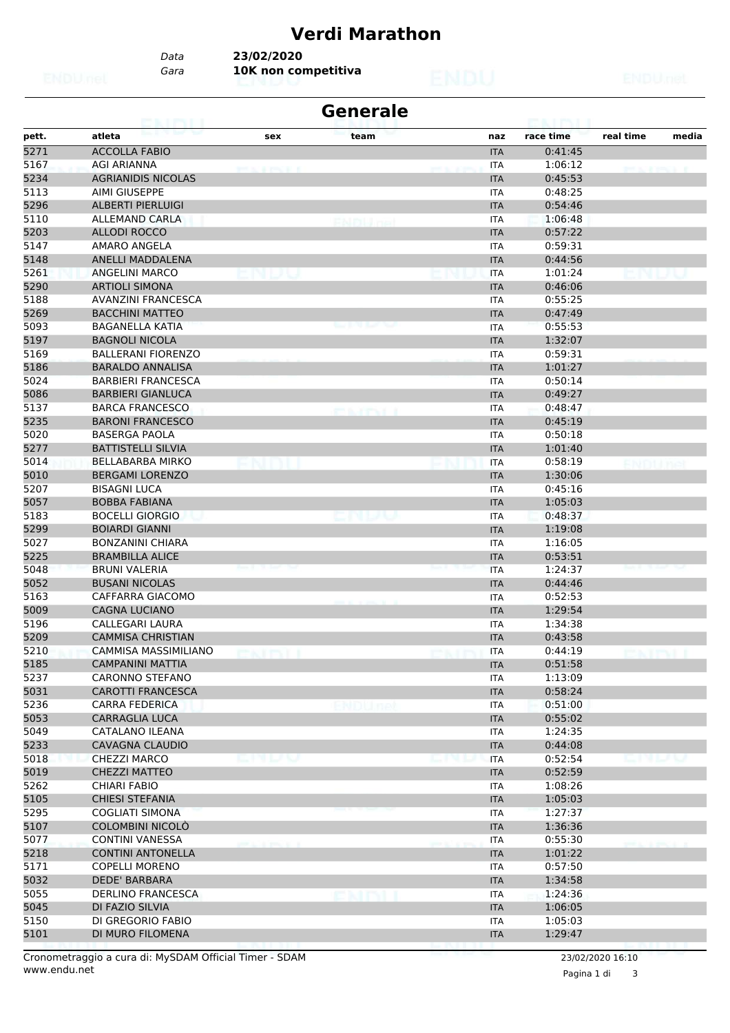# Verdi Marathon

*Data* **23/02/2020**
*Gara* **10K non competitiva**

## Generale

| pett. | atleta | sex | team | naz | race time | real time | media |
|---|---|---|---|---|---|---|---|
| 5271 | ACCOLLA FABIO | | | ITA | 0:41:45 | | |
| 5167 | AGI ARIANNA | | | ITA | 1:06:12 | | |
| 5234 | AGRIANIDIS NICOLAS | | | ITA | 0:45:53 | | |
| 5113 | AIMI GIUSEPPE | | | ITA | 0:48:25 | | |
| 5296 | ALBERTI PIERLUIGI | | | ITA | 0:54:46 | | |
| 5110 | ALLEMAND CARLA | | | ITA | 1:06:48 | | |
| 5203 | ALLODI ROCCO | | | ITA | 0:57:22 | | |
| 5147 | AMARO ANGELA | | | ITA | 0:59:31 | | |
| 5148 | ANELLI MADDALENA | | | ITA | 0:44:56 | | |
| 5261 | ANGELINI MARCO | | | ITA | 1:01:24 | | |
| 5290 | ARTIOLI SIMONA | | | ITA | 0:46:06 | | |
| 5188 | AVANZINI FRANCESCA | | | ITA | 0:55:25 | | |
| 5269 | BACCHINI MATTEO | | | ITA | 0:47:49 | | |
| 5093 | BAGANELLA KATIA | | | ITA | 0:55:53 | | |
| 5197 | BAGNOLI NICOLA | | | ITA | 1:32:07 | | |
| 5169 | BALLERANI FIORENZO | | | ITA | 0:59:31 | | |
| 5186 | BARALDO ANNALISA | | | ITA | 1:01:27 | | |
| 5024 | BARBIERI FRANCESCA | | | ITA | 0:50:14 | | |
| 5086 | BARBIERI GIANLUCA | | | ITA | 0:49:27 | | |
| 5137 | BARCA FRANCESCO | | | ITA | 0:48:47 | | |
| 5235 | BARONI FRANCESCO | | | ITA | 0:45:19 | | |
| 5020 | BASERGA PAOLA | | | ITA | 0:50:18 | | |
| 5277 | BATTISTELLI SILVIA | | | ITA | 1:01:40 | | |
| 5014 | BELLABARBA MIRKO | | | ITA | 0:58:19 | | |
| 5010 | BERGAMI LORENZO | | | ITA | 1:30:06 | | |
| 5207 | BISAGNI LUCA | | | ITA | 0:45:16 | | |
| 5057 | BOBBA FABIANA | | | ITA | 1:05:03 | | |
| 5183 | BOCELLI GIORGIO | | | ITA | 0:48:37 | | |
| 5299 | BOIARDI GIANNI | | | ITA | 1:19:08 | | |
| 5027 | BONZANINI CHIARA | | | ITA | 1:16:05 | | |
| 5225 | BRAMBILLA ALICE | | | ITA | 0:53:51 | | |
| 5048 | BRUNI VALERIA | | | ITA | 1:24:37 | | |
| 5052 | BUSANI NICOLAS | | | ITA | 0:44:46 | | |
| 5163 | CAFFARRA GIACOMO | | | ITA | 0:52:53 | | |
| 5009 | CAGNA LUCIANO | | | ITA | 1:29:54 | | |
| 5196 | CALLEGARI LAURA | | | ITA | 1:34:38 | | |
| 5209 | CAMMISA CHRISTIAN | | | ITA | 0:43:58 | | |
| 5210 | CAMMISA MASSIMILIANO | | | ITA | 0:44:19 | | |
| 5185 | CAMPANINI MATTIA | | | ITA | 0:51:58 | | |
| 5237 | CARONNO STEFANO | | | ITA | 1:13:09 | | |
| 5031 | CAROTTI FRANCESCA | | | ITA | 0:58:24 | | |
| 5236 | CARRA FEDERICA | | | ITA | 0:51:00 | | |
| 5053 | CARRAGLIA LUCA | | | ITA | 0:55:02 | | |
| 5049 | CATALANO ILEANA | | | ITA | 1:24:35 | | |
| 5233 | CAVAGNA CLAUDIO | | | ITA | 0:44:08 | | |
| 5018 | CHEZZI MARCO | | | ITA | 0:52:54 | | |
| 5019 | CHEZZI MATTEO | | | ITA | 0:52:59 | | |
| 5262 | CHIARI FABIO | | | ITA | 1:08:26 | | |
| 5105 | CHIESI STEFANIA | | | ITA | 1:05:03 | | |
| 5295 | COGLIATI SIMONA | | | ITA | 1:27:37 | | |
| 5107 | COLOMBINI NICOLÒ | | | ITA | 1:36:36 | | |
| 5077 | CONTINI VANESSA | | | ITA | 0:55:30 | | |
| 5218 | CONTINI ANTONELLA | | | ITA | 1:01:22 | | |
| 5171 | COPELLI MORENO | | | ITA | 0:57:50 | | |
| 5032 | DEDE' BARBARA | | | ITA | 1:34:58 | | |
| 5055 | DERLINO FRANCESCA | | | ITA | 1:24:36 | | |
| 5045 | DI FAZIO SILVIA | | | ITA | 1:06:05 | | |
| 5150 | DI GREGORIO FABIO | | | ITA | 1:05:03 | | |
| 5101 | DI MURO FILOMENA | | | ITA | 1:29:47 | | |

Cronometraggio a cura di: MySDAM Official Timer - SDAM
www.endu.net

23/02/2020 16:10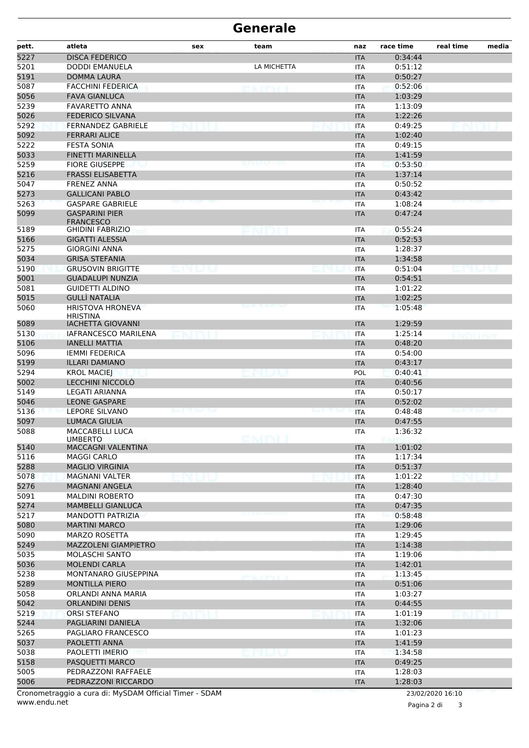# Generale

| pett. | atleta | sex | team | naz | race time | real time | media |
|---|---|---|---|---|---|---|---|
| 5227 | DISCA FEDERICO | | | ITA | 0:34:44 | | |
| 5201 | DODDI EMANUELA | | LA MICHETTA | ITA | 0:51:12 | | |
| 5191 | DOMMA LAURA | | | ITA | 0:50:27 | | |
| 5087 | FACCHINI FEDERICA | | | ITA | 0:52:06 | | |
| 5056 | FAVA GIANLUCA | | | ITA | 1:03:29 | | |
| 5239 | FAVARETTO ANNA | | | ITA | 1:13:09 | | |
| 5026 | FEDERICO SILVANA | | | ITA | 1:22:26 | | |
| 5292 | FERNANDEZ GABRIELE | | | ITA | 0:49:25 | | |
| 5092 | FERRARI ALICE | | | ITA | 1:02:40 | | |
| 5222 | FESTA SONIA | | | ITA | 0:49:15 | | |
| 5033 | FINETTI MARINELLA | | | ITA | 1:41:59 | | |
| 5259 | FIORE GIUSEPPE | | | ITA | 0:53:50 | | |
| 5216 | FRASSI ELISABETTA | | | ITA | 1:37:14 | | |
| 5047 | FRENEZ ANNA | | | ITA | 0:50:52 | | |
| 5273 | GALLICANI PABLO | | | ITA | 0:43:42 | | |
| 5263 | GASPARE GABRIELE | | | ITA | 1:08:24 | | |
| 5099 | GASPARINI PIER FRANCESCO | | | ITA | 0:47:24 | | |
| 5189 | GHIDINI FABRIZIO | | | ITA | 0:55:24 | | |
| 5166 | GIGATTI ALESSIA | | | ITA | 0:52:53 | | |
| 5275 | GIORGINI ANNA | | | ITA | 1:28:37 | | |
| 5034 | GRISA STEFANIA | | | ITA | 1:34:58 | | |
| 5190 | GRUSOVIN BRIGITTE | | | ITA | 0:51:04 | | |
| 5001 | GUADALUPI NUNZIA | | | ITA | 0:54:51 | | |
| 5081 | GUIDETTI ALDINO | | | ITA | 1:01:22 | | |
| 5015 | GULLÌ NATALIA | | | ITA | 1:02:25 | | |
| 5060 | HRISTOVA HRONEVA HRISTINA | | | ITA | 1:05:48 | | |
| 5089 | IACHETTA GIOVANNI | | | ITA | 1:29:59 | | |
| 5130 | IAFRANCESCO MARILENA | | | ITA | 1:25:14 | | |
| 5106 | IANELLI MATTIA | | | ITA | 0:48:20 | | |
| 5096 | IEMMI FEDERICA | | | ITA | 0:54:00 | | |
| 5199 | ILLARI DAMIANO | | | ITA | 0:43:17 | | |
| 5294 | KROL MACIEJ | | | POL | 0:40:41 | | |
| 5002 | LECCHINI NICCOLÒ | | | ITA | 0:40:56 | | |
| 5149 | LEGATI ARIANNA | | | ITA | 0:50:17 | | |
| 5046 | LEONE GASPARE | | | ITA | 0:52:02 | | |
| 5136 | LEPORE SILVANO | | | ITA | 0:48:48 | | |
| 5097 | LUMACA GIULIA | | | ITA | 0:47:55 | | |
| 5088 | MACCABELLI LUCA UMBERTO | | | ITA | 1:36:32 | | |
| 5140 | MACCAGNI VALENTINA | | | ITA | 1:01:02 | | |
| 5116 | MAGGI CARLO | | | ITA | 1:17:34 | | |
| 5288 | MAGLIO VIRGINIA | | | ITA | 0:51:37 | | |
| 5078 | MAGNANI VALTER | | | ITA | 1:01:22 | | |
| 5276 | MAGNANI ANGELA | | | ITA | 1:28:40 | | |
| 5091 | MALDINI ROBERTO | | | ITA | 0:47:30 | | |
| 5274 | MAMBELLI GIANLUCA | | | ITA | 0:47:35 | | |
| 5217 | MANDOTTI PATRIZIA | | | ITA | 0:58:48 | | |
| 5080 | MARTINI MARCO | | | ITA | 1:29:06 | | |
| 5090 | MARZO ROSETTA | | | ITA | 1:29:45 | | |
| 5249 | MAZZOLENI GIAMPIETRO | | | ITA | 1:14:38 | | |
| 5035 | MOLASCHI SANTO | | | ITA | 1:19:06 | | |
| 5036 | MOLENDI CARLA | | | ITA | 1:42:01 | | |
| 5238 | MONTANARO GIUSEPPINA | | | ITA | 1:13:45 | | |
| 5289 | MONTILLA PIERO | | | ITA | 0:51:06 | | |
| 5058 | ORLANDI ANNA MARIA | | | ITA | 1:03:27 | | |
| 5042 | ORLANDINI DENIS | | | ITA | 0:44:55 | | |
| 5219 | ORSI STEFANO | | | ITA | 1:01:19 | | |
| 5244 | PAGLIARINI DANIELA | | | ITA | 1:32:06 | | |
| 5265 | PAGLIARO FRANCESCO | | | ITA | 1:01:23 | | |
| 5037 | PAOLETTI ANNA | | | ITA | 1:41:59 | | |
| 5038 | PAOLETTI IMERIO | | | ITA | 1:34:58 | | |
| 5158 | PASQUETTI MARCO | | | ITA | 0:49:25 | | |
| 5005 | PEDRAZZONI RAFFAELE | | | ITA | 1:28:03 | | |
| 5006 | PEDRAZZONI RICCARDO | | | ITA | 1:28:03 | | |

Cronometraggio a cura di: MySDAM Official Timer - SDAM
www.endu.net

23/02/2020 16:10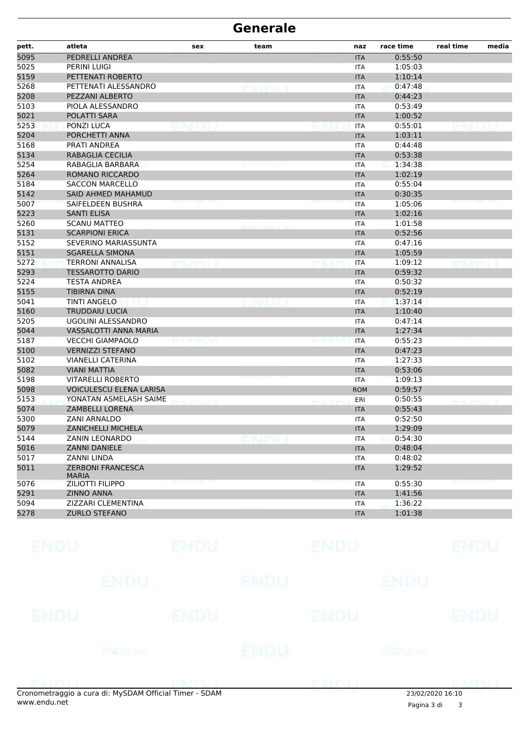# Generale

| pett. | atleta | sex | team | naz | race time | real time | media |
|---|---|---|---|---|---|---|---|
| 5095 | PEDRELLI ANDREA | | | ITA | 0:55:50 | | |
| 5025 | PERINI LUIGI | | | ITA | 1:05:03 | | |
| 5159 | PETTENATI ROBERTO | | | ITA | 1:10:14 | | |
| 5268 | PETTENATI ALESSANDRO | | | ITA | 0:47:48 | | |
| 5208 | PEZZANI ALBERTO | | | ITA | 0:44:23 | | |
| 5103 | PIOLA ALESSANDRO | | | ITA | 0:53:49 | | |
| 5021 | POLATTI SARA | | | ITA | 1:00:52 | | |
| 5253 | PONZI LUCA | | | ITA | 0:55:01 | | |
| 5204 | PORCHETTI ANNA | | | ITA | 1:03:11 | | |
| 5168 | PRATI ANDREA | | | ITA | 0:44:48 | | |
| 5134 | RABAGLIA CECILIA | | | ITA | 0:53:38 | | |
| 5254 | RABAGLIA BARBARA | | | ITA | 1:34:38 | | |
| 5264 | ROMANO RICCARDO | | | ITA | 1:02:19 | | |
| 5184 | SACCON MARCELLO | | | ITA | 0:55:04 | | |
| 5142 | SAID AHMED MAHAMUD | | | ITA | 0:30:35 | | |
| 5007 | SAIFELDEEN BUSHRA | | | ITA | 1:05:06 | | |
| 5223 | SANTI ELISA | | | ITA | 1:02:16 | | |
| 5260 | SCANU MATTEO | | | ITA | 1:01:58 | | |
| 5131 | SCARPIONI ERICA | | | ITA | 0:52:56 | | |
| 5152 | SEVERINO MARIASSUNTA | | | ITA | 0:47:16 | | |
| 5151 | SGARELLA SIMONA | | | ITA | 1:05:59 | | |
| 5272 | TERRONI ANNALISA | | | ITA | 1:09:12 | | |
| 5293 | TESSAROTTO DARIO | | | ITA | 0:59:32 | | |
| 5224 | TESTA ANDREA | | | ITA | 0:50:32 | | |
| 5155 | TIBIRNA DINA | | | ITA | 0:52:19 | | |
| 5041 | TINTI ANGELO | | | ITA | 1:37:14 | | |
| 5160 | TRUDDAIU LUCIA | | | ITA | 1:10:40 | | |
| 5205 | UGOLINI ALESSANDRO | | | ITA | 0:47:14 | | |
| 5044 | VASSALOTTI ANNA MARIA | | | ITA | 1:27:34 | | |
| 5187 | VECCHI GIAMPAOLO | | | ITA | 0:55:23 | | |
| 5100 | VERNIZZI STEFANO | | | ITA | 0:47:23 | | |
| 5102 | VIANELLI CATERINA | | | ITA | 1:27:33 | | |
| 5082 | VIANI MATTIA | | | ITA | 0:53:06 | | |
| 5198 | VITARELLI ROBERTO | | | ITA | 1:09:13 | | |
| 5098 | VOICULESCU ELENA LARISA | | | ROM | 0:59:57 | | |
| 5153 | YONATAN ASMELASH SAIME | | | ERI | 0:50:55 | | |
| 5074 | ZAMBELLI LORENA | | | ITA | 0:55:43 | | |
| 5300 | ZANI ARNALDO | | | ITA | 0:52:50 | | |
| 5079 | ZANICHELLI MICHELA | | | ITA | 1:29:09 | | |
| 5144 | ZANIN LEONARDO | | | ITA | 0:54:30 | | |
| 5016 | ZANNI DANIELE | | | ITA | 0:48:04 | | |
| 5017 | ZANNI LINDA | | | ITA | 0:48:02 | | |
| 5011 | ZERBONI FRANCESCA MARIA | | | ITA | 1:29:52 | | |
| 5076 | ZILIOTTI FILIPPO | | | ITA | 0:55:30 | | |
| 5291 | ZINNO ANNA | | | ITA | 1:41:56 | | |
| 5094 | ZIZZARI CLEMENTINA | | | ITA | 1:36:22 | | |
| 5278 | ZURLO STEFANO | | | ITA | 1:01:38 | | |

Cronometraggio a cura di: MySDAM Official Timer - SDAM
www.endu.net

23/02/2020 16:10